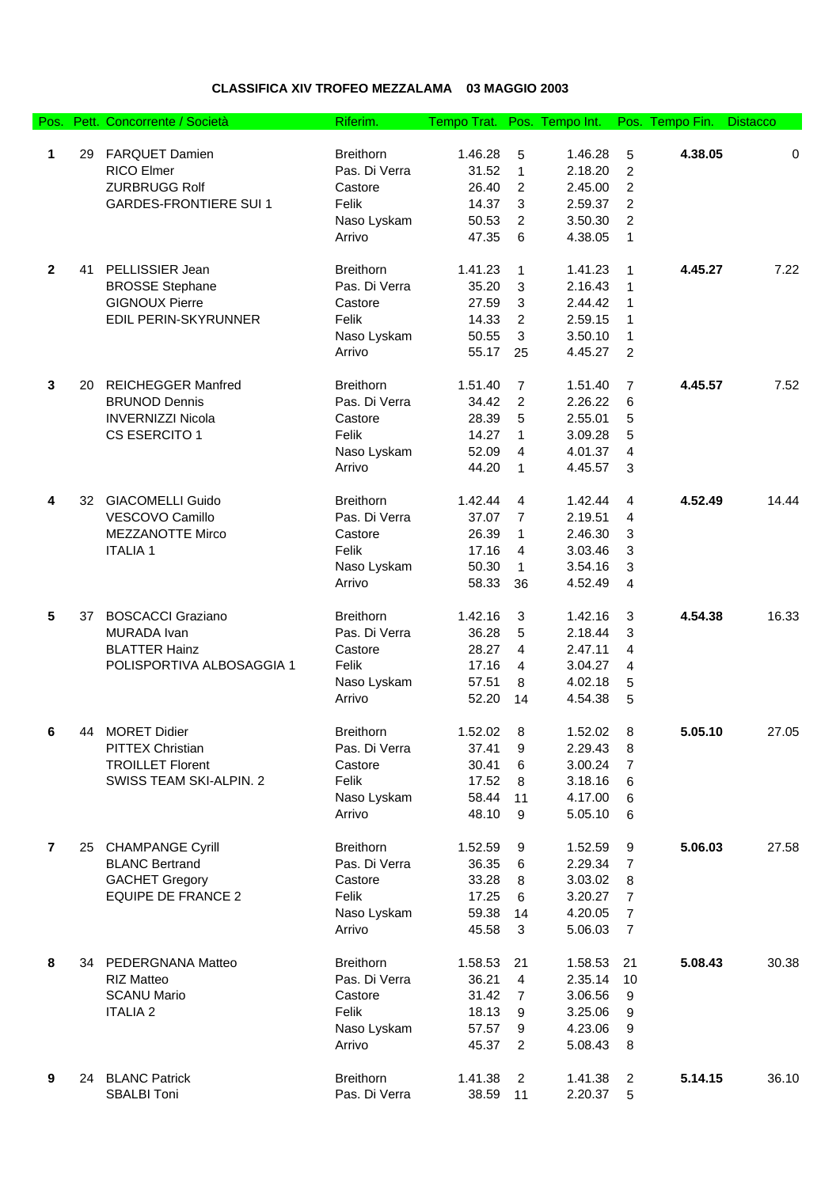**CLASSIFICA XIV TROFEO MEZZALAMA 03 MAGGIO 2003**

| Pos. | Pett. | Concorrente / Società | Riferim. | Tempo Trat. | Pos. | Tempo Int. | Pos. | Tempo Fin. | Distacco |
|---|---|---|---|---|---|---|---|---|---|
| **1** | 29 | FARQUET Damien | Breithorn | 1.46.28 | 5 | 1.46.28 | 5 | **4.38.05** | 0 |
| | | RICO Elmer | Pas. Di Verra | 31.52 | 1 | 2.18.20 | 2 | | |
| | | ZURBRUGG Rolf | Castore | 26.40 | 2 | 2.45.00 | 2 | | |
| | | GARDES-FRONTIERE SUI 1 | Felik | 14.37 | 3 | 2.59.37 | 2 | | |
| | | | Naso Lyskam | 50.53 | 2 | 3.50.30 | 2 | | |
| | | | Arrivo | 47.35 | 6 | 4.38.05 | 1 | | |
| **2** | 41 | PELLISSIER Jean | Breithorn | 1.41.23 | 1 | 1.41.23 | 1 | **4.45.27** | 7.22 |
| | | BROSSE Stephane | Pas. Di Verra | 35.20 | 3 | 2.16.43 | 1 | | |
| | | GIGNOUX Pierre | Castore | 27.59 | 3 | 2.44.42 | 1 | | |
| | | EDIL PERIN-SKYRUNNER | Felik | 14.33 | 2 | 2.59.15 | 1 | | |
| | | | Naso Lyskam | 50.55 | 3 | 3.50.10 | 1 | | |
| | | | Arrivo | 55.17 | 25 | 4.45.27 | 2 | | |
| **3** | 20 | REICHEGGER Manfred | Breithorn | 1.51.40 | 7 | 1.51.40 | 7 | **4.45.57** | 7.52 |
| | | BRUNOD Dennis | Pas. Di Verra | 34.42 | 2 | 2.26.22 | 6 | | |
| | | INVERNIZZI Nicola | Castore | 28.39 | 5 | 2.55.01 | 5 | | |
| | | CS ESERCITO 1 | Felik | 14.27 | 1 | 3.09.28 | 5 | | |
| | | | Naso Lyskam | 52.09 | 4 | 4.01.37 | 4 | | |
| | | | Arrivo | 44.20 | 1 | 4.45.57 | 3 | | |
| **4** | 32 | GIACOMELLI Guido | Breithorn | 1.42.44 | 4 | 1.42.44 | 4 | **4.52.49** | 14.44 |
| | | VESCOVO Camillo | Pas. Di Verra | 37.07 | 7 | 2.19.51 | 4 | | |
| | | MEZZANOTTE Mirco | Castore | 26.39 | 1 | 2.46.30 | 3 | | |
| | | ITALIA 1 | Felik | 17.16 | 4 | 3.03.46 | 3 | | |
| | | | Naso Lyskam | 50.30 | 1 | 3.54.16 | 3 | | |
| | | | Arrivo | 58.33 | 36 | 4.52.49 | 4 | | |
| **5** | 37 | BOSCACCI Graziano | Breithorn | 1.42.16 | 3 | 1.42.16 | 3 | **4.54.38** | 16.33 |
| | | MURADA Ivan | Pas. Di Verra | 36.28 | 5 | 2.18.44 | 3 | | |
| | | BLATTER Hainz | Castore | 28.27 | 4 | 2.47.11 | 4 | | |
| | | POLISPORTIVA ALBOSAGGIA 1 | Felik | 17.16 | 4 | 3.04.27 | 4 | | |
| | | | Naso Lyskam | 57.51 | 8 | 4.02.18 | 5 | | |
| | | | Arrivo | 52.20 | 14 | 4.54.38 | 5 | | |
| **6** | 44 | MORET Didier | Breithorn | 1.52.02 | 8 | 1.52.02 | 8 | **5.05.10** | 27.05 |
| | | PITTEX Christian | Pas. Di Verra | 37.41 | 9 | 2.29.43 | 8 | | |
| | | TROILLET Florent | Castore | 30.41 | 6 | 3.00.24 | 7 | | |
| | | SWISS TEAM SKI-ALPIN. 2 | Felik | 17.52 | 8 | 3.18.16 | 6 | | |
| | | | Naso Lyskam | 58.44 | 11 | 4.17.00 | 6 | | |
| | | | Arrivo | 48.10 | 9 | 5.05.10 | 6 | | |
| **7** | 25 | CHAMPANGE Cyrill | Breithorn | 1.52.59 | 9 | 1.52.59 | 9 | **5.06.03** | 27.58 |
| | | BLANC Bertrand | Pas. Di Verra | 36.35 | 6 | 2.29.34 | 7 | | |
| | | GACHET Gregory | Castore | 33.28 | 8 | 3.03.02 | 8 | | |
| | | EQUIPE DE FRANCE 2 | Felik | 17.25 | 6 | 3.20.27 | 7 | | |
| | | | Naso Lyskam | 59.38 | 14 | 4.20.05 | 7 | | |
| | | | Arrivo | 45.58 | 3 | 5.06.03 | 7 | | |
| **8** | 34 | PEDERGNANA Matteo | Breithorn | 1.58.53 | 21 | 1.58.53 | 21 | **5.08.43** | 30.38 |
| | | RIZ Matteo | Pas. Di Verra | 36.21 | 4 | 2.35.14 | 10 | | |
| | | SCANU Mario | Castore | 31.42 | 7 | 3.06.56 | 9 | | |
| | | ITALIA 2 | Felik | 18.13 | 9 | 3.25.06 | 9 | | |
| | | | Naso Lyskam | 57.57 | 9 | 4.23.06 | 9 | | |
| | | | Arrivo | 45.37 | 2 | 5.08.43 | 8 | | |
| **9** | 24 | BLANC Patrick | Breithorn | 1.41.38 | 2 | 1.41.38 | 2 | **5.14.15** | 36.10 |
| | | SBALBI Toni | Pas. Di Verra | 38.59 | 11 | 2.20.37 | 5 | | |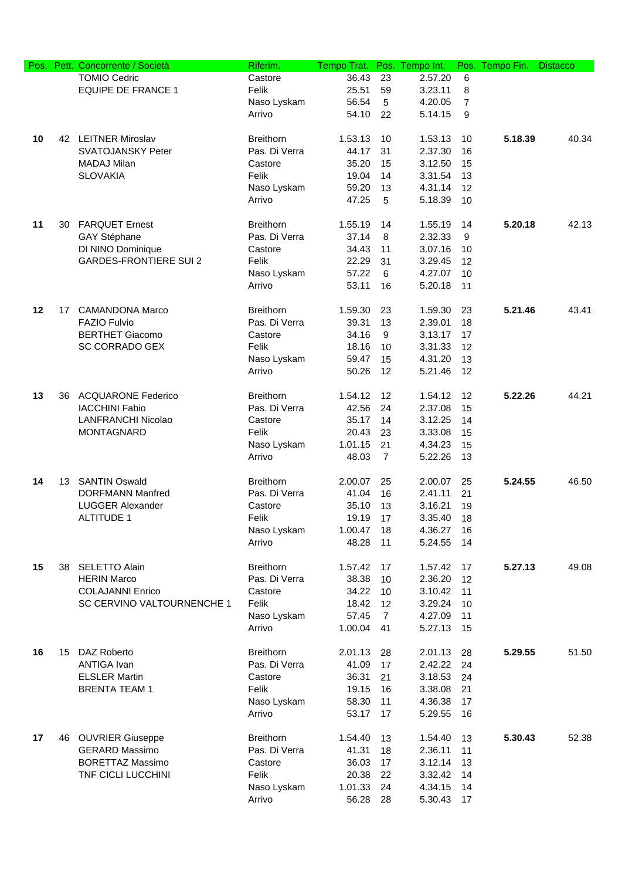| Pos. | Pett. | Concorrente / Società | Riferim. | Tempo Trat. | Pos. | Tempo Int. | Pos. | Tempo Fin. | Distacco |
|---|---|---|---|---|---|---|---|---|---|
| | | TOMIO Cedric | Castore | 36.43 | 23 | 2.57.20 | 6 | | |
| | | EQUIPE DE FRANCE 1 | Felik | 25.51 | 59 | 3.23.11 | 8 | | |
| | | | Naso Lyskam | 56.54 | 5 | 4.20.05 | 7 | | |
| | | | Arrivo | 54.10 | 22 | 5.14.15 | 9 | | |
| **10** | 42 | LEITNER Miroslav | Breithorn | 1.53.13 | 10 | 1.53.13 | 10 | **5.18.39** | 40.34 |
| | | SVATOJANSKY Peter | Pas. Di Verra | 44.17 | 31 | 2.37.30 | 16 | | |
| | | MADAJ Milan | Castore | 35.20 | 15 | 3.12.50 | 15 | | |
| | | SLOVAKIA | Felik | 19.04 | 14 | 3.31.54 | 13 | | |
| | | | Naso Lyskam | 59.20 | 13 | 4.31.14 | 12 | | |
| | | | Arrivo | 47.25 | 5 | 5.18.39 | 10 | | |
| **11** | 30 | FARQUET Ernest | Breithorn | 1.55.19 | 14 | 1.55.19 | 14 | **5.20.18** | 42.13 |
| | | GAY Stéphane | Pas. Di Verra | 37.14 | 8 | 2.32.33 | 9 | | |
| | | DI NINO Dominique | Castore | 34.43 | 11 | 3.07.16 | 10 | | |
| | | GARDES-FRONTIERE SUI 2 | Felik | 22.29 | 31 | 3.29.45 | 12 | | |
| | | | Naso Lyskam | 57.22 | 6 | 4.27.07 | 10 | | |
| | | | Arrivo | 53.11 | 16 | 5.20.18 | 11 | | |
| **12** | 17 | CAMANDONA Marco | Breithorn | 1.59.30 | 23 | 1.59.30 | 23 | **5.21.46** | 43.41 |
| | | FAZIO Fulvio | Pas. Di Verra | 39.31 | 13 | 2.39.01 | 18 | | |
| | | BERTHET Giacomo | Castore | 34.16 | 9 | 3.13.17 | 17 | | |
| | | SC CORRADO GEX | Felik | 18.16 | 10 | 3.31.33 | 12 | | |
| | | | Naso Lyskam | 59.47 | 15 | 4.31.20 | 13 | | |
| | | | Arrivo | 50.26 | 12 | 5.21.46 | 12 | | |
| **13** | 36 | ACQUARONE Federico | Breithorn | 1.54.12 | 12 | 1.54.12 | 12 | **5.22.26** | 44.21 |
| | | IACCHINI Fabio | Pas. Di Verra | 42.56 | 24 | 2.37.08 | 15 | | |
| | | LANFRANCHI Nicolao | Castore | 35.17 | 14 | 3.12.25 | 14 | | |
| | | MONTAGNARD | Felik | 20.43 | 23 | 3.33.08 | 15 | | |
| | | | Naso Lyskam | 1.01.15 | 21 | 4.34.23 | 15 | | |
| | | | Arrivo | 48.03 | 7 | 5.22.26 | 13 | | |
| **14** | 13 | SANTIN Oswald | Breithorn | 2.00.07 | 25 | 2.00.07 | 25 | **5.24.55** | 46.50 |
| | | DORFMANN Manfred | Pas. Di Verra | 41.04 | 16 | 2.41.11 | 21 | | |
| | | LUGGER Alexander | Castore | 35.10 | 13 | 3.16.21 | 19 | | |
| | | ALTITUDE 1 | Felik | 19.19 | 17 | 3.35.40 | 18 | | |
| | | | Naso Lyskam | 1.00.47 | 18 | 4.36.27 | 16 | | |
| | | | Arrivo | 48.28 | 11 | 5.24.55 | 14 | | |
| **15** | 38 | SELETTO Alain | Breithorn | 1.57.42 | 17 | 1.57.42 | 17 | **5.27.13** | 49.08 |
| | | HERIN Marco | Pas. Di Verra | 38.38 | 10 | 2.36.20 | 12 | | |
| | | COLAJANNI Enrico | Castore | 34.22 | 10 | 3.10.42 | 11 | | |
| | | SC CERVINO VALTOURNENCHE 1 | Felik | 18.42 | 12 | 3.29.24 | 10 | | |
| | | | Naso Lyskam | 57.45 | 7 | 4.27.09 | 11 | | |
| | | | Arrivo | 1.00.04 | 41 | 5.27.13 | 15 | | |
| **16** | 15 | DAZ Roberto | Breithorn | 2.01.13 | 28 | 2.01.13 | 28 | **5.29.55** | 51.50 |
| | | ANTIGA Ivan | Pas. Di Verra | 41.09 | 17 | 2.42.22 | 24 | | |
| | | ELSLER Martin | Castore | 36.31 | 21 | 3.18.53 | 24 | | |
| | | BRENTA TEAM 1 | Felik | 19.15 | 16 | 3.38.08 | 21 | | |
| | | | Naso Lyskam | 58.30 | 11 | 4.36.38 | 17 | | |
| | | | Arrivo | 53.17 | 17 | 5.29.55 | 16 | | |
| **17** | 46 | OUVRIER Giuseppe | Breithorn | 1.54.40 | 13 | 1.54.40 | 13 | **5.30.43** | 52.38 |
| | | GERARD Massimo | Pas. Di Verra | 41.31 | 18 | 2.36.11 | 11 | | |
| | | BORETTAZ Massimo | Castore | 36.03 | 17 | 3.12.14 | 13 | | |
| | | TNF CICLI LUCCHINI | Felik | 20.38 | 22 | 3.32.42 | 14 | | |
| | | | Naso Lyskam | 1.01.33 | 24 | 4.34.15 | 14 | | |
| | | | Arrivo | 56.28 | 28 | 5.30.43 | 17 | | |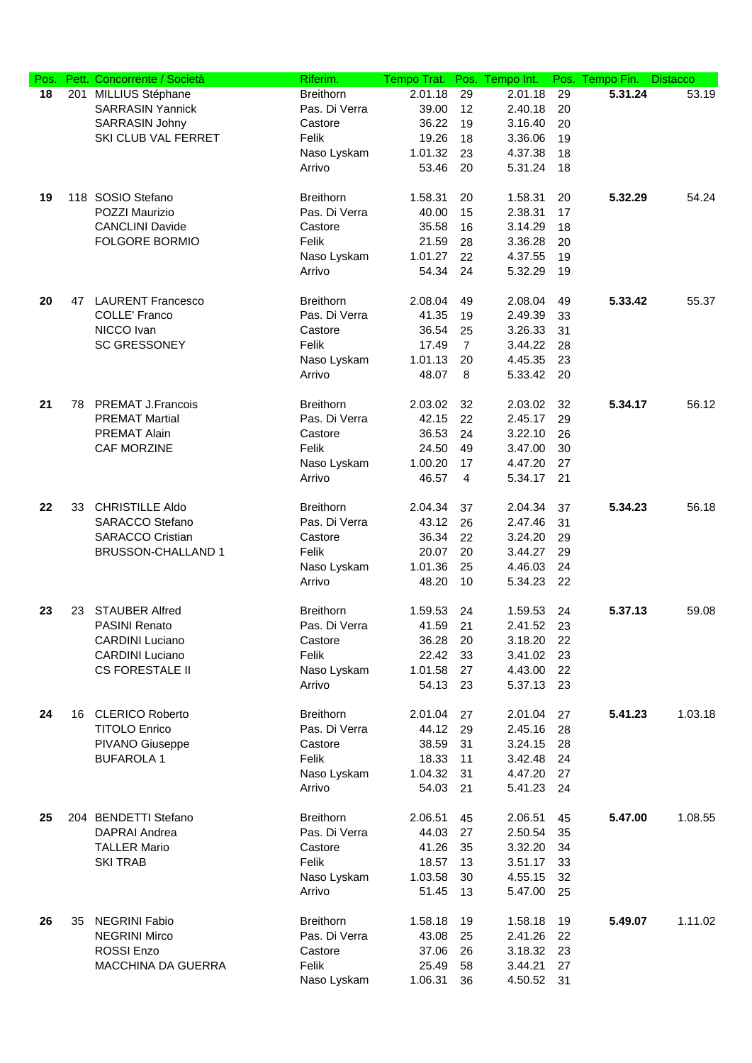| Pos. | Pett. | Concorrente / Società | Riferim. | Tempo Trat. | Pos. | Tempo Int. | Pos. | Tempo Fin. | Distacco |
|---|---|---|---|---|---|---|---|---|---|
| **18** | 201 | MILLIUS Stéphane | Breithorn | 2.01.18 | 29 | 2.01.18 | 29 | **5.31.24** | 53.19 |
| | | SARRASIN Yannick | Pas. Di Verra | 39.00 | 12 | 2.40.18 | 20 | | |
| | | SARRASIN Johny | Castore | 36.22 | 19 | 3.16.40 | 20 | | |
| | | SKI CLUB VAL FERRET | Felik | 19.26 | 18 | 3.36.06 | 19 | | |
| | | | Naso Lyskam | 1.01.32 | 23 | 4.37.38 | 18 | | |
| | | | Arrivo | 53.46 | 20 | 5.31.24 | 18 | | |
| **19** | 118 | SOSIO Stefano | Breithorn | 1.58.31 | 20 | 1.58.31 | 20 | **5.32.29** | 54.24 |
| | | POZZI Maurizio | Pas. Di Verra | 40.00 | 15 | 2.38.31 | 17 | | |
| | | CANCLINI Davide | Castore | 35.58 | 16 | 3.14.29 | 18 | | |
| | | FOLGORE BORMIO | Felik | 21.59 | 28 | 3.36.28 | 20 | | |
| | | | Naso Lyskam | 1.01.27 | 22 | 4.37.55 | 19 | | |
| | | | Arrivo | 54.34 | 24 | 5.32.29 | 19 | | |
| **20** | 47 | LAURENT Francesco | Breithorn | 2.08.04 | 49 | 2.08.04 | 49 | **5.33.42** | 55.37 |
| | | COLLE' Franco | Pas. Di Verra | 41.35 | 19 | 2.49.39 | 33 | | |
| | | NICCO Ivan | Castore | 36.54 | 25 | 3.26.33 | 31 | | |
| | | SC GRESSONEY | Felik | 17.49 | 7 | 3.44.22 | 28 | | |
| | | | Naso Lyskam | 1.01.13 | 20 | 4.45.35 | 23 | | |
| | | | Arrivo | 48.07 | 8 | 5.33.42 | 20 | | |
| **21** | 78 | PREMAT J.Francois | Breithorn | 2.03.02 | 32 | 2.03.02 | 32 | **5.34.17** | 56.12 |
| | | PREMAT Martial | Pas. Di Verra | 42.15 | 22 | 2.45.17 | 29 | | |
| | | PREMAT Alain | Castore | 36.53 | 24 | 3.22.10 | 26 | | |
| | | CAF MORZINE | Felik | 24.50 | 49 | 3.47.00 | 30 | | |
| | | | Naso Lyskam | 1.00.20 | 17 | 4.47.20 | 27 | | |
| | | | Arrivo | 46.57 | 4 | 5.34.17 | 21 | | |
| **22** | 33 | CHRISTILLE Aldo | Breithorn | 2.04.34 | 37 | 2.04.34 | 37 | **5.34.23** | 56.18 |
| | | SARACCO Stefano | Pas. Di Verra | 43.12 | 26 | 2.47.46 | 31 | | |
| | | SARACCO Cristian | Castore | 36.34 | 22 | 3.24.20 | 29 | | |
| | | BRUSSON-CHALLAND 1 | Felik | 20.07 | 20 | 3.44.27 | 29 | | |
| | | | Naso Lyskam | 1.01.36 | 25 | 4.46.03 | 24 | | |
| | | | Arrivo | 48.20 | 10 | 5.34.23 | 22 | | |
| **23** | 23 | STAUBER Alfred | Breithorn | 1.59.53 | 24 | 1.59.53 | 24 | **5.37.13** | 59.08 |
| | | PASINI Renato | Pas. Di Verra | 41.59 | 21 | 2.41.52 | 23 | | |
| | | CARDINI Luciano | Castore | 36.28 | 20 | 3.18.20 | 22 | | |
| | | CARDINI Luciano | Felik | 22.42 | 33 | 3.41.02 | 23 | | |
| | | CS FORESTALE II | Naso Lyskam | 1.01.58 | 27 | 4.43.00 | 22 | | |
| | | | Arrivo | 54.13 | 23 | 5.37.13 | 23 | | |
| **24** | 16 | CLERICO Roberto | Breithorn | 2.01.04 | 27 | 2.01.04 | 27 | **5.41.23** | 1.03.18 |
| | | TITOLO Enrico | Pas. Di Verra | 44.12 | 29 | 2.45.16 | 28 | | |
| | | PIVANO Giuseppe | Castore | 38.59 | 31 | 3.24.15 | 28 | | |
| | | BUFAROLA 1 | Felik | 18.33 | 11 | 3.42.48 | 24 | | |
| | | | Naso Lyskam | 1.04.32 | 31 | 4.47.20 | 27 | | |
| | | | Arrivo | 54.03 | 21 | 5.41.23 | 24 | | |
| **25** | 204 | BENDETTI Stefano | Breithorn | 2.06.51 | 45 | 2.06.51 | 45 | **5.47.00** | 1.08.55 |
| | | DAPRAI Andrea | Pas. Di Verra | 44.03 | 27 | 2.50.54 | 35 | | |
| | | TALLER Mario | Castore | 41.26 | 35 | 3.32.20 | 34 | | |
| | | SKI TRAB | Felik | 18.57 | 13 | 3.51.17 | 33 | | |
| | | | Naso Lyskam | 1.03.58 | 30 | 4.55.15 | 32 | | |
| | | | Arrivo | 51.45 | 13 | 5.47.00 | 25 | | |
| **26** | 35 | NEGRINI Fabio | Breithorn | 1.58.18 | 19 | 1.58.18 | 19 | **5.49.07** | 1.11.02 |
| | | NEGRINI Mirco | Pas. Di Verra | 43.08 | 25 | 2.41.26 | 22 | | |
| | | ROSSI Enzo | Castore | 37.06 | 26 | 3.18.32 | 23 | | |
| | | MACCHINA DA GUERRA | Felik | 25.49 | 58 | 3.44.21 | 27 | | |
| | | | Naso Lyskam | 1.06.31 | 36 | 4.50.52 | 31 | | |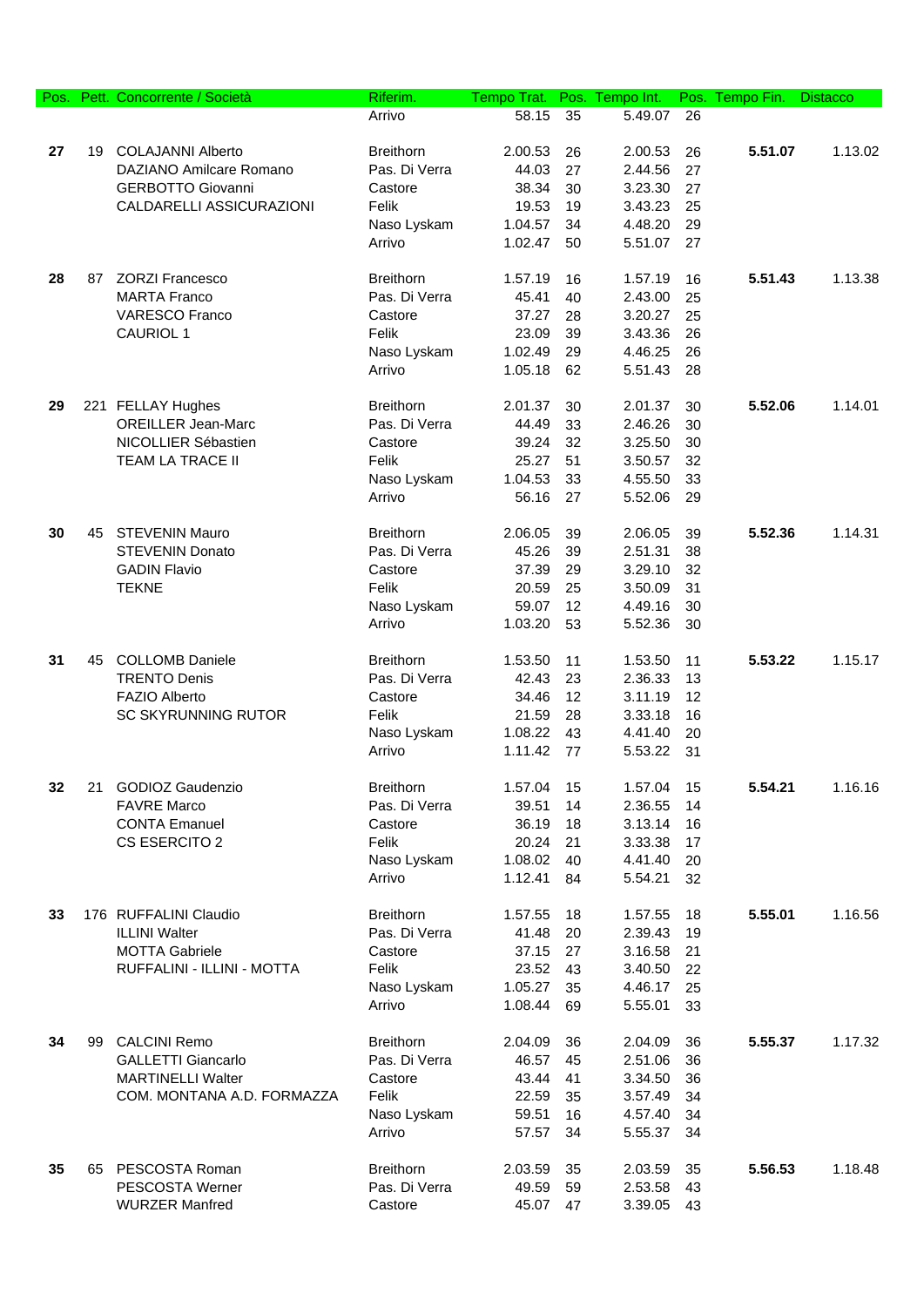| Pos. | Pett. | Concorrente / Società | Riferim. | Tempo Trat. | Pos. | Tempo Int. | Pos. | Tempo Fin. | Distacco |
|---|---|---|---|---|---|---|---|---|---|
| | | | Arrivo | 58.15 | 35 | 5.49.07 | 26 | | |
| **27** | 19 | COLAJANNI Alberto | Breithorn | 2.00.53 | 26 | 2.00.53 | 26 | **5.51.07** | 1.13.02 |
| | | DAZIANO Amilcare Romano | Pas. Di Verra | 44.03 | 27 | 2.44.56 | 27 | | |
| | | GERBOTTO Giovanni | Castore | 38.34 | 30 | 3.23.30 | 27 | | |
| | | CALDARELLI ASSICURAZIONI | Felik | 19.53 | 19 | 3.43.23 | 25 | | |
| | | | Naso Lyskam | 1.04.57 | 34 | 4.48.20 | 29 | | |
| | | | Arrivo | 1.02.47 | 50 | 5.51.07 | 27 | | |
| **28** | 87 | ZORZI Francesco | Breithorn | 1.57.19 | 16 | 1.57.19 | 16 | **5.51.43** | 1.13.38 |
| | | MARTA Franco | Pas. Di Verra | 45.41 | 40 | 2.43.00 | 25 | | |
| | | VARESCO Franco | Castore | 37.27 | 28 | 3.20.27 | 25 | | |
| | | CAURIOL 1 | Felik | 23.09 | 39 | 3.43.36 | 26 | | |
| | | | Naso Lyskam | 1.02.49 | 29 | 4.46.25 | 26 | | |
| | | | Arrivo | 1.05.18 | 62 | 5.51.43 | 28 | | |
| **29** | 221 | FELLAY Hughes | Breithorn | 2.01.37 | 30 | 2.01.37 | 30 | **5.52.06** | 1.14.01 |
| | | OREILLER Jean-Marc | Pas. Di Verra | 44.49 | 33 | 2.46.26 | 30 | | |
| | | NICOLLIER Sébastien | Castore | 39.24 | 32 | 3.25.50 | 30 | | |
| | | TEAM LA TRACE II | Felik | 25.27 | 51 | 3.50.57 | 32 | | |
| | | | Naso Lyskam | 1.04.53 | 33 | 4.55.50 | 33 | | |
| | | | Arrivo | 56.16 | 27 | 5.52.06 | 29 | | |
| **30** | 45 | STEVENIN Mauro | Breithorn | 2.06.05 | 39 | 2.06.05 | 39 | **5.52.36** | 1.14.31 |
| | | STEVENIN Donato | Pas. Di Verra | 45.26 | 39 | 2.51.31 | 38 | | |
| | | GADIN Flavio | Castore | 37.39 | 29 | 3.29.10 | 32 | | |
| | | TEKNE | Felik | 20.59 | 25 | 3.50.09 | 31 | | |
| | | | Naso Lyskam | 59.07 | 12 | 4.49.16 | 30 | | |
| | | | Arrivo | 1.03.20 | 53 | 5.52.36 | 30 | | |
| **31** | 45 | COLLOMB Daniele | Breithorn | 1.53.50 | 11 | 1.53.50 | 11 | **5.53.22** | 1.15.17 |
| | | TRENTO Denis | Pas. Di Verra | 42.43 | 23 | 2.36.33 | 13 | | |
| | | FAZIO Alberto | Castore | 34.46 | 12 | 3.11.19 | 12 | | |
| | | SC SKYRUNNING RUTOR | Felik | 21.59 | 28 | 3.33.18 | 16 | | |
| | | | Naso Lyskam | 1.08.22 | 43 | 4.41.40 | 20 | | |
| | | | Arrivo | 1.11.42 | 77 | 5.53.22 | 31 | | |
| **32** | 21 | GODIOZ Gaudenzio | Breithorn | 1.57.04 | 15 | 1.57.04 | 15 | **5.54.21** | 1.16.16 |
| | | FAVRE Marco | Pas. Di Verra | 39.51 | 14 | 2.36.55 | 14 | | |
| | | CONTA Emanuel | Castore | 36.19 | 18 | 3.13.14 | 16 | | |
| | | CS ESERCITO 2 | Felik | 20.24 | 21 | 3.33.38 | 17 | | |
| | | | Naso Lyskam | 1.08.02 | 40 | 4.41.40 | 20 | | |
| | | | Arrivo | 1.12.41 | 84 | 5.54.21 | 32 | | |
| **33** | 176 | RUFFALINI Claudio | Breithorn | 1.57.55 | 18 | 1.57.55 | 18 | **5.55.01** | 1.16.56 |
| | | ILLINI Walter | Pas. Di Verra | 41.48 | 20 | 2.39.43 | 19 | | |
| | | MOTTA Gabriele | Castore | 37.15 | 27 | 3.16.58 | 21 | | |
| | | RUFFALINI - ILLINI - MOTTA | Felik | 23.52 | 43 | 3.40.50 | 22 | | |
| | | | Naso Lyskam | 1.05.27 | 35 | 4.46.17 | 25 | | |
| | | | Arrivo | 1.08.44 | 69 | 5.55.01 | 33 | | |
| **34** | 99 | CALCINI Remo | Breithorn | 2.04.09 | 36 | 2.04.09 | 36 | **5.55.37** | 1.17.32 |
| | | GALLETTI Giancarlo | Pas. Di Verra | 46.57 | 45 | 2.51.06 | 36 | | |
| | | MARTINELLI Walter | Castore | 43.44 | 41 | 3.34.50 | 36 | | |
| | | COM. MONTANA A.D. FORMAZZA | Felik | 22.59 | 35 | 3.57.49 | 34 | | |
| | | | Naso Lyskam | 59.51 | 16 | 4.57.40 | 34 | | |
| | | | Arrivo | 57.57 | 34 | 5.55.37 | 34 | | |
| **35** | 65 | PESCOSTA Roman | Breithorn | 2.03.59 | 35 | 2.03.59 | 35 | **5.56.53** | 1.18.48 |
| | | PESCOSTA Werner | Pas. Di Verra | 49.59 | 59 | 2.53.58 | 43 | | |
| | | WURZER Manfred | Castore | 45.07 | 47 | 3.39.05 | 43 | | |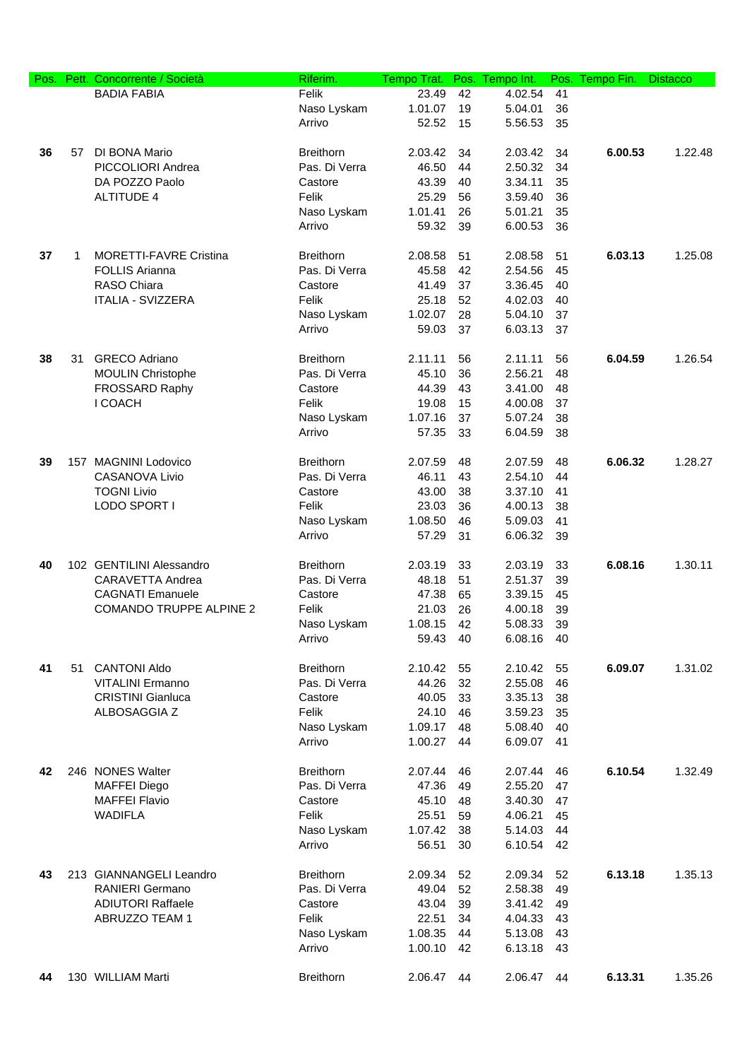| Pos. | Pett. | Concorrente / Società | Riferim. | Tempo Trat. | Pos. | Tempo Int. | Pos. | Tempo Fin. | Distacco |
|---|---|---|---|---|---|---|---|---|---|
| | | BADIA FABIA | Felik | 23.49 | 42 | 4.02.54 | 41 | | |
| | | | Naso Lyskam | 1.01.07 | 19 | 5.04.01 | 36 | | |
| | | | Arrivo | 52.52 | 15 | 5.56.53 | 35 | | |
| **36** | 57 | DI BONA Mario | Breithorn | 2.03.42 | 34 | 2.03.42 | 34 | **6.00.53** | 1.22.48 |
| | | PICCOLIORI Andrea | Pas. Di Verra | 46.50 | 44 | 2.50.32 | 34 | | |
| | | DA POZZO Paolo | Castore | 43.39 | 40 | 3.34.11 | 35 | | |
| | | ALTITUDE 4 | Felik | 25.29 | 56 | 3.59.40 | 36 | | |
| | | | Naso Lyskam | 1.01.41 | 26 | 5.01.21 | 35 | | |
| | | | Arrivo | 59.32 | 39 | 6.00.53 | 36 | | |
| **37** | 1 | MORETTI-FAVRE Cristina | Breithorn | 2.08.58 | 51 | 2.08.58 | 51 | **6.03.13** | 1.25.08 |
| | | FOLLIS Arianna | Pas. Di Verra | 45.58 | 42 | 2.54.56 | 45 | | |
| | | RASO Chiara | Castore | 41.49 | 37 | 3.36.45 | 40 | | |
| | | ITALIA - SVIZZERA | Felik | 25.18 | 52 | 4.02.03 | 40 | | |
| | | | Naso Lyskam | 1.02.07 | 28 | 5.04.10 | 37 | | |
| | | | Arrivo | 59.03 | 37 | 6.03.13 | 37 | | |
| **38** | 31 | GRECO Adriano | Breithorn | 2.11.11 | 56 | 2.11.11 | 56 | **6.04.59** | 1.26.54 |
| | | MOULIN Christophe | Pas. Di Verra | 45.10 | 36 | 2.56.21 | 48 | | |
| | | FROSSARD Raphy | Castore | 44.39 | 43 | 3.41.00 | 48 | | |
| | | I COACH | Felik | 19.08 | 15 | 4.00.08 | 37 | | |
| | | | Naso Lyskam | 1.07.16 | 37 | 5.07.24 | 38 | | |
| | | | Arrivo | 57.35 | 33 | 6.04.59 | 38 | | |
| **39** | 157 | MAGNINI Lodovico | Breithorn | 2.07.59 | 48 | 2.07.59 | 48 | **6.06.32** | 1.28.27 |
| | | CASANOVA Livio | Pas. Di Verra | 46.11 | 43 | 2.54.10 | 44 | | |
| | | TOGNI Livio | Castore | 43.00 | 38 | 3.37.10 | 41 | | |
| | | LODO SPORT I | Felik | 23.03 | 36 | 4.00.13 | 38 | | |
| | | | Naso Lyskam | 1.08.50 | 46 | 5.09.03 | 41 | | |
| | | | Arrivo | 57.29 | 31 | 6.06.32 | 39 | | |
| **40** | 102 | GENTILINI Alessandro | Breithorn | 2.03.19 | 33 | 2.03.19 | 33 | **6.08.16** | 1.30.11 |
| | | CARAVETTA Andrea | Pas. Di Verra | 48.18 | 51 | 2.51.37 | 39 | | |
| | | CAGNATI Emanuele | Castore | 47.38 | 65 | 3.39.15 | 45 | | |
| | | COMANDO TRUPPE ALPINE 2 | Felik | 21.03 | 26 | 4.00.18 | 39 | | |
| | | | Naso Lyskam | 1.08.15 | 42 | 5.08.33 | 39 | | |
| | | | Arrivo | 59.43 | 40 | 6.08.16 | 40 | | |
| **41** | 51 | CANTONI Aldo | Breithorn | 2.10.42 | 55 | 2.10.42 | 55 | **6.09.07** | 1.31.02 |
| | | VITALINI Ermanno | Pas. Di Verra | 44.26 | 32 | 2.55.08 | 46 | | |
| | | CRISTINI Gianluca | Castore | 40.05 | 33 | 3.35.13 | 38 | | |
| | | ALBOSAGGIA Z | Felik | 24.10 | 46 | 3.59.23 | 35 | | |
| | | | Naso Lyskam | 1.09.17 | 48 | 5.08.40 | 40 | | |
| | | | Arrivo | 1.00.27 | 44 | 6.09.07 | 41 | | |
| **42** | 246 | NONES Walter | Breithorn | 2.07.44 | 46 | 2.07.44 | 46 | **6.10.54** | 1.32.49 |
| | | MAFFEI Diego | Pas. Di Verra | 47.36 | 49 | 2.55.20 | 47 | | |
| | | MAFFEI Flavio | Castore | 45.10 | 48 | 3.40.30 | 47 | | |
| | | WADIFLA | Felik | 25.51 | 59 | 4.06.21 | 45 | | |
| | | | Naso Lyskam | 1.07.42 | 38 | 5.14.03 | 44 | | |
| | | | Arrivo | 56.51 | 30 | 6.10.54 | 42 | | |
| **43** | 213 | GIANNANGELI Leandro | Breithorn | 2.09.34 | 52 | 2.09.34 | 52 | **6.13.18** | 1.35.13 |
| | | RANIERI Germano | Pas. Di Verra | 49.04 | 52 | 2.58.38 | 49 | | |
| | | ADIUTORI Raffaele | Castore | 43.04 | 39 | 3.41.42 | 49 | | |
| | | ABRUZZO TEAM 1 | Felik | 22.51 | 34 | 4.04.33 | 43 | | |
| | | | Naso Lyskam | 1.08.35 | 44 | 5.13.08 | 43 | | |
| | | | Arrivo | 1.00.10 | 42 | 6.13.18 | 43 | | |
| **44** | 130 | WILLIAM Marti | Breithorn | 2.06.47 | 44 | 2.06.47 | 44 | **6.13.31** | 1.35.26 |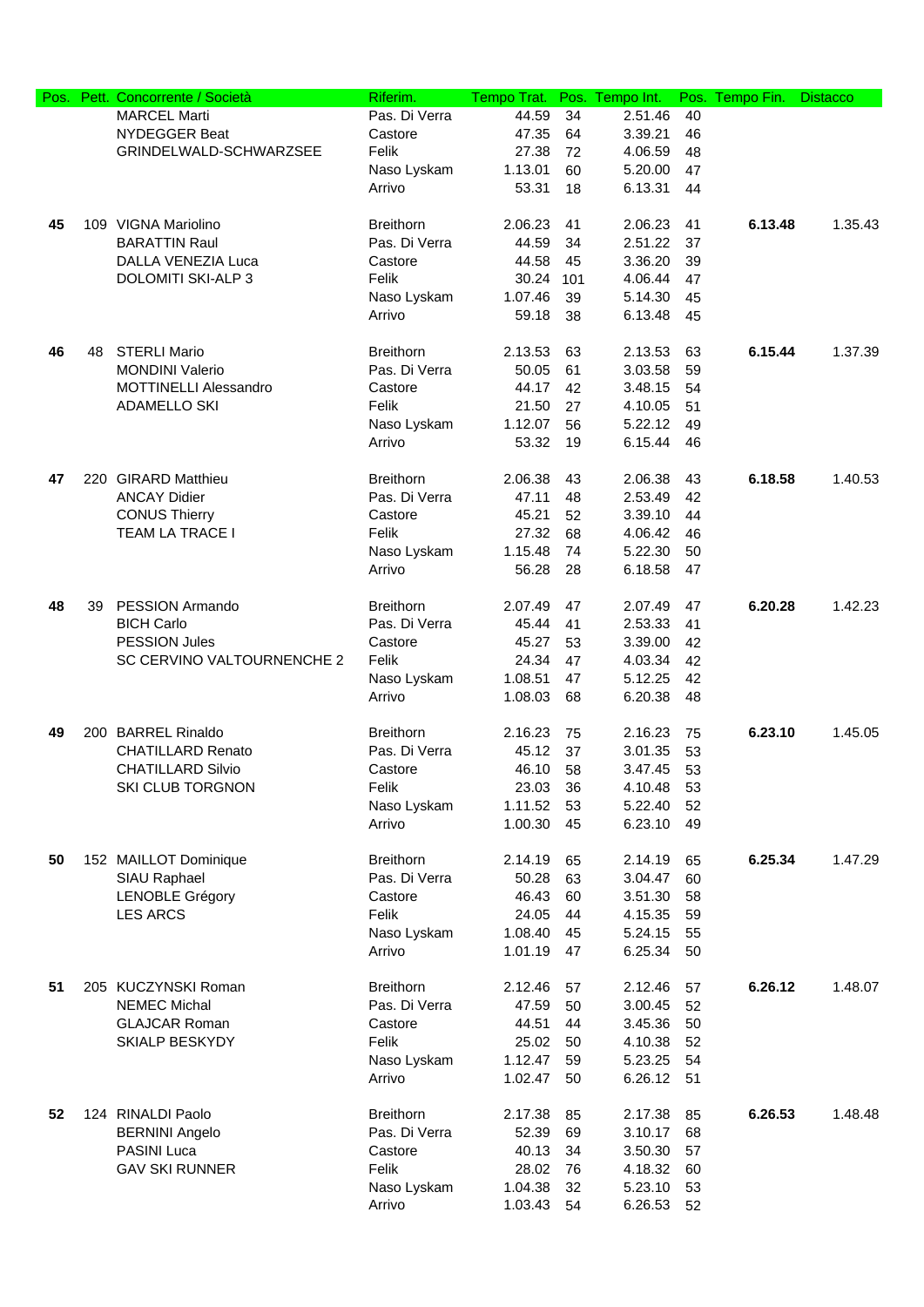| Pos. | Pett. | Concorrente / Società | Riferim. | Tempo Trat. | Pos. | Tempo Int. | Pos. | Tempo Fin. | Distacco |
|---|---|---|---|---|---|---|---|---|---|
| | | MARCEL Marti | Pas. Di Verra | 44.59 | 34 | 2.51.46 | 40 | | |
| | | NYDEGGER Beat | Castore | 47.35 | 64 | 3.39.21 | 46 | | |
| | | GRINDELWALD-SCHWARZSEE | Felik | 27.38 | 72 | 4.06.59 | 48 | | |
| | | | Naso Lyskam | 1.13.01 | 60 | 5.20.00 | 47 | | |
| | | | Arrivo | 53.31 | 18 | 6.13.31 | 44 | | |
| **45** | 109 | VIGNA Mariolino | Breithorn | 2.06.23 | 41 | 2.06.23 | 41 | **6.13.48** | 1.35.43 |
| | | BARATTIN Raul | Pas. Di Verra | 44.59 | 34 | 2.51.22 | 37 | | |
| | | DALLA VENEZIA Luca | Castore | 44.58 | 45 | 3.36.20 | 39 | | |
| | | DOLOMITI SKI-ALP 3 | Felik | 30.24 | 101 | 4.06.44 | 47 | | |
| | | | Naso Lyskam | 1.07.46 | 39 | 5.14.30 | 45 | | |
| | | | Arrivo | 59.18 | 38 | 6.13.48 | 45 | | |
| **46** | 48 | STERLI Mario | Breithorn | 2.13.53 | 63 | 2.13.53 | 63 | **6.15.44** | 1.37.39 |
| | | MONDINI Valerio | Pas. Di Verra | 50.05 | 61 | 3.03.58 | 59 | | |
| | | MOTTINELLI Alessandro | Castore | 44.17 | 42 | 3.48.15 | 54 | | |
| | | ADAMELLO SKI | Felik | 21.50 | 27 | 4.10.05 | 51 | | |
| | | | Naso Lyskam | 1.12.07 | 56 | 5.22.12 | 49 | | |
| | | | Arrivo | 53.32 | 19 | 6.15.44 | 46 | | |
| **47** | 220 | GIRARD Matthieu | Breithorn | 2.06.38 | 43 | 2.06.38 | 43 | **6.18.58** | 1.40.53 |
| | | ANCAY Didier | Pas. Di Verra | 47.11 | 48 | 2.53.49 | 42 | | |
| | | CONUS Thierry | Castore | 45.21 | 52 | 3.39.10 | 44 | | |
| | | TEAM LA TRACE I | Felik | 27.32 | 68 | 4.06.42 | 46 | | |
| | | | Naso Lyskam | 1.15.48 | 74 | 5.22.30 | 50 | | |
| | | | Arrivo | 56.28 | 28 | 6.18.58 | 47 | | |
| **48** | 39 | PESSION Armando | Breithorn | 2.07.49 | 47 | 2.07.49 | 47 | **6.20.28** | 1.42.23 |
| | | BICH Carlo | Pas. Di Verra | 45.44 | 41 | 2.53.33 | 41 | | |
| | | PESSION Jules | Castore | 45.27 | 53 | 3.39.00 | 42 | | |
| | | SC CERVINO VALTOURNENCHE 2 | Felik | 24.34 | 47 | 4.03.34 | 42 | | |
| | | | Naso Lyskam | 1.08.51 | 47 | 5.12.25 | 42 | | |
| | | | Arrivo | 1.08.03 | 68 | 6.20.38 | 48 | | |
| **49** | 200 | BARREL Rinaldo | Breithorn | 2.16.23 | 75 | 2.16.23 | 75 | **6.23.10** | 1.45.05 |
| | | CHATILLARD Renato | Pas. Di Verra | 45.12 | 37 | 3.01.35 | 53 | | |
| | | CHATILLARD Silvio | Castore | 46.10 | 58 | 3.47.45 | 53 | | |
| | | SKI CLUB TORGNON | Felik | 23.03 | 36 | 4.10.48 | 53 | | |
| | | | Naso Lyskam | 1.11.52 | 53 | 5.22.40 | 52 | | |
| | | | Arrivo | 1.00.30 | 45 | 6.23.10 | 49 | | |
| **50** | 152 | MAILLOT Dominique | Breithorn | 2.14.19 | 65 | 2.14.19 | 65 | **6.25.34** | 1.47.29 |
| | | SIAU Raphael | Pas. Di Verra | 50.28 | 63 | 3.04.47 | 60 | | |
| | | LENOBLE Grégory | Castore | 46.43 | 60 | 3.51.30 | 58 | | |
| | | LES ARCS | Felik | 24.05 | 44 | 4.15.35 | 59 | | |
| | | | Naso Lyskam | 1.08.40 | 45 | 5.24.15 | 55 | | |
| | | | Arrivo | 1.01.19 | 47 | 6.25.34 | 50 | | |
| **51** | 205 | KUCZYNSKI Roman | Breithorn | 2.12.46 | 57 | 2.12.46 | 57 | **6.26.12** | 1.48.07 |
| | | NEMEC Michal | Pas. Di Verra | 47.59 | 50 | 3.00.45 | 52 | | |
| | | GLAJCAR Roman | Castore | 44.51 | 44 | 3.45.36 | 50 | | |
| | | SKIALP BESKYDY | Felik | 25.02 | 50 | 4.10.38 | 52 | | |
| | | | Naso Lyskam | 1.12.47 | 59 | 5.23.25 | 54 | | |
| | | | Arrivo | 1.02.47 | 50 | 6.26.12 | 51 | | |
| **52** | 124 | RINALDI Paolo | Breithorn | 2.17.38 | 85 | 2.17.38 | 85 | **6.26.53** | 1.48.48 |
| | | BERNINI Angelo | Pas. Di Verra | 52.39 | 69 | 3.10.17 | 68 | | |
| | | PASINI Luca | Castore | 40.13 | 34 | 3.50.30 | 57 | | |
| | | GAV SKI RUNNER | Felik | 28.02 | 76 | 4.18.32 | 60 | | |
| | | | Naso Lyskam | 1.04.38 | 32 | 5.23.10 | 53 | | |
| | | | Arrivo | 1.03.43 | 54 | 6.26.53 | 52 | | |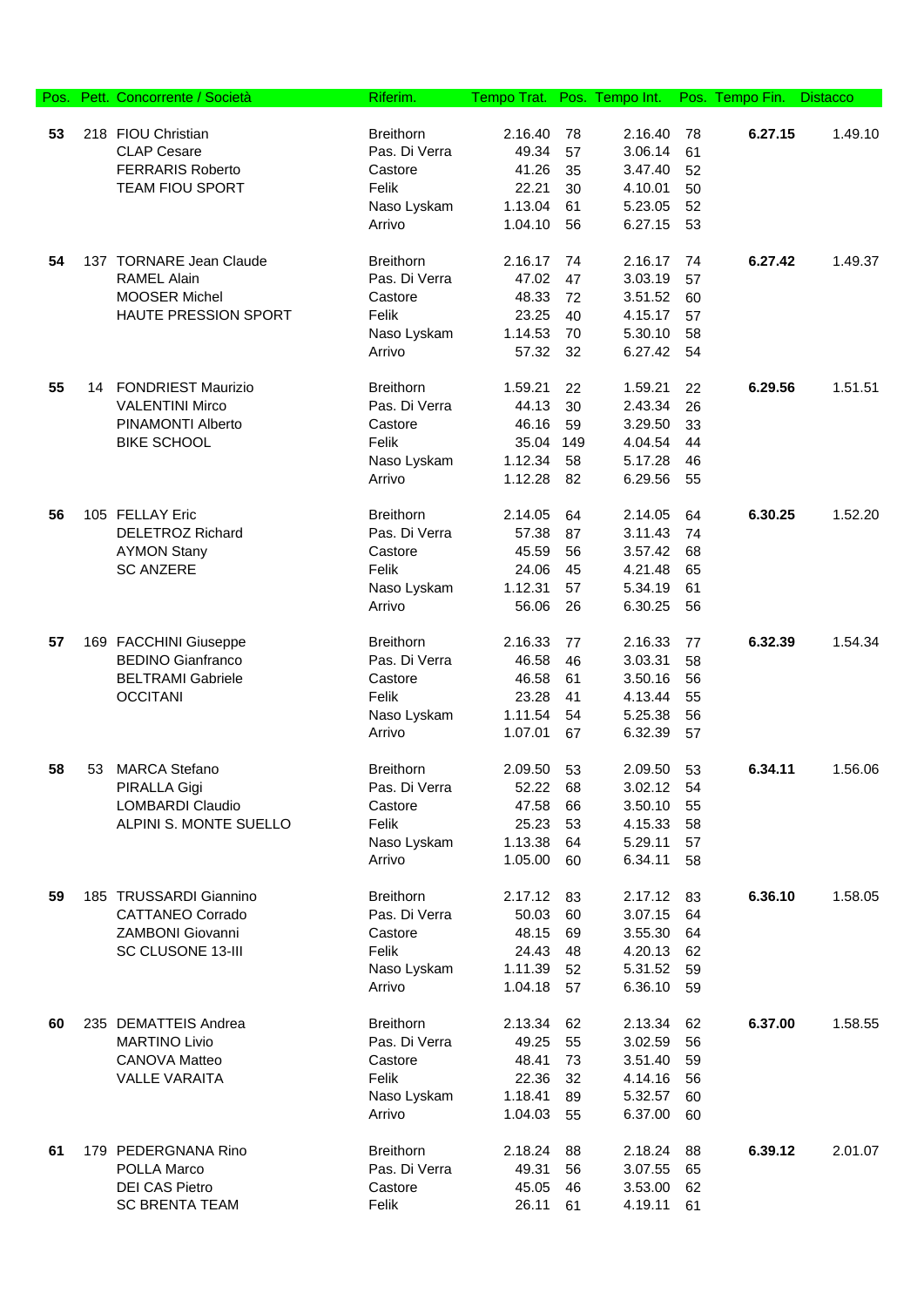| Pos. | Pett. | Concorrente / Società | Riferim. | Tempo Trat. | Pos. | Tempo Int. | Pos. | Tempo Fin. | Distacco |
|---|---|---|---|---|---|---|---|---|---|
| **53** | 218 | FIOU Christian | Breithorn | 2.16.40 | 78 | 2.16.40 | 78 | **6.27.15** | 1.49.10 |
| | | CLAP Cesare | Pas. Di Verra | 49.34 | 57 | 3.06.14 | 61 | | |
| | | FERRARIS Roberto | Castore | 41.26 | 35 | 3.47.40 | 52 | | |
| | | TEAM FIOU SPORT | Felik | 22.21 | 30 | 4.10.01 | 50 | | |
| | | | Naso Lyskam | 1.13.04 | 61 | 5.23.05 | 52 | | |
| | | | Arrivo | 1.04.10 | 56 | 6.27.15 | 53 | | |
| **54** | 137 | TORNARE Jean Claude | Breithorn | 2.16.17 | 74 | 2.16.17 | 74 | **6.27.42** | 1.49.37 |
| | | RAMEL Alain | Pas. Di Verra | 47.02 | 47 | 3.03.19 | 57 | | |
| | | MOOSER Michel | Castore | 48.33 | 72 | 3.51.52 | 60 | | |
| | | HAUTE PRESSION SPORT | Felik | 23.25 | 40 | 4.15.17 | 57 | | |
| | | | Naso Lyskam | 1.14.53 | 70 | 5.30.10 | 58 | | |
| | | | Arrivo | 57.32 | 32 | 6.27.42 | 54 | | |
| **55** | 14 | FONDRIEST Maurizio | Breithorn | 1.59.21 | 22 | 1.59.21 | 22 | **6.29.56** | 1.51.51 |
| | | VALENTINI Mirco | Pas. Di Verra | 44.13 | 30 | 2.43.34 | 26 | | |
| | | PINAMONTI Alberto | Castore | 46.16 | 59 | 3.29.50 | 33 | | |
| | | BIKE SCHOOL | Felik | 35.04 | 149 | 4.04.54 | 44 | | |
| | | | Naso Lyskam | 1.12.34 | 58 | 5.17.28 | 46 | | |
| | | | Arrivo | 1.12.28 | 82 | 6.29.56 | 55 | | |
| **56** | 105 | FELLAY Eric | Breithorn | 2.14.05 | 64 | 2.14.05 | 64 | **6.30.25** | 1.52.20 |
| | | DELETROZ Richard | Pas. Di Verra | 57.38 | 87 | 3.11.43 | 74 | | |
| | | AYMON Stany | Castore | 45.59 | 56 | 3.57.42 | 68 | | |
| | | SC ANZERE | Felik | 24.06 | 45 | 4.21.48 | 65 | | |
| | | | Naso Lyskam | 1.12.31 | 57 | 5.34.19 | 61 | | |
| | | | Arrivo | 56.06 | 26 | 6.30.25 | 56 | | |
| **57** | 169 | FACCHINI Giuseppe | Breithorn | 2.16.33 | 77 | 2.16.33 | 77 | **6.32.39** | 1.54.34 |
| | | BEDINO Gianfranco | Pas. Di Verra | 46.58 | 46 | 3.03.31 | 58 | | |
| | | BELTRAMI Gabriele | Castore | 46.58 | 61 | 3.50.16 | 56 | | |
| | | OCCITANI | Felik | 23.28 | 41 | 4.13.44 | 55 | | |
| | | | Naso Lyskam | 1.11.54 | 54 | 5.25.38 | 56 | | |
| | | | Arrivo | 1.07.01 | 67 | 6.32.39 | 57 | | |
| **58** | 53 | MARCA Stefano | Breithorn | 2.09.50 | 53 | 2.09.50 | 53 | **6.34.11** | 1.56.06 |
| | | PIRALLA Gigi | Pas. Di Verra | 52.22 | 68 | 3.02.12 | 54 | | |
| | | LOMBARDI Claudio | Castore | 47.58 | 66 | 3.50.10 | 55 | | |
| | | ALPINI S. MONTE SUELLO | Felik | 25.23 | 53 | 4.15.33 | 58 | | |
| | | | Naso Lyskam | 1.13.38 | 64 | 5.29.11 | 57 | | |
| | | | Arrivo | 1.05.00 | 60 | 6.34.11 | 58 | | |
| **59** | 185 | TRUSSARDI Giannino | Breithorn | 2.17.12 | 83 | 2.17.12 | 83 | **6.36.10** | 1.58.05 |
| | | CATTANEO Corrado | Pas. Di Verra | 50.03 | 60 | 3.07.15 | 64 | | |
| | | ZAMBONI Giovanni | Castore | 48.15 | 69 | 3.55.30 | 64 | | |
| | | SC CLUSONE 13-III | Felik | 24.43 | 48 | 4.20.13 | 62 | | |
| | | | Naso Lyskam | 1.11.39 | 52 | 5.31.52 | 59 | | |
| | | | Arrivo | 1.04.18 | 57 | 6.36.10 | 59 | | |
| **60** | 235 | DEMATTEIS Andrea | Breithorn | 2.13.34 | 62 | 2.13.34 | 62 | **6.37.00** | 1.58.55 |
| | | MARTINO Livio | Pas. Di Verra | 49.25 | 55 | 3.02.59 | 56 | | |
| | | CANOVA Matteo | Castore | 48.41 | 73 | 3.51.40 | 59 | | |
| | | VALLE VARAITA | Felik | 22.36 | 32 | 4.14.16 | 56 | | |
| | | | Naso Lyskam | 1.18.41 | 89 | 5.32.57 | 60 | | |
| | | | Arrivo | 1.04.03 | 55 | 6.37.00 | 60 | | |
| **61** | 179 | PEDERGNANA Rino | Breithorn | 2.18.24 | 88 | 2.18.24 | 88 | **6.39.12** | 2.01.07 |
| | | POLLA Marco | Pas. Di Verra | 49.31 | 56 | 3.07.55 | 65 | | |
| | | DEI CAS Pietro | Castore | 45.05 | 46 | 3.53.00 | 62 | | |
| | | SC BRENTA TEAM | Felik | 26.11 | 61 | 4.19.11 | 61 | | |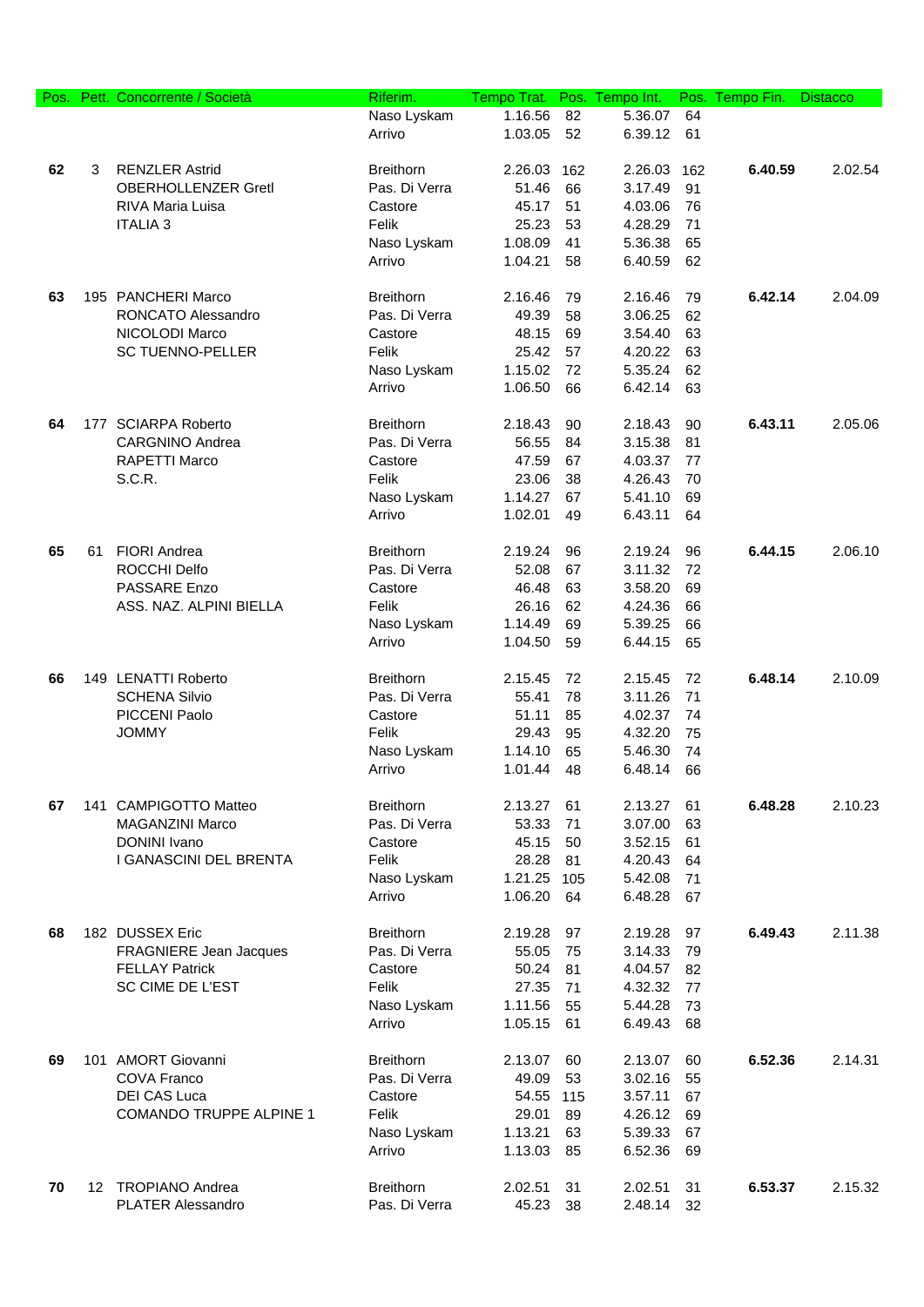| Pos. | Pett. | Concorrente / Società | Riferim. | Tempo Trat. | Pos. | Tempo Int. | Pos. | Tempo Fin. | Distacco |
|---|---|---|---|---|---|---|---|---|---|
| | | | Naso Lyskam | 1.16.56 | 82 | 5.36.07 | 64 | | |
| | | | Arrivo | 1.03.05 | 52 | 6.39.12 | 61 | | |
| **62** | 3 | RENZLER Astrid | Breithorn | 2.26.03 | 162 | 2.26.03 | 162 | **6.40.59** | 2.02.54 |
| | | OBERHOLLENZER Gretl | Pas. Di Verra | 51.46 | 66 | 3.17.49 | 91 | | |
| | | RIVA Maria Luisa | Castore | 45.17 | 51 | 4.03.06 | 76 | | |
| | | ITALIA 3 | Felik | 25.23 | 53 | 4.28.29 | 71 | | |
| | | | Naso Lyskam | 1.08.09 | 41 | 5.36.38 | 65 | | |
| | | | Arrivo | 1.04.21 | 58 | 6.40.59 | 62 | | |
| **63** | 195 | PANCHERI Marco | Breithorn | 2.16.46 | 79 | 2.16.46 | 79 | **6.42.14** | 2.04.09 |
| | | RONCATO Alessandro | Pas. Di Verra | 49.39 | 58 | 3.06.25 | 62 | | |
| | | NICOLODI Marco | Castore | 48.15 | 69 | 3.54.40 | 63 | | |
| | | SC TUENNO-PELLER | Felik | 25.42 | 57 | 4.20.22 | 63 | | |
| | | | Naso Lyskam | 1.15.02 | 72 | 5.35.24 | 62 | | |
| | | | Arrivo | 1.06.50 | 66 | 6.42.14 | 63 | | |
| **64** | 177 | SCIARPA Roberto | Breithorn | 2.18.43 | 90 | 2.18.43 | 90 | **6.43.11** | 2.05.06 |
| | | CARGNINO Andrea | Pas. Di Verra | 56.55 | 84 | 3.15.38 | 81 | | |
| | | RAPETTI Marco | Castore | 47.59 | 67 | 4.03.37 | 77 | | |
| | | S.C.R. | Felik | 23.06 | 38 | 4.26.43 | 70 | | |
| | | | Naso Lyskam | 1.14.27 | 67 | 5.41.10 | 69 | | |
| | | | Arrivo | 1.02.01 | 49 | 6.43.11 | 64 | | |
| **65** | 61 | FIORI Andrea | Breithorn | 2.19.24 | 96 | 2.19.24 | 96 | **6.44.15** | 2.06.10 |
| | | ROCCHI Delfo | Pas. Di Verra | 52.08 | 67 | 3.11.32 | 72 | | |
| | | PASSARE Enzo | Castore | 46.48 | 63 | 3.58.20 | 69 | | |
| | | ASS. NAZ. ALPINI BIELLA | Felik | 26.16 | 62 | 4.24.36 | 66 | | |
| | | | Naso Lyskam | 1.14.49 | 69 | 5.39.25 | 66 | | |
| | | | Arrivo | 1.04.50 | 59 | 6.44.15 | 65 | | |
| **66** | 149 | LENATTI Roberto | Breithorn | 2.15.45 | 72 | 2.15.45 | 72 | **6.48.14** | 2.10.09 |
| | | SCHENA Silvio | Pas. Di Verra | 55.41 | 78 | 3.11.26 | 71 | | |
| | | PICCENI Paolo | Castore | 51.11 | 85 | 4.02.37 | 74 | | |
| | | JOMMY | Felik | 29.43 | 95 | 4.32.20 | 75 | | |
| | | | Naso Lyskam | 1.14.10 | 65 | 5.46.30 | 74 | | |
| | | | Arrivo | 1.01.44 | 48 | 6.48.14 | 66 | | |
| **67** | 141 | CAMPIGOTTO Matteo | Breithorn | 2.13.27 | 61 | 2.13.27 | 61 | **6.48.28** | 2.10.23 |
| | | MAGANZINI Marco | Pas. Di Verra | 53.33 | 71 | 3.07.00 | 63 | | |
| | | DONINI Ivano | Castore | 45.15 | 50 | 3.52.15 | 61 | | |
| | | I GANASCINI DEL BRENTA | Felik | 28.28 | 81 | 4.20.43 | 64 | | |
| | | | Naso Lyskam | 1.21.25 | 105 | 5.42.08 | 71 | | |
| | | | Arrivo | 1.06.20 | 64 | 6.48.28 | 67 | | |
| **68** | 182 | DUSSEX Eric | Breithorn | 2.19.28 | 97 | 2.19.28 | 97 | **6.49.43** | 2.11.38 |
| | | FRAGNIERE Jean Jacques | Pas. Di Verra | 55.05 | 75 | 3.14.33 | 79 | | |
| | | FELLAY Patrick | Castore | 50.24 | 81 | 4.04.57 | 82 | | |
| | | SC CIME DE L'EST | Felik | 27.35 | 71 | 4.32.32 | 77 | | |
| | | | Naso Lyskam | 1.11.56 | 55 | 5.44.28 | 73 | | |
| | | | Arrivo | 1.05.15 | 61 | 6.49.43 | 68 | | |
| **69** | 101 | AMORT Giovanni | Breithorn | 2.13.07 | 60 | 2.13.07 | 60 | **6.52.36** | 2.14.31 |
| | | COVA Franco | Pas. Di Verra | 49.09 | 53 | 3.02.16 | 55 | | |
| | | DEI CAS Luca | Castore | 54.55 | 115 | 3.57.11 | 67 | | |
| | | COMANDO TRUPPE ALPINE 1 | Felik | 29.01 | 89 | 4.26.12 | 69 | | |
| | | | Naso Lyskam | 1.13.21 | 63 | 5.39.33 | 67 | | |
| | | | Arrivo | 1.13.03 | 85 | 6.52.36 | 69 | | |
| **70** | 12 | TROPIANO Andrea | Breithorn | 2.02.51 | 31 | 2.02.51 | 31 | **6.53.37** | 2.15.32 |
| | | PLATER Alessandro | Pas. Di Verra | 45.23 | 38 | 2.48.14 | 32 | | |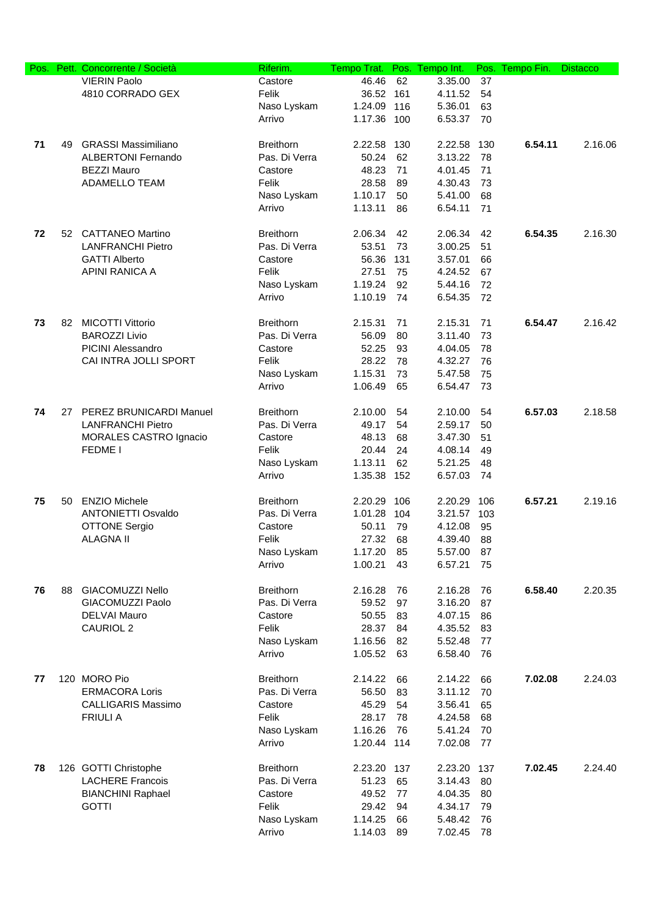| Pos. | Pett. | Concorrente / Società | Riferim. | Tempo Trat. | Pos. | Tempo Int. | Pos. | Tempo Fin. | Distacco |
|---|---|---|---|---|---|---|---|---|---|
| | | VIERIN Paolo | Castore | 46.46 | 62 | 3.35.00 | 37 | | |
| | | 4810 CORRADO GEX | Felik | 36.52 | 161 | 4.11.52 | 54 | | |
| | | | Naso Lyskam | 1.24.09 | 116 | 5.36.01 | 63 | | |
| | | | Arrivo | 1.17.36 | 100 | 6.53.37 | 70 | | |
| **71** | 49 | GRASSI Massimiliano | Breithorn | 2.22.58 | 130 | 2.22.58 | 130 | **6.54.11** | 2.16.06 |
| | | ALBERTONI Fernando | Pas. Di Verra | 50.24 | 62 | 3.13.22 | 78 | | |
| | | BEZZI Mauro | Castore | 48.23 | 71 | 4.01.45 | 71 | | |
| | | ADAMELLO TEAM | Felik | 28.58 | 89 | 4.30.43 | 73 | | |
| | | | Naso Lyskam | 1.10.17 | 50 | 5.41.00 | 68 | | |
| | | | Arrivo | 1.13.11 | 86 | 6.54.11 | 71 | | |
| **72** | 52 | CATTANEO Martino | Breithorn | 2.06.34 | 42 | 2.06.34 | 42 | **6.54.35** | 2.16.30 |
| | | LANFRANCHI Pietro | Pas. Di Verra | 53.51 | 73 | 3.00.25 | 51 | | |
| | | GATTI Alberto | Castore | 56.36 | 131 | 3.57.01 | 66 | | |
| | | APINI RANICA A | Felik | 27.51 | 75 | 4.24.52 | 67 | | |
| | | | Naso Lyskam | 1.19.24 | 92 | 5.44.16 | 72 | | |
| | | | Arrivo | 1.10.19 | 74 | 6.54.35 | 72 | | |
| **73** | 82 | MICOTTI Vittorio | Breithorn | 2.15.31 | 71 | 2.15.31 | 71 | **6.54.47** | 2.16.42 |
| | | BAROZZI Livio | Pas. Di Verra | 56.09 | 80 | 3.11.40 | 73 | | |
| | | PICINI Alessandro | Castore | 52.25 | 93 | 4.04.05 | 78 | | |
| | | CAI INTRA JOLLI SPORT | Felik | 28.22 | 78 | 4.32.27 | 76 | | |
| | | | Naso Lyskam | 1.15.31 | 73 | 5.47.58 | 75 | | |
| | | | Arrivo | 1.06.49 | 65 | 6.54.47 | 73 | | |
| **74** | 27 | PEREZ BRUNICARDI Manuel | Breithorn | 2.10.00 | 54 | 2.10.00 | 54 | **6.57.03** | 2.18.58 |
| | | LANFRANCHI Pietro | Pas. Di Verra | 49.17 | 54 | 2.59.17 | 50 | | |
| | | MORALES CASTRO Ignacio | Castore | 48.13 | 68 | 3.47.30 | 51 | | |
| | | FEDME I | Felik | 20.44 | 24 | 4.08.14 | 49 | | |
| | | | Naso Lyskam | 1.13.11 | 62 | 5.21.25 | 48 | | |
| | | | Arrivo | 1.35.38 | 152 | 6.57.03 | 74 | | |
| **75** | 50 | ENZIO Michele | Breithorn | 2.20.29 | 106 | 2.20.29 | 106 | **6.57.21** | 2.19.16 |
| | | ANTONIETTI Osvaldo | Pas. Di Verra | 1.01.28 | 104 | 3.21.57 | 103 | | |
| | | OTTONE Sergio | Castore | 50.11 | 79 | 4.12.08 | 95 | | |
| | | ALAGNA II | Felik | 27.32 | 68 | 4.39.40 | 88 | | |
| | | | Naso Lyskam | 1.17.20 | 85 | 5.57.00 | 87 | | |
| | | | Arrivo | 1.00.21 | 43 | 6.57.21 | 75 | | |
| **76** | 88 | GIACOMUZZI Nello | Breithorn | 2.16.28 | 76 | 2.16.28 | 76 | **6.58.40** | 2.20.35 |
| | | GIACOMUZZI Paolo | Pas. Di Verra | 59.52 | 97 | 3.16.20 | 87 | | |
| | | DELVAI Mauro | Castore | 50.55 | 83 | 4.07.15 | 86 | | |
| | | CAURIOL 2 | Felik | 28.37 | 84 | 4.35.52 | 83 | | |
| | | | Naso Lyskam | 1.16.56 | 82 | 5.52.48 | 77 | | |
| | | | Arrivo | 1.05.52 | 63 | 6.58.40 | 76 | | |
| **77** | 120 | MORO Pio | Breithorn | 2.14.22 | 66 | 2.14.22 | 66 | **7.02.08** | 2.24.03 |
| | | ERMACORA Loris | Pas. Di Verra | 56.50 | 83 | 3.11.12 | 70 | | |
| | | CALLIGARIS Massimo | Castore | 45.29 | 54 | 3.56.41 | 65 | | |
| | | FRIULI A | Felik | 28.17 | 78 | 4.24.58 | 68 | | |
| | | | Naso Lyskam | 1.16.26 | 76 | 5.41.24 | 70 | | |
| | | | Arrivo | 1.20.44 | 114 | 7.02.08 | 77 | | |
| **78** | 126 | GOTTI Christophe | Breithorn | 2.23.20 | 137 | 2.23.20 | 137 | **7.02.45** | 2.24.40 |
| | | LACHERE Francois | Pas. Di Verra | 51.23 | 65 | 3.14.43 | 80 | | |
| | | BIANCHINI Raphael | Castore | 49.52 | 77 | 4.04.35 | 80 | | |
| | | GOTTI | Felik | 29.42 | 94 | 4.34.17 | 79 | | |
| | | | Naso Lyskam | 1.14.25 | 66 | 5.48.42 | 76 | | |
| | | | Arrivo | 1.14.03 | 89 | 7.02.45 | 78 | | |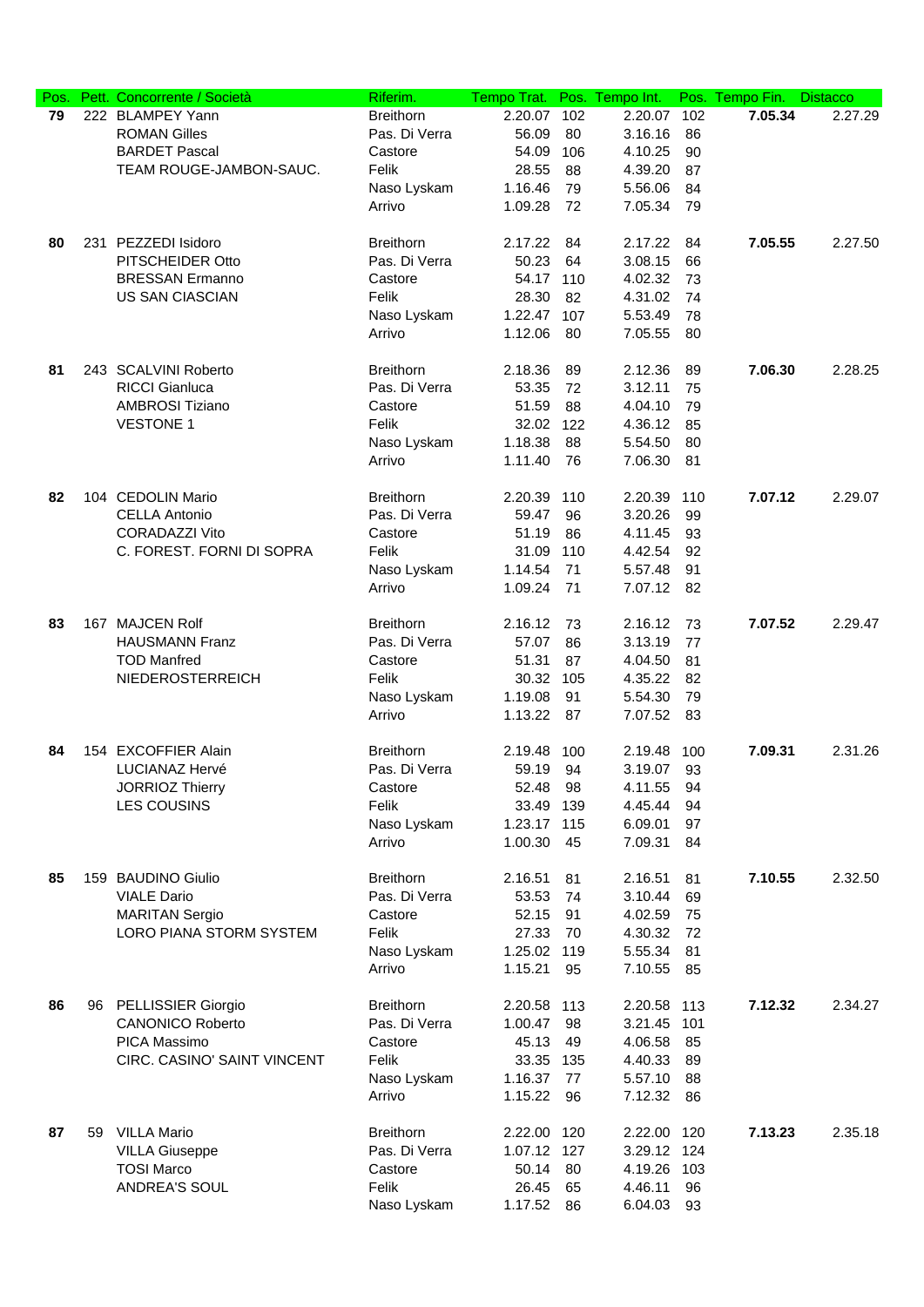| Pos. | Pett. | Concorrente / Società | Riferim. | Tempo Trat. | Pos. | Tempo Int. | Pos. | Tempo Fin. | Distacco |
|---|---|---|---|---|---|---|---|---|---|
| **79** | 222 | BLAMPEY Yann | Breithorn | 2.20.07 | 102 | 2.20.07 | 102 | **7.05.34** | 2.27.29 |
| | | ROMAN Gilles | Pas. Di Verra | 56.09 | 80 | 3.16.16 | 86 | | |
| | | BARDET Pascal | Castore | 54.09 | 106 | 4.10.25 | 90 | | |
| | | TEAM ROUGE-JAMBON-SAUC. | Felik | 28.55 | 88 | 4.39.20 | 87 | | |
| | | | Naso Lyskam | 1.16.46 | 79 | 5.56.06 | 84 | | |
| | | | Arrivo | 1.09.28 | 72 | 7.05.34 | 79 | | |
| **80** | 231 | PEZZEDI Isidoro | Breithorn | 2.17.22 | 84 | 2.17.22 | 84 | **7.05.55** | 2.27.50 |
| | | PITSCHEIDER Otto | Pas. Di Verra | 50.23 | 64 | 3.08.15 | 66 | | |
| | | BRESSAN Ermanno | Castore | 54.17 | 110 | 4.02.32 | 73 | | |
| | | US SAN CIASCIAN | Felik | 28.30 | 82 | 4.31.02 | 74 | | |
| | | | Naso Lyskam | 1.22.47 | 107 | 5.53.49 | 78 | | |
| | | | Arrivo | 1.12.06 | 80 | 7.05.55 | 80 | | |
| **81** | 243 | SCALVINI Roberto | Breithorn | 2.18.36 | 89 | 2.12.36 | 89 | **7.06.30** | 2.28.25 |
| | | RICCI Gianluca | Pas. Di Verra | 53.35 | 72 | 3.12.11 | 75 | | |
| | | AMBROSI Tiziano | Castore | 51.59 | 88 | 4.04.10 | 79 | | |
| | | VESTONE 1 | Felik | 32.02 | 122 | 4.36.12 | 85 | | |
| | | | Naso Lyskam | 1.18.38 | 88 | 5.54.50 | 80 | | |
| | | | Arrivo | 1.11.40 | 76 | 7.06.30 | 81 | | |
| **82** | 104 | CEDOLIN Mario | Breithorn | 2.20.39 | 110 | 2.20.39 | 110 | **7.07.12** | 2.29.07 |
| | | CELLA Antonio | Pas. Di Verra | 59.47 | 96 | 3.20.26 | 99 | | |
| | | CORADAZZI Vito | Castore | 51.19 | 86 | 4.11.45 | 93 | | |
| | | C. FOREST. FORNI DI SOPRA | Felik | 31.09 | 110 | 4.42.54 | 92 | | |
| | | | Naso Lyskam | 1.14.54 | 71 | 5.57.48 | 91 | | |
| | | | Arrivo | 1.09.24 | 71 | 7.07.12 | 82 | | |
| **83** | 167 | MAJCEN Rolf | Breithorn | 2.16.12 | 73 | 2.16.12 | 73 | **7.07.52** | 2.29.47 |
| | | HAUSMANN Franz | Pas. Di Verra | 57.07 | 86 | 3.13.19 | 77 | | |
| | | TOD Manfred | Castore | 51.31 | 87 | 4.04.50 | 81 | | |
| | | NIEDEROSTERREICH | Felik | 30.32 | 105 | 4.35.22 | 82 | | |
| | | | Naso Lyskam | 1.19.08 | 91 | 5.54.30 | 79 | | |
| | | | Arrivo | 1.13.22 | 87 | 7.07.52 | 83 | | |
| **84** | 154 | EXCOFFIER Alain | Breithorn | 2.19.48 | 100 | 2.19.48 | 100 | **7.09.31** | 2.31.26 |
| | | LUCIANAZ Hervé | Pas. Di Verra | 59.19 | 94 | 3.19.07 | 93 | | |
| | | JORRIOZ Thierry | Castore | 52.48 | 98 | 4.11.55 | 94 | | |
| | | LES COUSINS | Felik | 33.49 | 139 | 4.45.44 | 94 | | |
| | | | Naso Lyskam | 1.23.17 | 115 | 6.09.01 | 97 | | |
| | | | Arrivo | 1.00.30 | 45 | 7.09.31 | 84 | | |
| **85** | 159 | BAUDINO Giulio | Breithorn | 2.16.51 | 81 | 2.16.51 | 81 | **7.10.55** | 2.32.50 |
| | | VIALE Dario | Pas. Di Verra | 53.53 | 74 | 3.10.44 | 69 | | |
| | | MARITAN Sergio | Castore | 52.15 | 91 | 4.02.59 | 75 | | |
| | | LORO PIANA STORM SYSTEM | Felik | 27.33 | 70 | 4.30.32 | 72 | | |
| | | | Naso Lyskam | 1.25.02 | 119 | 5.55.34 | 81 | | |
| | | | Arrivo | 1.15.21 | 95 | 7.10.55 | 85 | | |
| **86** | 96 | PELLISSIER Giorgio | Breithorn | 2.20.58 | 113 | 2.20.58 | 113 | **7.12.32** | 2.34.27 |
| | | CANONICO Roberto | Pas. Di Verra | 1.00.47 | 98 | 3.21.45 | 101 | | |
| | | PICA Massimo | Castore | 45.13 | 49 | 4.06.58 | 85 | | |
| | | CIRC. CASINO' SAINT VINCENT | Felik | 33.35 | 135 | 4.40.33 | 89 | | |
| | | | Naso Lyskam | 1.16.37 | 77 | 5.57.10 | 88 | | |
| | | | Arrivo | 1.15.22 | 96 | 7.12.32 | 86 | | |
| **87** | 59 | VILLA Mario | Breithorn | 2.22.00 | 120 | 2.22.00 | 120 | **7.13.23** | 2.35.18 |
| | | VILLA Giuseppe | Pas. Di Verra | 1.07.12 | 127 | 3.29.12 | 124 | | |
| | | TOSI Marco | Castore | 50.14 | 80 | 4.19.26 | 103 | | |
| | | ANDREA'S SOUL | Felik | 26.45 | 65 | 4.46.11 | 96 | | |
| | | | Naso Lyskam | 1.17.52 | 86 | 6.04.03 | 93 | | |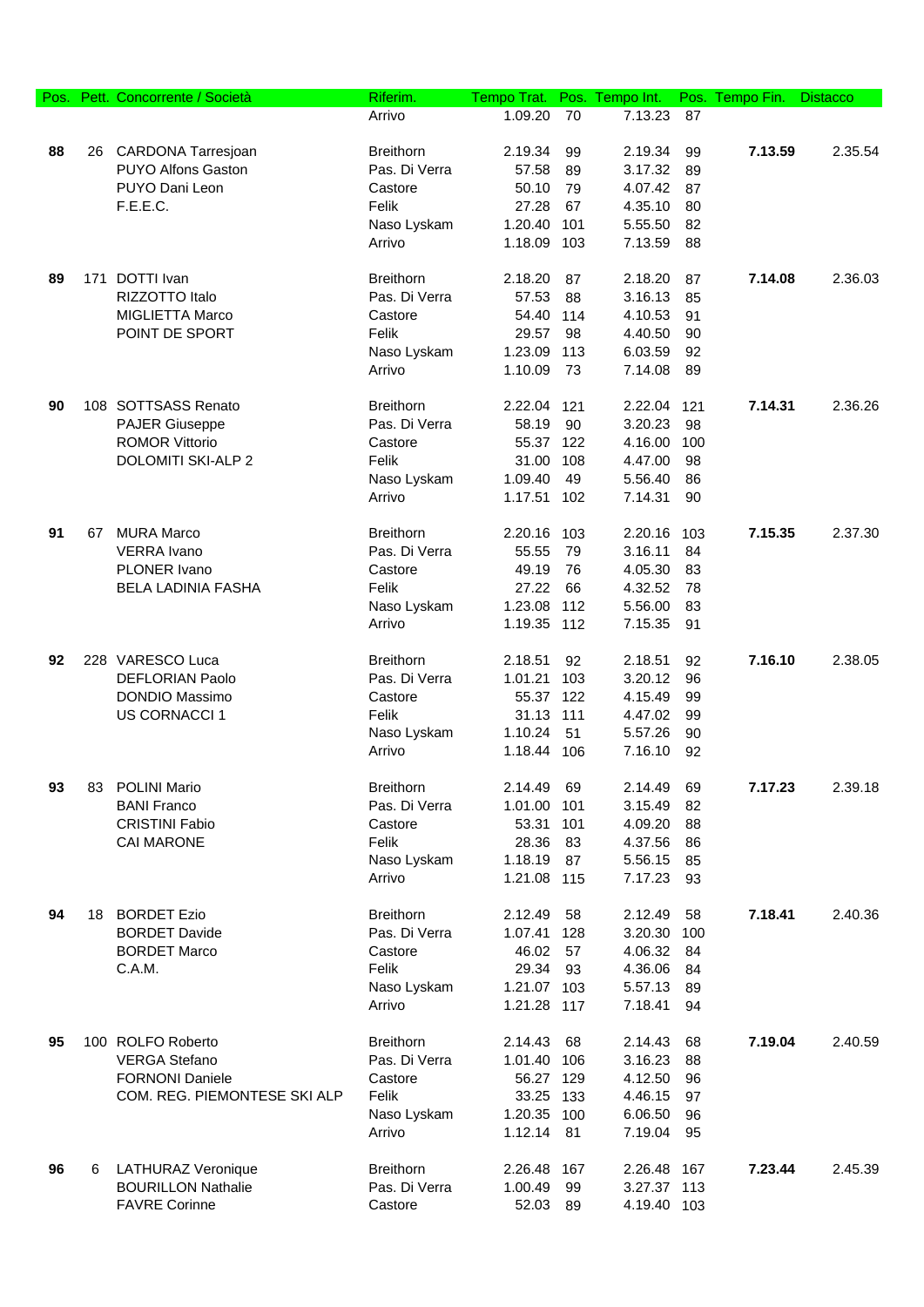| Pos. | Pett. | Concorrente / Società | Riferim. | Tempo Trat. | Pos. | Tempo Int. | Pos. | Tempo Fin. | Distacco |
|---|---|---|---|---|---|---|---|---|---|
| | | | Arrivo | 1.09.20 | 70 | 7.13.23 | 87 | | |
| **88** | 26 | CARDONA Tarresjoan | Breithorn | 2.19.34 | 99 | 2.19.34 | 99 | **7.13.59** | 2.35.54 |
| | | PUYO Alfons Gaston | Pas. Di Verra | 57.58 | 89 | 3.17.32 | 89 | | |
| | | PUYO Dani Leon | Castore | 50.10 | 79 | 4.07.42 | 87 | | |
| | | F.E.E.C. | Felik | 27.28 | 67 | 4.35.10 | 80 | | |
| | | | Naso Lyskam | 1.20.40 | 101 | 5.55.50 | 82 | | |
| | | | Arrivo | 1.18.09 | 103 | 7.13.59 | 88 | | |
| **89** | 171 | DOTTI Ivan | Breithorn | 2.18.20 | 87 | 2.18.20 | 87 | **7.14.08** | 2.36.03 |
| | | RIZZOTTO Italo | Pas. Di Verra | 57.53 | 88 | 3.16.13 | 85 | | |
| | | MIGLIETTA Marco | Castore | 54.40 | 114 | 4.10.53 | 91 | | |
| | | POINT DE SPORT | Felik | 29.57 | 98 | 4.40.50 | 90 | | |
| | | | Naso Lyskam | 1.23.09 | 113 | 6.03.59 | 92 | | |
| | | | Arrivo | 1.10.09 | 73 | 7.14.08 | 89 | | |
| **90** | 108 | SOTTSASS Renato | Breithorn | 2.22.04 | 121 | 2.22.04 | 121 | **7.14.31** | 2.36.26 |
| | | PAJER Giuseppe | Pas. Di Verra | 58.19 | 90 | 3.20.23 | 98 | | |
| | | ROMOR Vittorio | Castore | 55.37 | 122 | 4.16.00 | 100 | | |
| | | DOLOMITI SKI-ALP 2 | Felik | 31.00 | 108 | 4.47.00 | 98 | | |
| | | | Naso Lyskam | 1.09.40 | 49 | 5.56.40 | 86 | | |
| | | | Arrivo | 1.17.51 | 102 | 7.14.31 | 90 | | |
| **91** | 67 | MURA Marco | Breithorn | 2.20.16 | 103 | 2.20.16 | 103 | **7.15.35** | 2.37.30 |
| | | VERRA Ivano | Pas. Di Verra | 55.55 | 79 | 3.16.11 | 84 | | |
| | | PLONER Ivano | Castore | 49.19 | 76 | 4.05.30 | 83 | | |
| | | BELA LADINIA FASHA | Felik | 27.22 | 66 | 4.32.52 | 78 | | |
| | | | Naso Lyskam | 1.23.08 | 112 | 5.56.00 | 83 | | |
| | | | Arrivo | 1.19.35 | 112 | 7.15.35 | 91 | | |
| **92** | 228 | VARESCO Luca | Breithorn | 2.18.51 | 92 | 2.18.51 | 92 | **7.16.10** | 2.38.05 |
| | | DEFLORIAN Paolo | Pas. Di Verra | 1.01.21 | 103 | 3.20.12 | 96 | | |
| | | DONDIO Massimo | Castore | 55.37 | 122 | 4.15.49 | 99 | | |
| | | US CORNACCI 1 | Felik | 31.13 | 111 | 4.47.02 | 99 | | |
| | | | Naso Lyskam | 1.10.24 | 51 | 5.57.26 | 90 | | |
| | | | Arrivo | 1.18.44 | 106 | 7.16.10 | 92 | | |
| **93** | 83 | POLINI Mario | Breithorn | 2.14.49 | 69 | 2.14.49 | 69 | **7.17.23** | 2.39.18 |
| | | BANI Franco | Pas. Di Verra | 1.01.00 | 101 | 3.15.49 | 82 | | |
| | | CRISTINI Fabio | Castore | 53.31 | 101 | 4.09.20 | 88 | | |
| | | CAI MARONE | Felik | 28.36 | 83 | 4.37.56 | 86 | | |
| | | | Naso Lyskam | 1.18.19 | 87 | 5.56.15 | 85 | | |
| | | | Arrivo | 1.21.08 | 115 | 7.17.23 | 93 | | |
| **94** | 18 | BORDET Ezio | Breithorn | 2.12.49 | 58 | 2.12.49 | 58 | **7.18.41** | 2.40.36 |
| | | BORDET Davide | Pas. Di Verra | 1.07.41 | 128 | 3.20.30 | 100 | | |
| | | BORDET Marco | Castore | 46.02 | 57 | 4.06.32 | 84 | | |
| | | C.A.M. | Felik | 29.34 | 93 | 4.36.06 | 84 | | |
| | | | Naso Lyskam | 1.21.07 | 103 | 5.57.13 | 89 | | |
| | | | Arrivo | 1.21.28 | 117 | 7.18.41 | 94 | | |
| **95** | 100 | ROLFO Roberto | Breithorn | 2.14.43 | 68 | 2.14.43 | 68 | **7.19.04** | 2.40.59 |
| | | VERGA Stefano | Pas. Di Verra | 1.01.40 | 106 | 3.16.23 | 88 | | |
| | | FORNONI Daniele | Castore | 56.27 | 129 | 4.12.50 | 96 | | |
| | | COM. REG. PIEMONTESE SKI ALP | Felik | 33.25 | 133 | 4.46.15 | 97 | | |
| | | | Naso Lyskam | 1.20.35 | 100 | 6.06.50 | 96 | | |
| | | | Arrivo | 1.12.14 | 81 | 7.19.04 | 95 | | |
| **96** | 6 | LATHURAZ Veronique | Breithorn | 2.26.48 | 167 | 2.26.48 | 167 | **7.23.44** | 2.45.39 |
| | | BOURILLON Nathalie | Pas. Di Verra | 1.00.49 | 99 | 3.27.37 | 113 | | |
| | | FAVRE Corinne | Castore | 52.03 | 89 | 4.19.40 | 103 | | |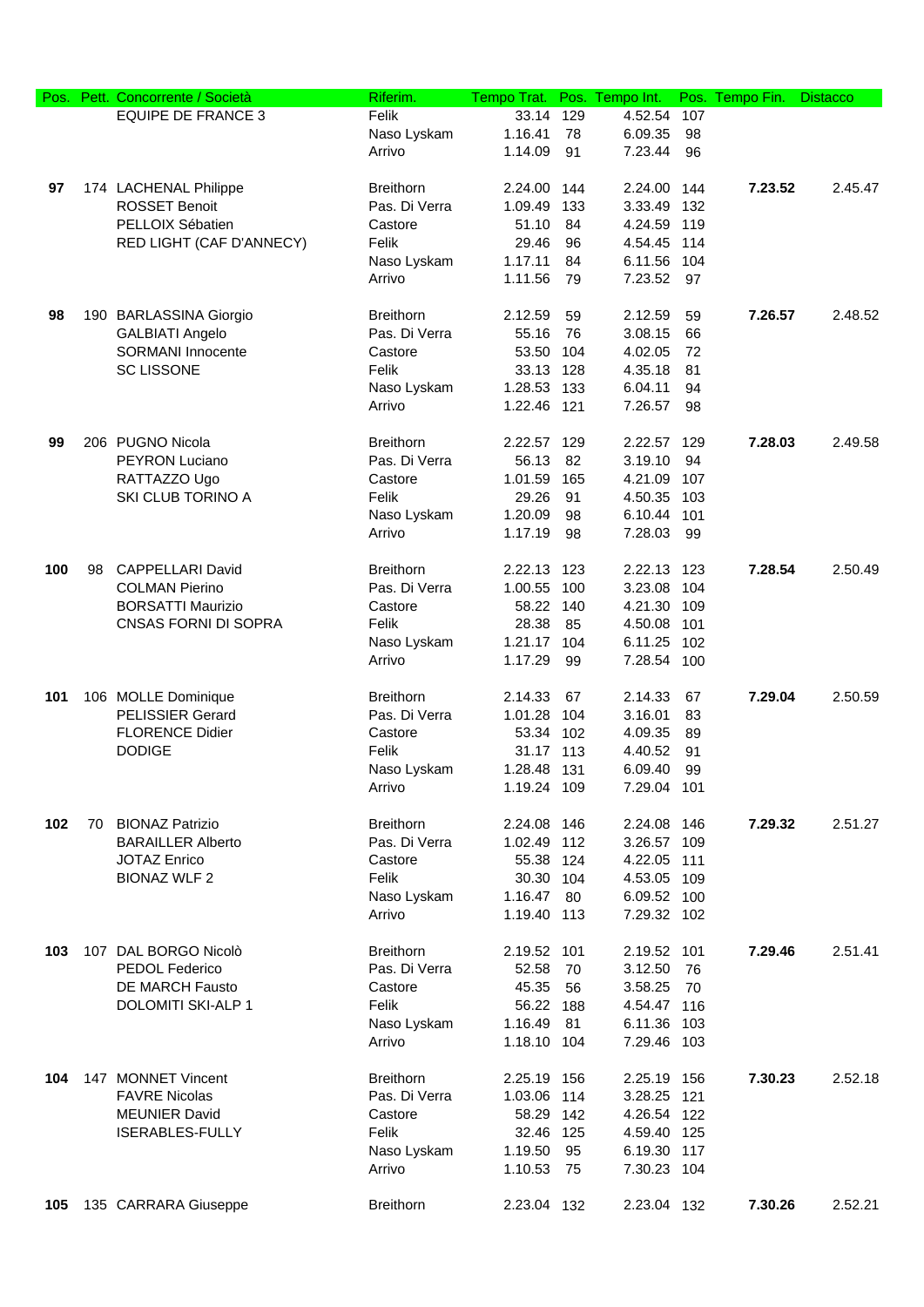| Pos. | Pett. | Concorrente / Società | Riferim. | Tempo Trat. | Pos. | Tempo Int. | Pos. | Tempo Fin. | Distacco |
|---|---|---|---|---|---|---|---|---|---|
| | | EQUIPE DE FRANCE 3 | Felik | 33.14 | 129 | 4.52.54 | 107 | | |
| | | | Naso Lyskam | 1.16.41 | 78 | 6.09.35 | 98 | | |
| | | | Arrivo | 1.14.09 | 91 | 7.23.44 | 96 | | |
| **97** | 174 | LACHENAL Philippe | Breithorn | 2.24.00 | 144 | 2.24.00 | 144 | **7.23.52** | 2.45.47 |
| | | ROSSET Benoit | Pas. Di Verra | 1.09.49 | 133 | 3.33.49 | 132 | | |
| | | PELLOIX Sébatien | Castore | 51.10 | 84 | 4.24.59 | 119 | | |
| | | RED LIGHT (CAF D'ANNECY) | Felik | 29.46 | 96 | 4.54.45 | 114 | | |
| | | | Naso Lyskam | 1.17.11 | 84 | 6.11.56 | 104 | | |
| | | | Arrivo | 1.11.56 | 79 | 7.23.52 | 97 | | |
| **98** | 190 | BARLASSINA Giorgio | Breithorn | 2.12.59 | 59 | 2.12.59 | 59 | **7.26.57** | 2.48.52 |
| | | GALBIATI Angelo | Pas. Di Verra | 55.16 | 76 | 3.08.15 | 66 | | |
| | | SORMANI Innocente | Castore | 53.50 | 104 | 4.02.05 | 72 | | |
| | | SC LISSONE | Felik | 33.13 | 128 | 4.35.18 | 81 | | |
| | | | Naso Lyskam | 1.28.53 | 133 | 6.04.11 | 94 | | |
| | | | Arrivo | 1.22.46 | 121 | 7.26.57 | 98 | | |
| **99** | 206 | PUGNO Nicola | Breithorn | 2.22.57 | 129 | 2.22.57 | 129 | **7.28.03** | 2.49.58 |
| | | PEYRON Luciano | Pas. Di Verra | 56.13 | 82 | 3.19.10 | 94 | | |
| | | RATTAZZO Ugo | Castore | 1.01.59 | 165 | 4.21.09 | 107 | | |
| | | SKI CLUB TORINO A | Felik | 29.26 | 91 | 4.50.35 | 103 | | |
| | | | Naso Lyskam | 1.20.09 | 98 | 6.10.44 | 101 | | |
| | | | Arrivo | 1.17.19 | 98 | 7.28.03 | 99 | | |
| **100** | 98 | CAPPELLARI David | Breithorn | 2.22.13 | 123 | 2.22.13 | 123 | **7.28.54** | 2.50.49 |
| | | COLMAN Pierino | Pas. Di Verra | 1.00.55 | 100 | 3.23.08 | 104 | | |
| | | BORSATTI Maurizio | Castore | 58.22 | 140 | 4.21.30 | 109 | | |
| | | CNSAS FORNI DI SOPRA | Felik | 28.38 | 85 | 4.50.08 | 101 | | |
| | | | Naso Lyskam | 1.21.17 | 104 | 6.11.25 | 102 | | |
| | | | Arrivo | 1.17.29 | 99 | 7.28.54 | 100 | | |
| **101** | 106 | MOLLE Dominique | Breithorn | 2.14.33 | 67 | 2.14.33 | 67 | **7.29.04** | 2.50.59 |
| | | PELISSIER Gerard | Pas. Di Verra | 1.01.28 | 104 | 3.16.01 | 83 | | |
| | | FLORENCE Didier | Castore | 53.34 | 102 | 4.09.35 | 89 | | |
| | | DODIGE | Felik | 31.17 | 113 | 4.40.52 | 91 | | |
| | | | Naso Lyskam | 1.28.48 | 131 | 6.09.40 | 99 | | |
| | | | Arrivo | 1.19.24 | 109 | 7.29.04 | 101 | | |
| **102** | 70 | BIONAZ Patrizio | Breithorn | 2.24.08 | 146 | 2.24.08 | 146 | **7.29.32** | 2.51.27 |
| | | BARAILLER Alberto | Pas. Di Verra | 1.02.49 | 112 | 3.26.57 | 109 | | |
| | | JOTAZ Enrico | Castore | 55.38 | 124 | 4.22.05 | 111 | | |
| | | BIONAZ WLF 2 | Felik | 30.30 | 104 | 4.53.05 | 109 | | |
| | | | Naso Lyskam | 1.16.47 | 80 | 6.09.52 | 100 | | |
| | | | Arrivo | 1.19.40 | 113 | 7.29.32 | 102 | | |
| **103** | 107 | DAL BORGO Nicolò | Breithorn | 2.19.52 | 101 | 2.19.52 | 101 | **7.29.46** | 2.51.41 |
| | | PEDOL Federico | Pas. Di Verra | 52.58 | 70 | 3.12.50 | 76 | | |
| | | DE MARCH Fausto | Castore | 45.35 | 56 | 3.58.25 | 70 | | |
| | | DOLOMITI SKI-ALP 1 | Felik | 56.22 | 188 | 4.54.47 | 116 | | |
| | | | Naso Lyskam | 1.16.49 | 81 | 6.11.36 | 103 | | |
| | | | Arrivo | 1.18.10 | 104 | 7.29.46 | 103 | | |
| **104** | 147 | MONNET Vincent | Breithorn | 2.25.19 | 156 | 2.25.19 | 156 | **7.30.23** | 2.52.18 |
| | | FAVRE Nicolas | Pas. Di Verra | 1.03.06 | 114 | 3.28.25 | 121 | | |
| | | MEUNIER David | Castore | 58.29 | 142 | 4.26.54 | 122 | | |
| | | ISERABLES-FULLY | Felik | 32.46 | 125 | 4.59.40 | 125 | | |
| | | | Naso Lyskam | 1.19.50 | 95 | 6.19.30 | 117 | | |
| | | | Arrivo | 1.10.53 | 75 | 7.30.23 | 104 | | |
| **105** | 135 | CARRARA Giuseppe | Breithorn | 2.23.04 | 132 | 2.23.04 | 132 | **7.30.26** | 2.52.21 |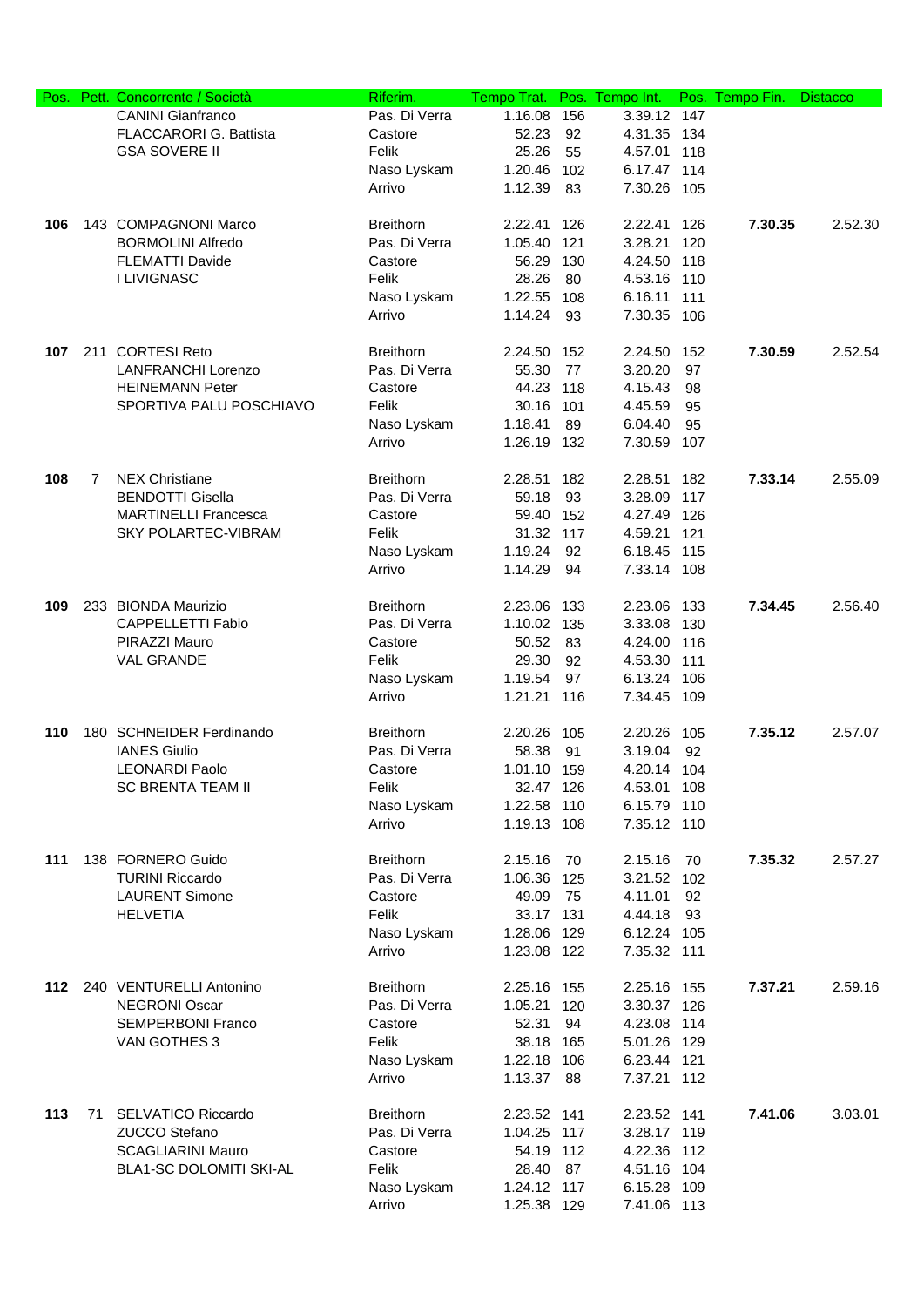| Pos. | Pett. | Concorrente / Società | Riferim. | Tempo Trat. | Pos. | Tempo Int. | Pos. | Tempo Fin. | Distacco |
|---|---|---|---|---|---|---|---|---|---|
| | | CANINI Gianfranco | Pas. Di Verra | 1.16.08 | 156 | 3.39.12 | 147 | | |
| | | FLACCARORI G. Battista | Castore | 52.23 | 92 | 4.31.35 | 134 | | |
| | | GSA SOVERE II | Felik | 25.26 | 55 | 4.57.01 | 118 | | |
| | | | Naso Lyskam | 1.20.46 | 102 | 6.17.47 | 114 | | |
| | | | Arrivo | 1.12.39 | 83 | 7.30.26 | 105 | | |
| **106** | 143 | COMPAGNONI Marco | Breithorn | 2.22.41 | 126 | 2.22.41 | 126 | **7.30.35** | 2.52.30 |
| | | BORMOLINI Alfredo | Pas. Di Verra | 1.05.40 | 121 | 3.28.21 | 120 | | |
| | | FLEMATTI Davide | Castore | 56.29 | 130 | 4.24.50 | 118 | | |
| | | I LIVIGNASC | Felik | 28.26 | 80 | 4.53.16 | 110 | | |
| | | | Naso Lyskam | 1.22.55 | 108 | 6.16.11 | 111 | | |
| | | | Arrivo | 1.14.24 | 93 | 7.30.35 | 106 | | |
| **107** | 211 | CORTESI Reto | Breithorn | 2.24.50 | 152 | 2.24.50 | 152 | **7.30.59** | 2.52.54 |
| | | LANFRANCHI Lorenzo | Pas. Di Verra | 55.30 | 77 | 3.20.20 | 97 | | |
| | | HEINEMANN Peter | Castore | 44.23 | 118 | 4.15.43 | 98 | | |
| | | SPORTIVA PALU POSCHIAVO | Felik | 30.16 | 101 | 4.45.59 | 95 | | |
| | | | Naso Lyskam | 1.18.41 | 89 | 6.04.40 | 95 | | |
| | | | Arrivo | 1.26.19 | 132 | 7.30.59 | 107 | | |
| **108** | 7 | NEX Christiane | Breithorn | 2.28.51 | 182 | 2.28.51 | 182 | **7.33.14** | 2.55.09 |
| | | BENDOTTI Gisella | Pas. Di Verra | 59.18 | 93 | 3.28.09 | 117 | | |
| | | MARTINELLI Francesca | Castore | 59.40 | 152 | 4.27.49 | 126 | | |
| | | SKY POLARTEC-VIBRAM | Felik | 31.32 | 117 | 4.59.21 | 121 | | |
| | | | Naso Lyskam | 1.19.24 | 92 | 6.18.45 | 115 | | |
| | | | Arrivo | 1.14.29 | 94 | 7.33.14 | 108 | | |
| **109** | 233 | BIONDA Maurizio | Breithorn | 2.23.06 | 133 | 2.23.06 | 133 | **7.34.45** | 2.56.40 |
| | | CAPPELLETTI Fabio | Pas. Di Verra | 1.10.02 | 135 | 3.33.08 | 130 | | |
| | | PIRAZZI Mauro | Castore | 50.52 | 83 | 4.24.00 | 116 | | |
| | | VAL GRANDE | Felik | 29.30 | 92 | 4.53.30 | 111 | | |
| | | | Naso Lyskam | 1.19.54 | 97 | 6.13.24 | 106 | | |
| | | | Arrivo | 1.21.21 | 116 | 7.34.45 | 109 | | |
| **110** | 180 | SCHNEIDER Ferdinando | Breithorn | 2.20.26 | 105 | 2.20.26 | 105 | **7.35.12** | 2.57.07 |
| | | IANES Giulio | Pas. Di Verra | 58.38 | 91 | 3.19.04 | 92 | | |
| | | LEONARDI Paolo | Castore | 1.01.10 | 159 | 4.20.14 | 104 | | |
| | | SC BRENTA TEAM II | Felik | 32.47 | 126 | 4.53.01 | 108 | | |
| | | | Naso Lyskam | 1.22.58 | 110 | 6.15.79 | 110 | | |
| | | | Arrivo | 1.19.13 | 108 | 7.35.12 | 110 | | |
| **111** | 138 | FORNERO Guido | Breithorn | 2.15.16 | 70 | 2.15.16 | 70 | **7.35.32** | 2.57.27 |
| | | TURINI Riccardo | Pas. Di Verra | 1.06.36 | 125 | 3.21.52 | 102 | | |
| | | LAURENT Simone | Castore | 49.09 | 75 | 4.11.01 | 92 | | |
| | | HELVETIA | Felik | 33.17 | 131 | 4.44.18 | 93 | | |
| | | | Naso Lyskam | 1.28.06 | 129 | 6.12.24 | 105 | | |
| | | | Arrivo | 1.23.08 | 122 | 7.35.32 | 111 | | |
| **112** | 240 | VENTURELLI Antonino | Breithorn | 2.25.16 | 155 | 2.25.16 | 155 | **7.37.21** | 2.59.16 |
| | | NEGRONI Oscar | Pas. Di Verra | 1.05.21 | 120 | 3.30.37 | 126 | | |
| | | SEMPERBONI Franco | Castore | 52.31 | 94 | 4.23.08 | 114 | | |
| | | VAN GOTHES 3 | Felik | 38.18 | 165 | 5.01.26 | 129 | | |
| | | | Naso Lyskam | 1.22.18 | 106 | 6.23.44 | 121 | | |
| | | | Arrivo | 1.13.37 | 88 | 7.37.21 | 112 | | |
| **113** | 71 | SELVATICO Riccardo | Breithorn | 2.23.52 | 141 | 2.23.52 | 141 | **7.41.06** | 3.03.01 |
| | | ZUCCO Stefano | Pas. Di Verra | 1.04.25 | 117 | 3.28.17 | 119 | | |
| | | SCAGLIARINI Mauro | Castore | 54.19 | 112 | 4.22.36 | 112 | | |
| | | BLA1-SC DOLOMITI SKI-AL | Felik | 28.40 | 87 | 4.51.16 | 104 | | |
| | | | Naso Lyskam | 1.24.12 | 117 | 6.15.28 | 109 | | |
| | | | Arrivo | 1.25.38 | 129 | 7.41.06 | 113 | | |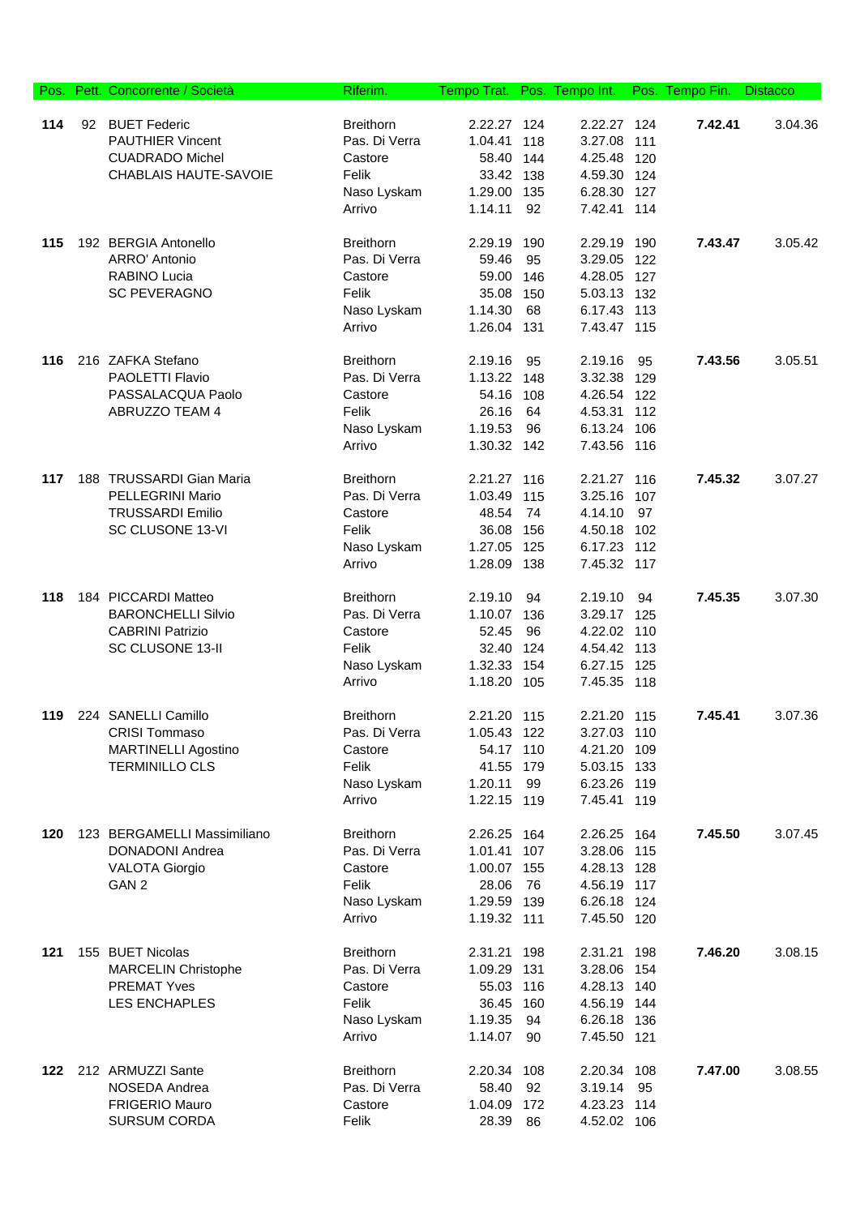| Pos. | Pett. | Concorrente / Società | Riferim. | Tempo Trat. | Pos. | Tempo Int. | Pos. | Tempo Fin. | Distacco |
|---|---|---|---|---|---|---|---|---|---|
| **114** | 92 | BUET Federic | Breithorn | 2.22.27 | 124 | 2.22.27 | 124 | **7.42.41** | 3.04.36 |
| | | PAUTHIER Vincent | Pas. Di Verra | 1.04.41 | 118 | 3.27.08 | 111 | | |
| | | CUADRADO Michel | Castore | 58.40 | 144 | 4.25.48 | 120 | | |
| | | CHABLAIS HAUTE-SAVOIE | Felik | 33.42 | 138 | 4.59.30 | 124 | | |
| | | | Naso Lyskam | 1.29.00 | 135 | 6.28.30 | 127 | | |
| | | | Arrivo | 1.14.11 | 92 | 7.42.41 | 114 | | |
| **115** | 192 | BERGIA Antonello | Breithorn | 2.29.19 | 190 | 2.29.19 | 190 | **7.43.47** | 3.05.42 |
| | | ARRO' Antonio | Pas. Di Verra | 59.46 | 95 | 3.29.05 | 122 | | |
| | | RABINO Lucia | Castore | 59.00 | 146 | 4.28.05 | 127 | | |
| | | SC PEVERAGNO | Felik | 35.08 | 150 | 5.03.13 | 132 | | |
| | | | Naso Lyskam | 1.14.30 | 68 | 6.17.43 | 113 | | |
| | | | Arrivo | 1.26.04 | 131 | 7.43.47 | 115 | | |
| **116** | 216 | ZAFKA Stefano | Breithorn | 2.19.16 | 95 | 2.19.16 | 95 | **7.43.56** | 3.05.51 |
| | | PAOLETTI Flavio | Pas. Di Verra | 1.13.22 | 148 | 3.32.38 | 129 | | |
| | | PASSALACQUA Paolo | Castore | 54.16 | 108 | 4.26.54 | 122 | | |
| | | ABRUZZO TEAM 4 | Felik | 26.16 | 64 | 4.53.31 | 112 | | |
| | | | Naso Lyskam | 1.19.53 | 96 | 6.13.24 | 106 | | |
| | | | Arrivo | 1.30.32 | 142 | 7.43.56 | 116 | | |
| **117** | 188 | TRUSSARDI Gian Maria | Breithorn | 2.21.27 | 116 | 2.21.27 | 116 | **7.45.32** | 3.07.27 |
| | | PELLEGRINI Mario | Pas. Di Verra | 1.03.49 | 115 | 3.25.16 | 107 | | |
| | | TRUSSARDI Emilio | Castore | 48.54 | 74 | 4.14.10 | 97 | | |
| | | SC CLUSONE 13-VI | Felik | 36.08 | 156 | 4.50.18 | 102 | | |
| | | | Naso Lyskam | 1.27.05 | 125 | 6.17.23 | 112 | | |
| | | | Arrivo | 1.28.09 | 138 | 7.45.32 | 117 | | |
| **118** | 184 | PICCARDI Matteo | Breithorn | 2.19.10 | 94 | 2.19.10 | 94 | **7.45.35** | 3.07.30 |
| | | BARONCHELLI Silvio | Pas. Di Verra | 1.10.07 | 136 | 3.29.17 | 125 | | |
| | | CABRINI Patrizio | Castore | 52.45 | 96 | 4.22.02 | 110 | | |
| | | SC CLUSONE 13-II | Felik | 32.40 | 124 | 4.54.42 | 113 | | |
| | | | Naso Lyskam | 1.32.33 | 154 | 6.27.15 | 125 | | |
| | | | Arrivo | 1.18.20 | 105 | 7.45.35 | 118 | | |
| **119** | 224 | SANELLI Camillo | Breithorn | 2.21.20 | 115 | 2.21.20 | 115 | **7.45.41** | 3.07.36 |
| | | CRISI Tommaso | Pas. Di Verra | 1.05.43 | 122 | 3.27.03 | 110 | | |
| | | MARTINELLI Agostino | Castore | 54.17 | 110 | 4.21.20 | 109 | | |
| | | TERMINILLO CLS | Felik | 41.55 | 179 | 5.03.15 | 133 | | |
| | | | Naso Lyskam | 1.20.11 | 99 | 6.23.26 | 119 | | |
| | | | Arrivo | 1.22.15 | 119 | 7.45.41 | 119 | | |
| **120** | 123 | BERGAMELLI Massimiliano | Breithorn | 2.26.25 | 164 | 2.26.25 | 164 | **7.45.50** | 3.07.45 |
| | | DONADONI Andrea | Pas. Di Verra | 1.01.41 | 107 | 3.28.06 | 115 | | |
| | | VALOTA Giorgio | Castore | 1.00.07 | 155 | 4.28.13 | 128 | | |
| | | GAN 2 | Felik | 28.06 | 76 | 4.56.19 | 117 | | |
| | | | Naso Lyskam | 1.29.59 | 139 | 6.26.18 | 124 | | |
| | | | Arrivo | 1.19.32 | 111 | 7.45.50 | 120 | | |
| **121** | 155 | BUET Nicolas | Breithorn | 2.31.21 | 198 | 2.31.21 | 198 | **7.46.20** | 3.08.15 |
| | | MARCELIN Christophe | Pas. Di Verra | 1.09.29 | 131 | 3.28.06 | 154 | | |
| | | PREMAT Yves | Castore | 55.03 | 116 | 4.28.13 | 140 | | |
| | | LES ENCHAPLES | Felik | 36.45 | 160 | 4.56.19 | 144 | | |
| | | | Naso Lyskam | 1.19.35 | 94 | 6.26.18 | 136 | | |
| | | | Arrivo | 1.14.07 | 90 | 7.45.50 | 121 | | |
| **122** | 212 | ARMUZZI Sante | Breithorn | 2.20.34 | 108 | 2.20.34 | 108 | **7.47.00** | 3.08.55 |
| | | NOSEDA Andrea | Pas. Di Verra | 58.40 | 92 | 3.19.14 | 95 | | |
| | | FRIGERIO Mauro | Castore | 1.04.09 | 172 | 4.23.23 | 114 | | |
| | | SURSUM CORDA | Felik | 28.39 | 86 | 4.52.02 | 106 | | |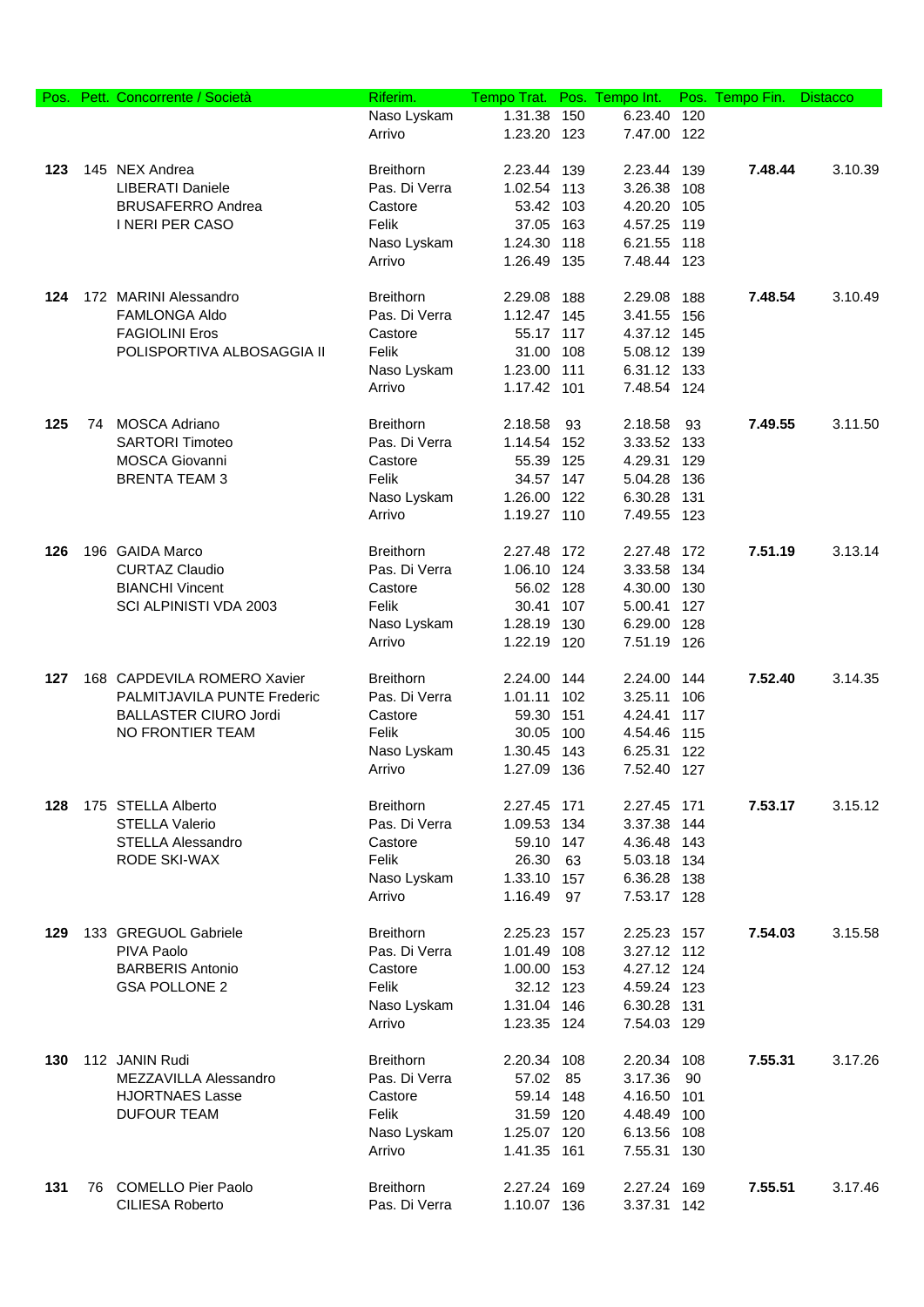| Pos. | Pett. | Concorrente / Società | Riferim. | Tempo Trat. | Pos. | Tempo Int. | Pos. | Tempo Fin. | Distacco |
|---|---|---|---|---|---|---|---|---|---|
| | | | Naso Lyskam | 1.31.38 | 150 | 6.23.40 | 120 | | |
| | | | Arrivo | 1.23.20 | 123 | 7.47.00 | 122 | | |
| **123** | 145 | NEX Andrea | Breithorn | 2.23.44 | 139 | 2.23.44 | 139 | **7.48.44** | 3.10.39 |
| | | LIBERATI Daniele | Pas. Di Verra | 1.02.54 | 113 | 3.26.38 | 108 | | |
| | | BRUSAFERRO Andrea | Castore | 53.42 | 103 | 4.20.20 | 105 | | |
| | | I NERI PER CASO | Felik | 37.05 | 163 | 4.57.25 | 119 | | |
| | | | Naso Lyskam | 1.24.30 | 118 | 6.21.55 | 118 | | |
| | | | Arrivo | 1.26.49 | 135 | 7.48.44 | 123 | | |
| **124** | 172 | MARINI Alessandro | Breithorn | 2.29.08 | 188 | 2.29.08 | 188 | **7.48.54** | 3.10.49 |
| | | FAMLONGA Aldo | Pas. Di Verra | 1.12.47 | 145 | 3.41.55 | 156 | | |
| | | FAGIOLINI Eros | Castore | 55.17 | 117 | 4.37.12 | 145 | | |
| | | POLISPORTIVA ALBOSAGGIA II | Felik | 31.00 | 108 | 5.08.12 | 139 | | |
| | | | Naso Lyskam | 1.23.00 | 111 | 6.31.12 | 133 | | |
| | | | Arrivo | 1.17.42 | 101 | 7.48.54 | 124 | | |
| **125** | 74 | MOSCA Adriano | Breithorn | 2.18.58 | 93 | 2.18.58 | 93 | **7.49.55** | 3.11.50 |
| | | SARTORI Timoteo | Pas. Di Verra | 1.14.54 | 152 | 3.33.52 | 133 | | |
| | | MOSCA Giovanni | Castore | 55.39 | 125 | 4.29.31 | 129 | | |
| | | BRENTA TEAM 3 | Felik | 34.57 | 147 | 5.04.28 | 136 | | |
| | | | Naso Lyskam | 1.26.00 | 122 | 6.30.28 | 131 | | |
| | | | Arrivo | 1.19.27 | 110 | 7.49.55 | 123 | | |
| **126** | 196 | GAIDA Marco | Breithorn | 2.27.48 | 172 | 2.27.48 | 172 | **7.51.19** | 3.13.14 |
| | | CURTAZ Claudio | Pas. Di Verra | 1.06.10 | 124 | 3.33.58 | 134 | | |
| | | BIANCHI Vincent | Castore | 56.02 | 128 | 4.30.00 | 130 | | |
| | | SCI ALPINISTI VDA 2003 | Felik | 30.41 | 107 | 5.00.41 | 127 | | |
| | | | Naso Lyskam | 1.28.19 | 130 | 6.29.00 | 128 | | |
| | | | Arrivo | 1.22.19 | 120 | 7.51.19 | 126 | | |
| **127** | 168 | CAPDEVILA ROMERO Xavier | Breithorn | 2.24.00 | 144 | 2.24.00 | 144 | **7.52.40** | 3.14.35 |
| | | PALMITJAVILA PUNTE Frederic | Pas. Di Verra | 1.01.11 | 102 | 3.25.11 | 106 | | |
| | | BALLASTER CIURO Jordi | Castore | 59.30 | 151 | 4.24.41 | 117 | | |
| | | NO FRONTIER TEAM | Felik | 30.05 | 100 | 4.54.46 | 115 | | |
| | | | Naso Lyskam | 1.30.45 | 143 | 6.25.31 | 122 | | |
| | | | Arrivo | 1.27.09 | 136 | 7.52.40 | 127 | | |
| **128** | 175 | STELLA Alberto | Breithorn | 2.27.45 | 171 | 2.27.45 | 171 | **7.53.17** | 3.15.12 |
| | | STELLA Valerio | Pas. Di Verra | 1.09.53 | 134 | 3.37.38 | 144 | | |
| | | STELLA Alessandro | Castore | 59.10 | 147 | 4.36.48 | 143 | | |
| | | RODE SKI-WAX | Felik | 26.30 | 63 | 5.03.18 | 134 | | |
| | | | Naso Lyskam | 1.33.10 | 157 | 6.36.28 | 138 | | |
| | | | Arrivo | 1.16.49 | 97 | 7.53.17 | 128 | | |
| **129** | 133 | GREGUOL Gabriele | Breithorn | 2.25.23 | 157 | 2.25.23 | 157 | **7.54.03** | 3.15.58 |
| | | PIVA Paolo | Pas. Di Verra | 1.01.49 | 108 | 3.27.12 | 112 | | |
| | | BARBERIS Antonio | Castore | 1.00.00 | 153 | 4.27.12 | 124 | | |
| | | GSA POLLONE 2 | Felik | 32.12 | 123 | 4.59.24 | 123 | | |
| | | | Naso Lyskam | 1.31.04 | 146 | 6.30.28 | 131 | | |
| | | | Arrivo | 1.23.35 | 124 | 7.54.03 | 129 | | |
| **130** | 112 | JANIN Rudi | Breithorn | 2.20.34 | 108 | 2.20.34 | 108 | **7.55.31** | 3.17.26 |
| | | MEZZAVILLA Alessandro | Pas. Di Verra | 57.02 | 85 | 3.17.36 | 90 | | |
| | | HJORTNAES Lasse | Castore | 59.14 | 148 | 4.16.50 | 101 | | |
| | | DUFOUR TEAM | Felik | 31.59 | 120 | 4.48.49 | 100 | | |
| | | | Naso Lyskam | 1.25.07 | 120 | 6.13.56 | 108 | | |
| | | | Arrivo | 1.41.35 | 161 | 7.55.31 | 130 | | |
| **131** | 76 | COMELLO Pier Paolo | Breithorn | 2.27.24 | 169 | 2.27.24 | 169 | **7.55.51** | 3.17.46 |
| | | CILIESA Roberto | Pas. Di Verra | 1.10.07 | 136 | 3.37.31 | 142 | | |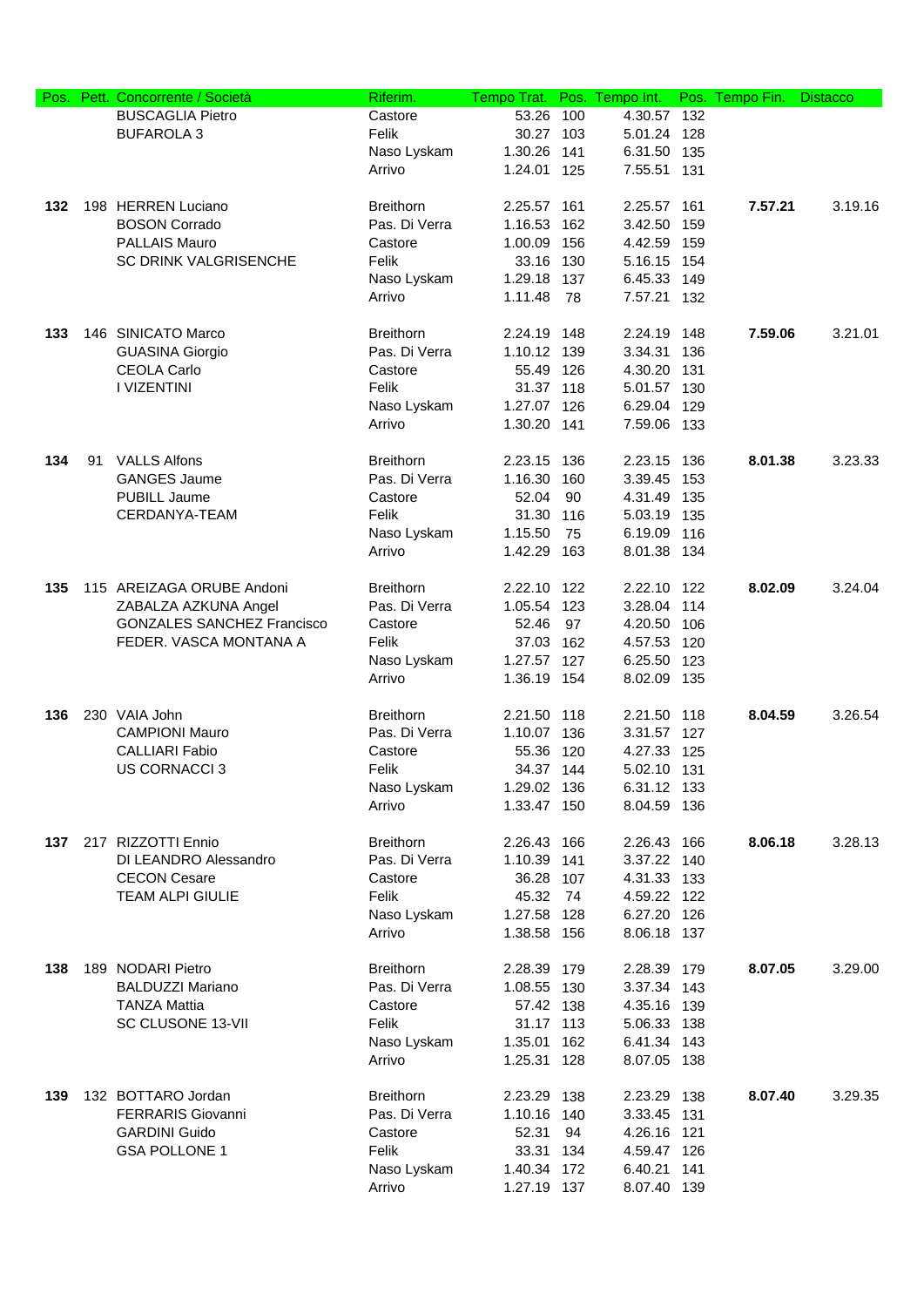| Pos. | Pett. | Concorrente / Società | Riferim. | Tempo Trat. | Pos. | Tempo Int. | Pos. | Tempo Fin. | Distacco |
|---|---|---|---|---|---|---|---|---|---|
| | | BUSCAGLIA Pietro | Castore | 53.26 | 100 | 4.30.57 | 132 | | |
| | | BUFAROLA 3 | Felik | 30.27 | 103 | 5.01.24 | 128 | | |
| | | | Naso Lyskam | 1.30.26 | 141 | 6.31.50 | 135 | | |
| | | | Arrivo | 1.24.01 | 125 | 7.55.51 | 131 | | |
| **132** | 198 | HERREN Luciano | Breithorn | 2.25.57 | 161 | 2.25.57 | 161 | **7.57.21** | 3.19.16 |
| | | BOSON Corrado | Pas. Di Verra | 1.16.53 | 162 | 3.42.50 | 159 | | |
| | | PALLAIS Mauro | Castore | 1.00.09 | 156 | 4.42.59 | 159 | | |
| | | SC DRINK VALGRISENCHE | Felik | 33.16 | 130 | 5.16.15 | 154 | | |
| | | | Naso Lyskam | 1.29.18 | 137 | 6.45.33 | 149 | | |
| | | | Arrivo | 1.11.48 | 78 | 7.57.21 | 132 | | |
| **133** | 146 | SINICATO Marco | Breithorn | 2.24.19 | 148 | 2.24.19 | 148 | **7.59.06** | 3.21.01 |
| | | GUASINA Giorgio | Pas. Di Verra | 1.10.12 | 139 | 3.34.31 | 136 | | |
| | | CEOLA Carlo | Castore | 55.49 | 126 | 4.30.20 | 131 | | |
| | | I VIZENTINI | Felik | 31.37 | 118 | 5.01.57 | 130 | | |
| | | | Naso Lyskam | 1.27.07 | 126 | 6.29.04 | 129 | | |
| | | | Arrivo | 1.30.20 | 141 | 7.59.06 | 133 | | |
| **134** | 91 | VALLS Alfons | Breithorn | 2.23.15 | 136 | 2.23.15 | 136 | **8.01.38** | 3.23.33 |
| | | GANGES Jaume | Pas. Di Verra | 1.16.30 | 160 | 3.39.45 | 153 | | |
| | | PUBILL Jaume | Castore | 52.04 | 90 | 4.31.49 | 135 | | |
| | | CERDANYA-TEAM | Felik | 31.30 | 116 | 5.03.19 | 135 | | |
| | | | Naso Lyskam | 1.15.50 | 75 | 6.19.09 | 116 | | |
| | | | Arrivo | 1.42.29 | 163 | 8.01.38 | 134 | | |
| **135** | 115 | AREIZAGA ORUBE Andoni | Breithorn | 2.22.10 | 122 | 2.22.10 | 122 | **8.02.09** | 3.24.04 |
| | | ZABALZA AZKUNA Angel | Pas. Di Verra | 1.05.54 | 123 | 3.28.04 | 114 | | |
| | | GONZALES SANCHEZ Francisco | Castore | 52.46 | 97 | 4.20.50 | 106 | | |
| | | FEDER. VASCA MONTANA A | Felik | 37.03 | 162 | 4.57.53 | 120 | | |
| | | | Naso Lyskam | 1.27.57 | 127 | 6.25.50 | 123 | | |
| | | | Arrivo | 1.36.19 | 154 | 8.02.09 | 135 | | |
| **136** | 230 | VAIA John | Breithorn | 2.21.50 | 118 | 2.21.50 | 118 | **8.04.59** | 3.26.54 |
| | | CAMPIONI Mauro | Pas. Di Verra | 1.10.07 | 136 | 3.31.57 | 127 | | |
| | | CALLIARI Fabio | Castore | 55.36 | 120 | 4.27.33 | 125 | | |
| | | US CORNACCI 3 | Felik | 34.37 | 144 | 5.02.10 | 131 | | |
| | | | Naso Lyskam | 1.29.02 | 136 | 6.31.12 | 133 | | |
| | | | Arrivo | 1.33.47 | 150 | 8.04.59 | 136 | | |
| **137** | 217 | RIZZOTTI Ennio | Breithorn | 2.26.43 | 166 | 2.26.43 | 166 | **8.06.18** | 3.28.13 |
| | | DI LEANDRO Alessandro | Pas. Di Verra | 1.10.39 | 141 | 3.37.22 | 140 | | |
| | | CECON Cesare | Castore | 36.28 | 107 | 4.31.33 | 133 | | |
| | | TEAM ALPI GIULIE | Felik | 45.32 | 74 | 4.59.22 | 122 | | |
| | | | Naso Lyskam | 1.27.58 | 128 | 6.27.20 | 126 | | |
| | | | Arrivo | 1.38.58 | 156 | 8.06.18 | 137 | | |
| **138** | 189 | NODARI Pietro | Breithorn | 2.28.39 | 179 | 2.28.39 | 179 | **8.07.05** | 3.29.00 |
| | | BALDUZZI Mariano | Pas. Di Verra | 1.08.55 | 130 | 3.37.34 | 143 | | |
| | | TANZA Mattia | Castore | 57.42 | 138 | 4.35.16 | 139 | | |
| | | SC CLUSONE 13-VII | Felik | 31.17 | 113 | 5.06.33 | 138 | | |
| | | | Naso Lyskam | 1.35.01 | 162 | 6.41.34 | 143 | | |
| | | | Arrivo | 1.25.31 | 128 | 8.07.05 | 138 | | |
| **139** | 132 | BOTTARO Jordan | Breithorn | 2.23.29 | 138 | 2.23.29 | 138 | **8.07.40** | 3.29.35 |
| | | FERRARIS Giovanni | Pas. Di Verra | 1.10.16 | 140 | 3.33.45 | 131 | | |
| | | GARDINI Guido | Castore | 52.31 | 94 | 4.26.16 | 121 | | |
| | | GSA POLLONE 1 | Felik | 33.31 | 134 | 4.59.47 | 126 | | |
| | | | Naso Lyskam | 1.40.34 | 172 | 6.40.21 | 141 | | |
| | | | Arrivo | 1.27.19 | 137 | 8.07.40 | 139 | | |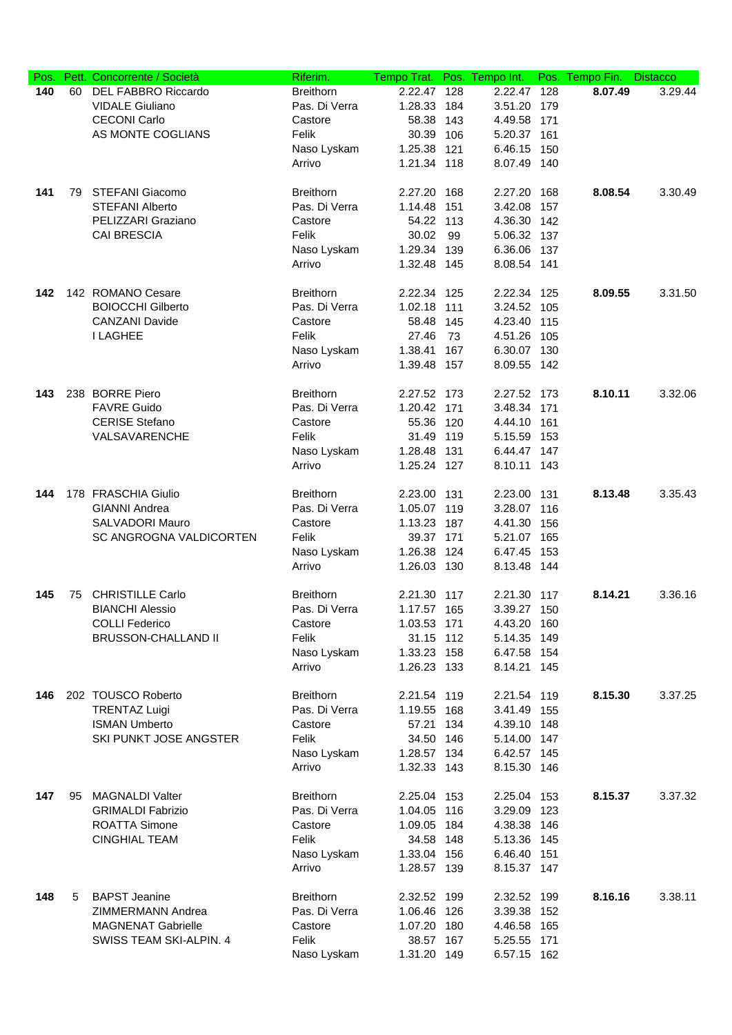| Pos. | Pett. | Concorrente / Società | Riferim. | Tempo Trat. | Pos. | Tempo Int. | Pos. | Tempo Fin. | Distacco |
|---|---|---|---|---|---|---|---|---|---|
| **140** | 60 | DEL FABBRO Riccardo | Breithorn | 2.22.47 | 128 | 2.22.47 | 128 | **8.07.49** | 3.29.44 |
| | | VIDALE Giuliano | Pas. Di Verra | 1.28.33 | 184 | 3.51.20 | 179 | | |
| | | CECONI Carlo | Castore | 58.38 | 143 | 4.49.58 | 171 | | |
| | | AS MONTE COGLIANS | Felik | 30.39 | 106 | 5.20.37 | 161 | | |
| | | | Naso Lyskam | 1.25.38 | 121 | 6.46.15 | 150 | | |
| | | | Arrivo | 1.21.34 | 118 | 8.07.49 | 140 | | |
| **141** | 79 | STEFANI Giacomo | Breithorn | 2.27.20 | 168 | 2.27.20 | 168 | **8.08.54** | 3.30.49 |
| | | STEFANI Alberto | Pas. Di Verra | 1.14.48 | 151 | 3.42.08 | 157 | | |
| | | PELIZZARI Graziano | Castore | 54.22 | 113 | 4.36.30 | 142 | | |
| | | CAI BRESCIA | Felik | 30.02 | 99 | 5.06.32 | 137 | | |
| | | | Naso Lyskam | 1.29.34 | 139 | 6.36.06 | 137 | | |
| | | | Arrivo | 1.32.48 | 145 | 8.08.54 | 141 | | |
| **142** | 142 | ROMANO Cesare | Breithorn | 2.22.34 | 125 | 2.22.34 | 125 | **8.09.55** | 3.31.50 |
| | | BOIOCCHI Gilberto | Pas. Di Verra | 1.02.18 | 111 | 3.24.52 | 105 | | |
| | | CANZANI Davide | Castore | 58.48 | 145 | 4.23.40 | 115 | | |
| | | I LAGHEE | Felik | 27.46 | 73 | 4.51.26 | 105 | | |
| | | | Naso Lyskam | 1.38.41 | 167 | 6.30.07 | 130 | | |
| | | | Arrivo | 1.39.48 | 157 | 8.09.55 | 142 | | |
| **143** | 238 | BORRE Piero | Breithorn | 2.27.52 | 173 | 2.27.52 | 173 | **8.10.11** | 3.32.06 |
| | | FAVRE Guido | Pas. Di Verra | 1.20.42 | 171 | 3.48.34 | 171 | | |
| | | CERISE Stefano | Castore | 55.36 | 120 | 4.44.10 | 161 | | |
| | | VALSAVARENCHE | Felik | 31.49 | 119 | 5.15.59 | 153 | | |
| | | | Naso Lyskam | 1.28.48 | 131 | 6.44.47 | 147 | | |
| | | | Arrivo | 1.25.24 | 127 | 8.10.11 | 143 | | |
| **144** | 178 | FRASCHIA Giulio | Breithorn | 2.23.00 | 131 | 2.23.00 | 131 | **8.13.48** | 3.35.43 |
| | | GIANNI Andrea | Pas. Di Verra | 1.05.07 | 119 | 3.28.07 | 116 | | |
| | | SALVADORI Mauro | Castore | 1.13.23 | 187 | 4.41.30 | 156 | | |
| | | SC ANGROGNA VALDICORTEN | Felik | 39.37 | 171 | 5.21.07 | 165 | | |
| | | | Naso Lyskam | 1.26.38 | 124 | 6.47.45 | 153 | | |
| | | | Arrivo | 1.26.03 | 130 | 8.13.48 | 144 | | |
| **145** | 75 | CHRISTILLE Carlo | Breithorn | 2.21.30 | 117 | 2.21.30 | 117 | **8.14.21** | 3.36.16 |
| | | BIANCHI Alessio | Pas. Di Verra | 1.17.57 | 165 | 3.39.27 | 150 | | |
| | | COLLI Federico | Castore | 1.03.53 | 171 | 4.43.20 | 160 | | |
| | | BRUSSON-CHALLAND II | Felik | 31.15 | 112 | 5.14.35 | 149 | | |
| | | | Naso Lyskam | 1.33.23 | 158 | 6.47.58 | 154 | | |
| | | | Arrivo | 1.26.23 | 133 | 8.14.21 | 145 | | |
| **146** | 202 | TOUSCO Roberto | Breithorn | 2.21.54 | 119 | 2.21.54 | 119 | **8.15.30** | 3.37.25 |
| | | TRENTAZ Luigi | Pas. Di Verra | 1.19.55 | 168 | 3.41.49 | 155 | | |
| | | ISMAN Umberto | Castore | 57.21 | 134 | 4.39.10 | 148 | | |
| | | SKI PUNKT JOSE ANGSTER | Felik | 34.50 | 146 | 5.14.00 | 147 | | |
| | | | Naso Lyskam | 1.28.57 | 134 | 6.42.57 | 145 | | |
| | | | Arrivo | 1.32.33 | 143 | 8.15.30 | 146 | | |
| **147** | 95 | MAGNALDI Valter | Breithorn | 2.25.04 | 153 | 2.25.04 | 153 | **8.15.37** | 3.37.32 |
| | | GRIMALDI Fabrizio | Pas. Di Verra | 1.04.05 | 116 | 3.29.09 | 123 | | |
| | | ROATTA Simone | Castore | 1.09.05 | 184 | 4.38.38 | 146 | | |
| | | CINGHIAL TEAM | Felik | 34.58 | 148 | 5.13.36 | 145 | | |
| | | | Naso Lyskam | 1.33.04 | 156 | 6.46.40 | 151 | | |
| | | | Arrivo | 1.28.57 | 139 | 8.15.37 | 147 | | |
| **148** | 5 | BAPST Jeanine | Breithorn | 2.32.52 | 199 | 2.32.52 | 199 | **8.16.16** | 3.38.11 |
| | | ZIMMERMANN Andrea | Pas. Di Verra | 1.06.46 | 126 | 3.39.38 | 152 | | |
| | | MAGNENAT Gabrielle | Castore | 1.07.20 | 180 | 4.46.58 | 165 | | |
| | | SWISS TEAM SKI-ALPIN. 4 | Felik | 38.57 | 167 | 5.25.55 | 171 | | |
| | | | Naso Lyskam | 1.31.20 | 149 | 6.57.15 | 162 | | |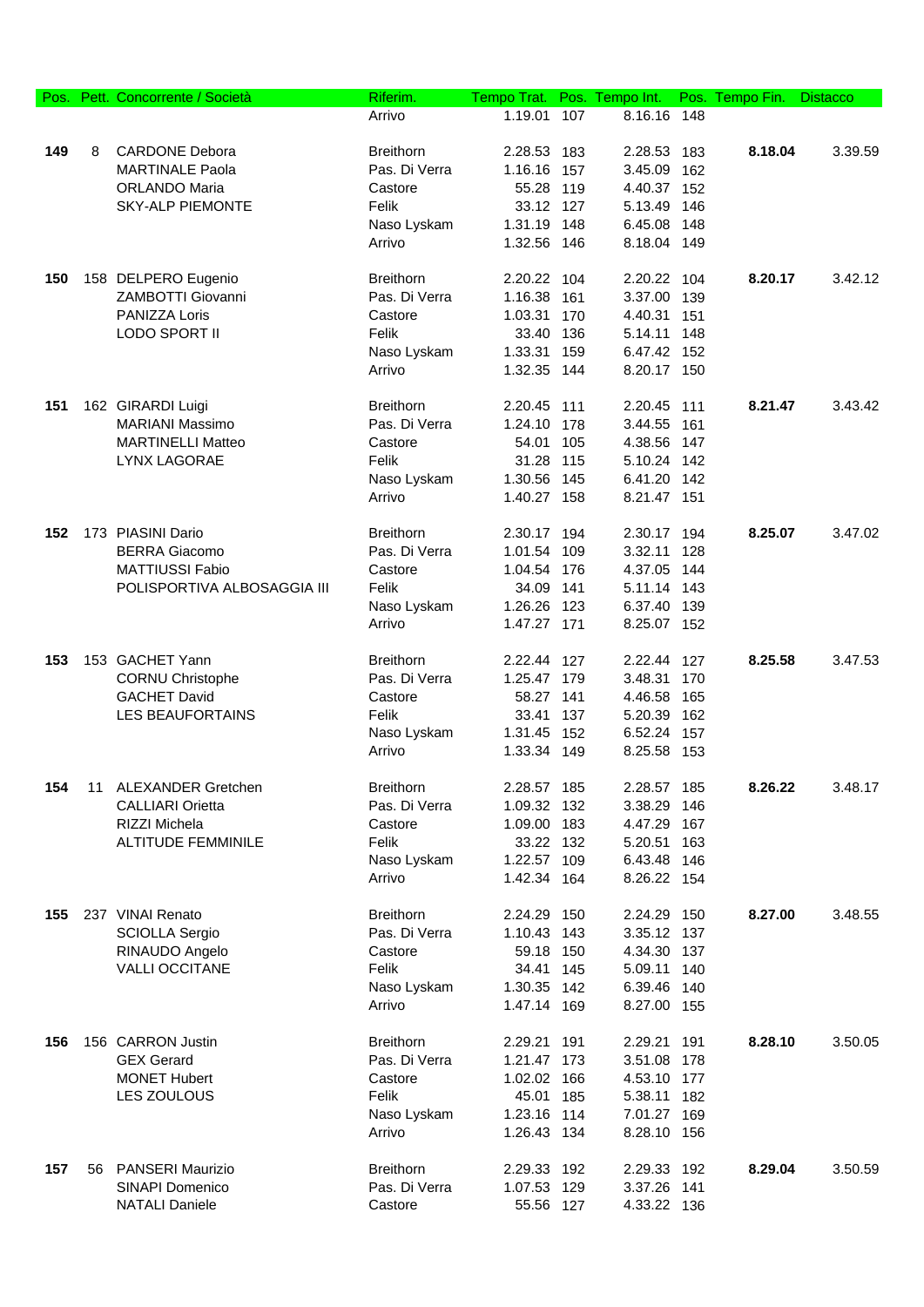| Pos. | Pett. | Concorrente / Società | Riferim. | Tempo Trat. | Pos. | Tempo Int. | Pos. | Tempo Fin. | Distacco |
|---|---|---|---|---|---|---|---|---|---|
| | | | Arrivo | 1.19.01 | 107 | 8.16.16 | 148 | | |
| **149** | 8 | CARDONE Debora | Breithorn | 2.28.53 | 183 | 2.28.53 | 183 | **8.18.04** | 3.39.59 |
| | | MARTINALE Paola | Pas. Di Verra | 1.16.16 | 157 | 3.45.09 | 162 | | |
| | | ORLANDO Maria | Castore | 55.28 | 119 | 4.40.37 | 152 | | |
| | | SKY-ALP PIEMONTE | Felik | 33.12 | 127 | 5.13.49 | 146 | | |
| | | | Naso Lyskam | 1.31.19 | 148 | 6.45.08 | 148 | | |
| | | | Arrivo | 1.32.56 | 146 | 8.18.04 | 149 | | |
| **150** | 158 | DELPERO Eugenio | Breithorn | 2.20.22 | 104 | 2.20.22 | 104 | **8.20.17** | 3.42.12 |
| | | ZAMBOTTI Giovanni | Pas. Di Verra | 1.16.38 | 161 | 3.37.00 | 139 | | |
| | | PANIZZA Loris | Castore | 1.03.31 | 170 | 4.40.31 | 151 | | |
| | | LODO SPORT II | Felik | 33.40 | 136 | 5.14.11 | 148 | | |
| | | | Naso Lyskam | 1.33.31 | 159 | 6.47.42 | 152 | | |
| | | | Arrivo | 1.32.35 | 144 | 8.20.17 | 150 | | |
| **151** | 162 | GIRARDI Luigi | Breithorn | 2.20.45 | 111 | 2.20.45 | 111 | **8.21.47** | 3.43.42 |
| | | MARIANI Massimo | Pas. Di Verra | 1.24.10 | 178 | 3.44.55 | 161 | | |
| | | MARTINELLI Matteo | Castore | 54.01 | 105 | 4.38.56 | 147 | | |
| | | LYNX LAGORAE | Felik | 31.28 | 115 | 5.10.24 | 142 | | |
| | | | Naso Lyskam | 1.30.56 | 145 | 6.41.20 | 142 | | |
| | | | Arrivo | 1.40.27 | 158 | 8.21.47 | 151 | | |
| **152** | 173 | PIASINI Dario | Breithorn | 2.30.17 | 194 | 2.30.17 | 194 | **8.25.07** | 3.47.02 |
| | | BERRA Giacomo | Pas. Di Verra | 1.01.54 | 109 | 3.32.11 | 128 | | |
| | | MATTIUSSI Fabio | Castore | 1.04.54 | 176 | 4.37.05 | 144 | | |
| | | POLISPORTIVA ALBOSAGGIA III | Felik | 34.09 | 141 | 5.11.14 | 143 | | |
| | | | Naso Lyskam | 1.26.26 | 123 | 6.37.40 | 139 | | |
| | | | Arrivo | 1.47.27 | 171 | 8.25.07 | 152 | | |
| **153** | 153 | GACHET Yann | Breithorn | 2.22.44 | 127 | 2.22.44 | 127 | **8.25.58** | 3.47.53 |
| | | CORNU Christophe | Pas. Di Verra | 1.25.47 | 179 | 3.48.31 | 170 | | |
| | | GACHET David | Castore | 58.27 | 141 | 4.46.58 | 165 | | |
| | | LES BEAUFORTAINS | Felik | 33.41 | 137 | 5.20.39 | 162 | | |
| | | | Naso Lyskam | 1.31.45 | 152 | 6.52.24 | 157 | | |
| | | | Arrivo | 1.33.34 | 149 | 8.25.58 | 153 | | |
| **154** | 11 | ALEXANDER Gretchen | Breithorn | 2.28.57 | 185 | 2.28.57 | 185 | **8.26.22** | 3.48.17 |
| | | CALLIARI Orietta | Pas. Di Verra | 1.09.32 | 132 | 3.38.29 | 146 | | |
| | | RIZZI Michela | Castore | 1.09.00 | 183 | 4.47.29 | 167 | | |
| | | ALTITUDE FEMMINILE | Felik | 33.22 | 132 | 5.20.51 | 163 | | |
| | | | Naso Lyskam | 1.22.57 | 109 | 6.43.48 | 146 | | |
| | | | Arrivo | 1.42.34 | 164 | 8.26.22 | 154 | | |
| **155** | 237 | VINAI Renato | Breithorn | 2.24.29 | 150 | 2.24.29 | 150 | **8.27.00** | 3.48.55 |
| | | SCIOLLA Sergio | Pas. Di Verra | 1.10.43 | 143 | 3.35.12 | 137 | | |
| | | RINAUDO Angelo | Castore | 59.18 | 150 | 4.34.30 | 137 | | |
| | | VALLI OCCITANE | Felik | 34.41 | 145 | 5.09.11 | 140 | | |
| | | | Naso Lyskam | 1.30.35 | 142 | 6.39.46 | 140 | | |
| | | | Arrivo | 1.47.14 | 169 | 8.27.00 | 155 | | |
| **156** | 156 | CARRON Justin | Breithorn | 2.29.21 | 191 | 2.29.21 | 191 | **8.28.10** | 3.50.05 |
| | | GEX Gerard | Pas. Di Verra | 1.21.47 | 173 | 3.51.08 | 178 | | |
| | | MONET Hubert | Castore | 1.02.02 | 166 | 4.53.10 | 177 | | |
| | | LES ZOULOUS | Felik | 45.01 | 185 | 5.38.11 | 182 | | |
| | | | Naso Lyskam | 1.23.16 | 114 | 7.01.27 | 169 | | |
| | | | Arrivo | 1.26.43 | 134 | 8.28.10 | 156 | | |
| **157** | 56 | PANSERI Maurizio | Breithorn | 2.29.33 | 192 | 2.29.33 | 192 | **8.29.04** | 3.50.59 |
| | | SINAPI Domenico | Pas. Di Verra | 1.07.53 | 129 | 3.37.26 | 141 | | |
| | | NATALI Daniele | Castore | 55.56 | 127 | 4.33.22 | 136 | | |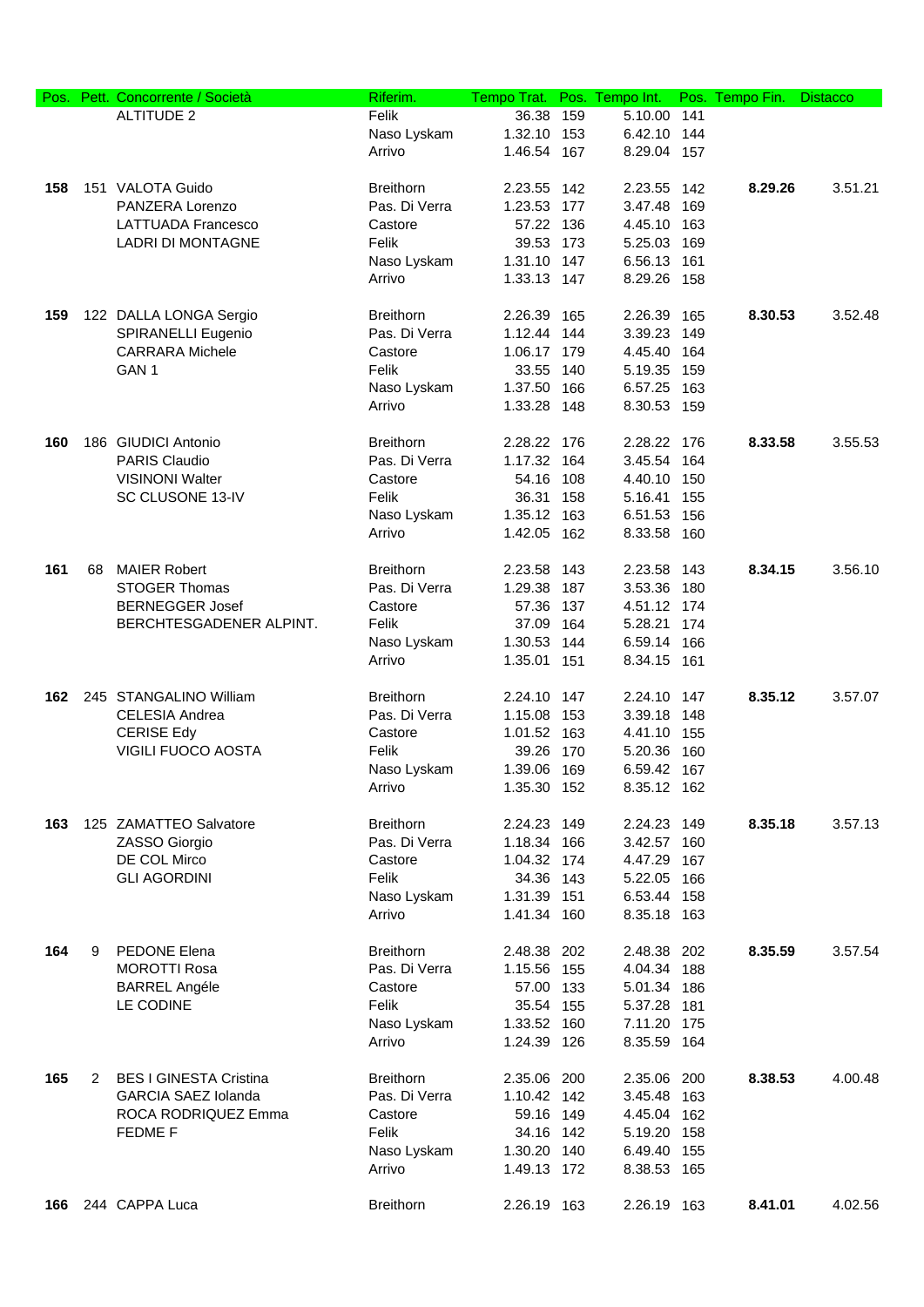| Pos. | Pett. | Concorrente / Società | Riferim. | Tempo Trat. | Pos. | Tempo Int. | Pos. | Tempo Fin. | Distacco |
|---|---|---|---|---|---|---|---|---|---|
| | | ALTITUDE 2 | Felik | 36.38 | 159 | 5.10.00 | 141 | | |
| | | | Naso Lyskam | 1.32.10 | 153 | 6.42.10 | 144 | | |
| | | | Arrivo | 1.46.54 | 167 | 8.29.04 | 157 | | |
| **158** | 151 | VALOTA Guido | Breithorn | 2.23.55 | 142 | 2.23.55 | 142 | **8.29.26** | 3.51.21 |
| | | PANZERA Lorenzo | Pas. Di Verra | 1.23.53 | 177 | 3.47.48 | 169 | | |
| | | LATTUADA Francesco | Castore | 57.22 | 136 | 4.45.10 | 163 | | |
| | | LADRI DI MONTAGNE | Felik | 39.53 | 173 | 5.25.03 | 169 | | |
| | | | Naso Lyskam | 1.31.10 | 147 | 6.56.13 | 161 | | |
| | | | Arrivo | 1.33.13 | 147 | 8.29.26 | 158 | | |
| **159** | 122 | DALLA LONGA Sergio | Breithorn | 2.26.39 | 165 | 2.26.39 | 165 | **8.30.53** | 3.52.48 |
| | | SPIRANELLI Eugenio | Pas. Di Verra | 1.12.44 | 144 | 3.39.23 | 149 | | |
| | | CARRARA Michele | Castore | 1.06.17 | 179 | 4.45.40 | 164 | | |
| | | GAN 1 | Felik | 33.55 | 140 | 5.19.35 | 159 | | |
| | | | Naso Lyskam | 1.37.50 | 166 | 6.57.25 | 163 | | |
| | | | Arrivo | 1.33.28 | 148 | 8.30.53 | 159 | | |
| **160** | 186 | GIUDICI Antonio | Breithorn | 2.28.22 | 176 | 2.28.22 | 176 | **8.33.58** | 3.55.53 |
| | | PARIS Claudio | Pas. Di Verra | 1.17.32 | 164 | 3.45.54 | 164 | | |
| | | VISINONI Walter | Castore | 54.16 | 108 | 4.40.10 | 150 | | |
| | | SC CLUSONE 13-IV | Felik | 36.31 | 158 | 5.16.41 | 155 | | |
| | | | Naso Lyskam | 1.35.12 | 163 | 6.51.53 | 156 | | |
| | | | Arrivo | 1.42.05 | 162 | 8.33.58 | 160 | | |
| **161** | 68 | MAIER Robert | Breithorn | 2.23.58 | 143 | 2.23.58 | 143 | **8.34.15** | 3.56.10 |
| | | STOGER Thomas | Pas. Di Verra | 1.29.38 | 187 | 3.53.36 | 180 | | |
| | | BERNEGGER Josef | Castore | 57.36 | 137 | 4.51.12 | 174 | | |
| | | BERCHTESGADENER ALPINT. | Felik | 37.09 | 164 | 5.28.21 | 174 | | |
| | | | Naso Lyskam | 1.30.53 | 144 | 6.59.14 | 166 | | |
| | | | Arrivo | 1.35.01 | 151 | 8.34.15 | 161 | | |
| **162** | 245 | STANGALINO William | Breithorn | 2.24.10 | 147 | 2.24.10 | 147 | **8.35.12** | 3.57.07 |
| | | CELESIA Andrea | Pas. Di Verra | 1.15.08 | 153 | 3.39.18 | 148 | | |
| | | CERISE Edy | Castore | 1.01.52 | 163 | 4.41.10 | 155 | | |
| | | VIGILI FUOCO AOSTA | Felik | 39.26 | 170 | 5.20.36 | 160 | | |
| | | | Naso Lyskam | 1.39.06 | 169 | 6.59.42 | 167 | | |
| | | | Arrivo | 1.35.30 | 152 | 8.35.12 | 162 | | |
| **163** | 125 | ZAMATTEO Salvatore | Breithorn | 2.24.23 | 149 | 2.24.23 | 149 | **8.35.18** | 3.57.13 |
| | | ZASSO Giorgio | Pas. Di Verra | 1.18.34 | 166 | 3.42.57 | 160 | | |
| | | DE COL Mirco | Castore | 1.04.32 | 174 | 4.47.29 | 167 | | |
| | | GLI AGORDINI | Felik | 34.36 | 143 | 5.22.05 | 166 | | |
| | | | Naso Lyskam | 1.31.39 | 151 | 6.53.44 | 158 | | |
| | | | Arrivo | 1.41.34 | 160 | 8.35.18 | 163 | | |
| **164** | 9 | PEDONE Elena | Breithorn | 2.48.38 | 202 | 2.48.38 | 202 | **8.35.59** | 3.57.54 |
| | | MOROTTI Rosa | Pas. Di Verra | 1.15.56 | 155 | 4.04.34 | 188 | | |
| | | BARREL Angéle | Castore | 57.00 | 133 | 5.01.34 | 186 | | |
| | | LE CODINE | Felik | 35.54 | 155 | 5.37.28 | 181 | | |
| | | | Naso Lyskam | 1.33.52 | 160 | 7.11.20 | 175 | | |
| | | | Arrivo | 1.24.39 | 126 | 8.35.59 | 164 | | |
| **165** | 2 | BES I GINESTA Cristina | Breithorn | 2.35.06 | 200 | 2.35.06 | 200 | **8.38.53** | 4.00.48 |
| | | GARCIA SAEZ Iolanda | Pas. Di Verra | 1.10.42 | 142 | 3.45.48 | 163 | | |
| | | ROCA RODRIQUEZ Emma | Castore | 59.16 | 149 | 4.45.04 | 162 | | |
| | | FEDME F | Felik | 34.16 | 142 | 5.19.20 | 158 | | |
| | | | Naso Lyskam | 1.30.20 | 140 | 6.49.40 | 155 | | |
| | | | Arrivo | 1.49.13 | 172 | 8.38.53 | 165 | | |
| **166** | 244 | CAPPA Luca | Breithorn | 2.26.19 | 163 | 2.26.19 | 163 | **8.41.01** | 4.02.56 |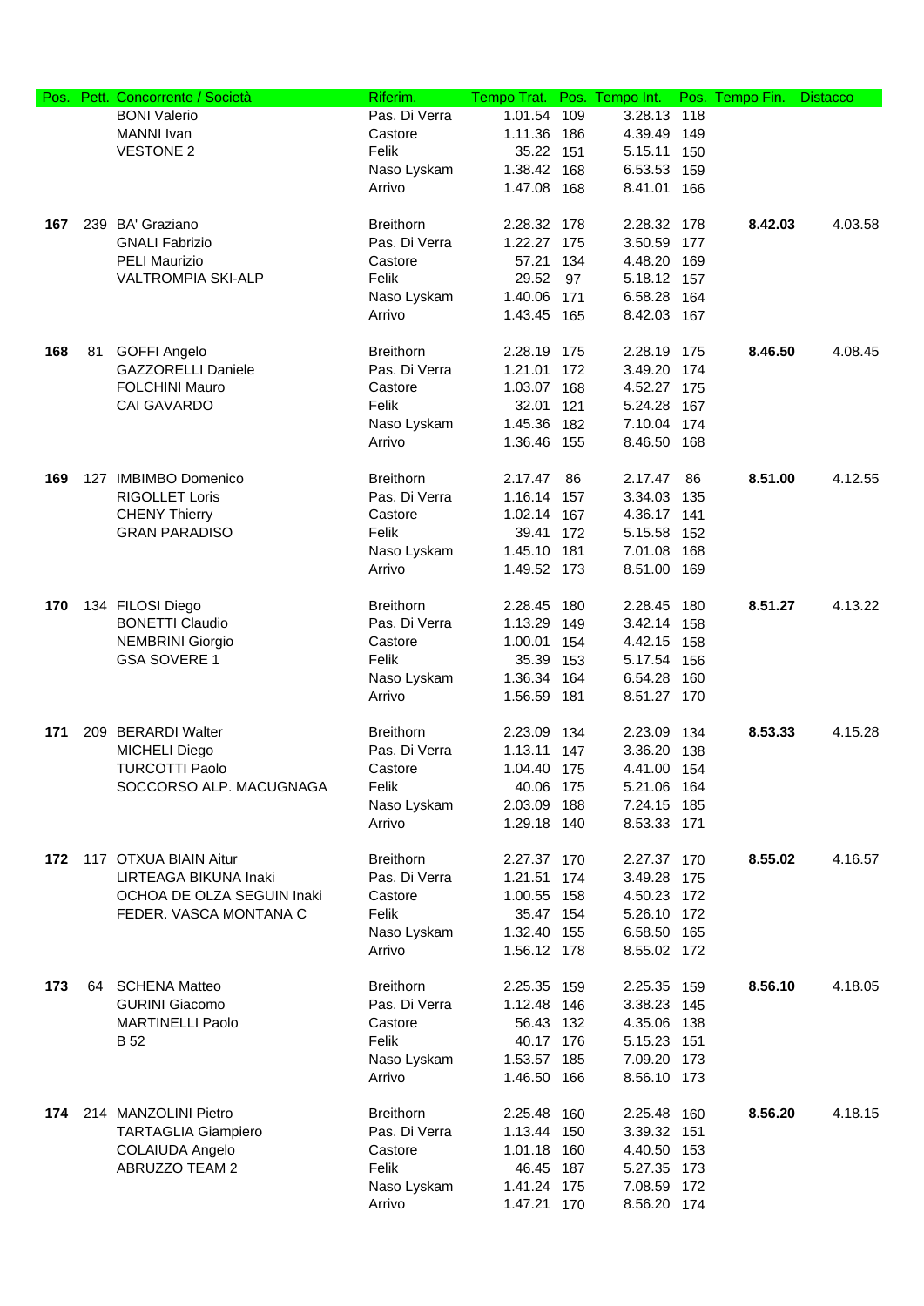| Pos. | Pett. | Concorrente / Società | Riferim. | Tempo Trat. | Pos. | Tempo Int. | Pos. | Tempo Fin. | Distacco |
|---|---|---|---|---|---|---|---|---|---|
| | | BONI Valerio | Pas. Di Verra | 1.01.54 | 109 | 3.28.13 | 118 | | |
| | | MANNI Ivan | Castore | 1.11.36 | 186 | 4.39.49 | 149 | | |
| | | VESTONE 2 | Felik | 35.22 | 151 | 5.15.11 | 150 | | |
| | | | Naso Lyskam | 1.38.42 | 168 | 6.53.53 | 159 | | |
| | | | Arrivo | 1.47.08 | 168 | 8.41.01 | 166 | | |
| **167** | 239 | BA' Graziano | Breithorn | 2.28.32 | 178 | 2.28.32 | 178 | **8.42.03** | 4.03.58 |
| | | GNALI Fabrizio | Pas. Di Verra | 1.22.27 | 175 | 3.50.59 | 177 | | |
| | | PELI Maurizio | Castore | 57.21 | 134 | 4.48.20 | 169 | | |
| | | VALTROMPIA SKI-ALP | Felik | 29.52 | 97 | 5.18.12 | 157 | | |
| | | | Naso Lyskam | 1.40.06 | 171 | 6.58.28 | 164 | | |
| | | | Arrivo | 1.43.45 | 165 | 8.42.03 | 167 | | |
| **168** | 81 | GOFFI Angelo | Breithorn | 2.28.19 | 175 | 2.28.19 | 175 | **8.46.50** | 4.08.45 |
| | | GAZZORELLI Daniele | Pas. Di Verra | 1.21.01 | 172 | 3.49.20 | 174 | | |
| | | FOLCHINI Mauro | Castore | 1.03.07 | 168 | 4.52.27 | 175 | | |
| | | CAI GAVARDO | Felik | 32.01 | 121 | 5.24.28 | 167 | | |
| | | | Naso Lyskam | 1.45.36 | 182 | 7.10.04 | 174 | | |
| | | | Arrivo | 1.36.46 | 155 | 8.46.50 | 168 | | |
| **169** | 127 | IMBIMBO Domenico | Breithorn | 2.17.47 | 86 | 2.17.47 | 86 | **8.51.00** | 4.12.55 |
| | | RIGOLLET Loris | Pas. Di Verra | 1.16.14 | 157 | 3.34.03 | 135 | | |
| | | CHENY Thierry | Castore | 1.02.14 | 167 | 4.36.17 | 141 | | |
| | | GRAN PARADISO | Felik | 39.41 | 172 | 5.15.58 | 152 | | |
| | | | Naso Lyskam | 1.45.10 | 181 | 7.01.08 | 168 | | |
| | | | Arrivo | 1.49.52 | 173 | 8.51.00 | 169 | | |
| **170** | 134 | FILOSI Diego | Breithorn | 2.28.45 | 180 | 2.28.45 | 180 | **8.51.27** | 4.13.22 |
| | | BONETTI Claudio | Pas. Di Verra | 1.13.29 | 149 | 3.42.14 | 158 | | |
| | | NEMBRINI Giorgio | Castore | 1.00.01 | 154 | 4.42.15 | 158 | | |
| | | GSA SOVERE 1 | Felik | 35.39 | 153 | 5.17.54 | 156 | | |
| | | | Naso Lyskam | 1.36.34 | 164 | 6.54.28 | 160 | | |
| | | | Arrivo | 1.56.59 | 181 | 8.51.27 | 170 | | |
| **171** | 209 | BERARDI Walter | Breithorn | 2.23.09 | 134 | 2.23.09 | 134 | **8.53.33** | 4.15.28 |
| | | MICHELI Diego | Pas. Di Verra | 1.13.11 | 147 | 3.36.20 | 138 | | |
| | | TURCOTTI Paolo | Castore | 1.04.40 | 175 | 4.41.00 | 154 | | |
| | | SOCCORSO ALP. MACUGNAGA | Felik | 40.06 | 175 | 5.21.06 | 164 | | |
| | | | Naso Lyskam | 2.03.09 | 188 | 7.24.15 | 185 | | |
| | | | Arrivo | 1.29.18 | 140 | 8.53.33 | 171 | | |
| **172** | 117 | OTXUA BIAIN Aitur | Breithorn | 2.27.37 | 170 | 2.27.37 | 170 | **8.55.02** | 4.16.57 |
| | | LIRTEAGA BIKUNA Inaki | Pas. Di Verra | 1.21.51 | 174 | 3.49.28 | 175 | | |
| | | OCHOA DE OLZA SEGUIN Inaki | Castore | 1.00.55 | 158 | 4.50.23 | 172 | | |
| | | FEDER. VASCA MONTANA C | Felik | 35.47 | 154 | 5.26.10 | 172 | | |
| | | | Naso Lyskam | 1.32.40 | 155 | 6.58.50 | 165 | | |
| | | | Arrivo | 1.56.12 | 178 | 8.55.02 | 172 | | |
| **173** | 64 | SCHENA Matteo | Breithorn | 2.25.35 | 159 | 2.25.35 | 159 | **8.56.10** | 4.18.05 |
| | | GURINI Giacomo | Pas. Di Verra | 1.12.48 | 146 | 3.38.23 | 145 | | |
| | | MARTINELLI Paolo | Castore | 56.43 | 132 | 4.35.06 | 138 | | |
| | | B 52 | Felik | 40.17 | 176 | 5.15.23 | 151 | | |
| | | | Naso Lyskam | 1.53.57 | 185 | 7.09.20 | 173 | | |
| | | | Arrivo | 1.46.50 | 166 | 8.56.10 | 173 | | |
| **174** | 214 | MANZOLINI Pietro | Breithorn | 2.25.48 | 160 | 2.25.48 | 160 | **8.56.20** | 4.18.15 |
| | | TARTAGLIA Giampiero | Pas. Di Verra | 1.13.44 | 150 | 3.39.32 | 151 | | |
| | | COLAIUDA Angelo | Castore | 1.01.18 | 160 | 4.40.50 | 153 | | |
| | | ABRUZZO TEAM 2 | Felik | 46.45 | 187 | 5.27.35 | 173 | | |
| | | | Naso Lyskam | 1.41.24 | 175 | 7.08.59 | 172 | | |
| | | | Arrivo | 1.47.21 | 170 | 8.56.20 | 174 | | |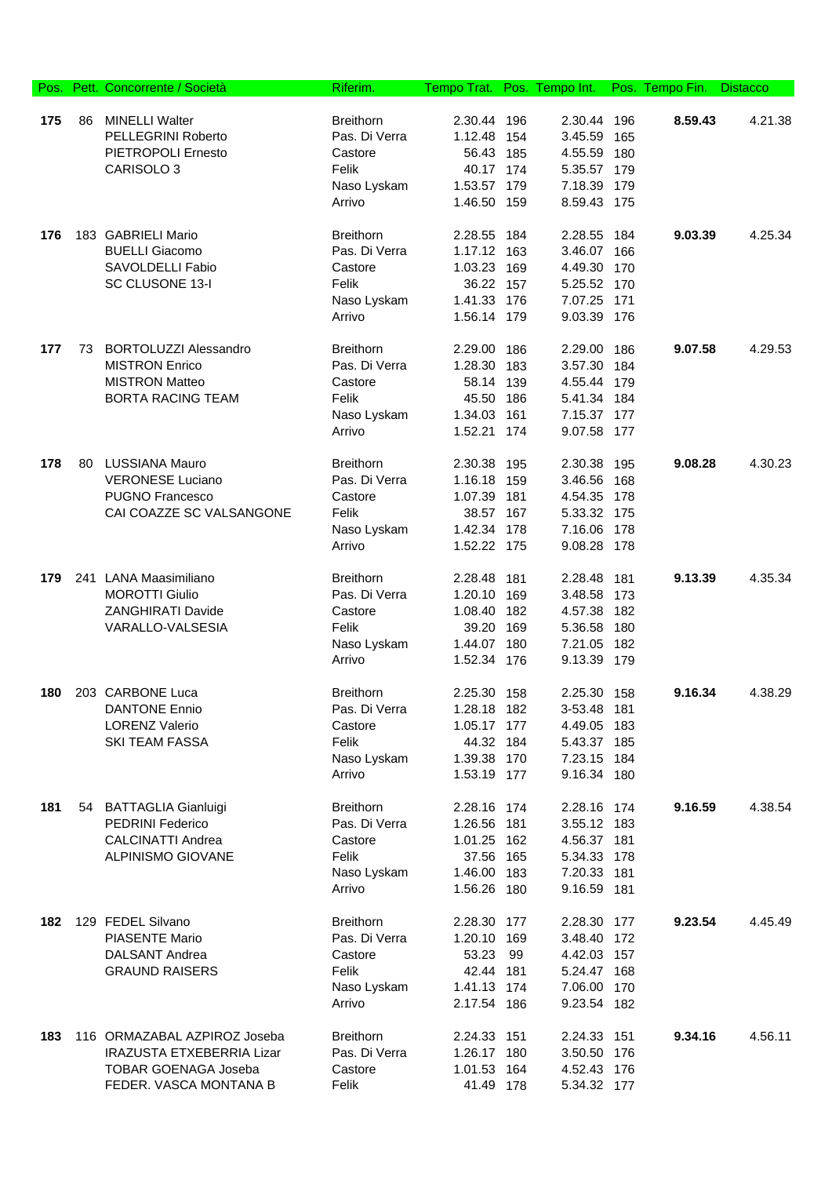| Pos. | Pett. | Concorrente / Società | Riferim. | Tempo Trat. | Pos. | Tempo Int. | Pos. | Tempo Fin. | Distacco |
|---|---|---|---|---|---|---|---|---|---|
| **175** | 86 | MINELLI Walter | Breithorn | 2.30.44 | 196 | 2.30.44 | 196 | **8.59.43** | 4.21.38 |
| | | PELLEGRINI Roberto | Pas. Di Verra | 1.12.48 | 154 | 3.45.59 | 165 | | |
| | | PIETROPOLI Ernesto | Castore | 56.43 | 185 | 4.55.59 | 180 | | |
| | | CARISOLO 3 | Felik | 40.17 | 174 | 5.35.57 | 179 | | |
| | | | Naso Lyskam | 1.53.57 | 179 | 7.18.39 | 179 | | |
| | | | Arrivo | 1.46.50 | 159 | 8.59.43 | 175 | | |
| **176** | 183 | GABRIELI Mario | Breithorn | 2.28.55 | 184 | 2.28.55 | 184 | **9.03.39** | 4.25.34 |
| | | BUELLI Giacomo | Pas. Di Verra | 1.17.12 | 163 | 3.46.07 | 166 | | |
| | | SAVOLDELLI Fabio | Castore | 1.03.23 | 169 | 4.49.30 | 170 | | |
| | | SC CLUSONE 13-I | Felik | 36.22 | 157 | 5.25.52 | 170 | | |
| | | | Naso Lyskam | 1.41.33 | 176 | 7.07.25 | 171 | | |
| | | | Arrivo | 1.56.14 | 179 | 9.03.39 | 176 | | |
| **177** | 73 | BORTOLUZZI Alessandro | Breithorn | 2.29.00 | 186 | 2.29.00 | 186 | **9.07.58** | 4.29.53 |
| | | MISTRON Enrico | Pas. Di Verra | 1.28.30 | 183 | 3.57.30 | 184 | | |
| | | MISTRON Matteo | Castore | 58.14 | 139 | 4.55.44 | 179 | | |
| | | BORTA RACING TEAM | Felik | 45.50 | 186 | 5.41.34 | 184 | | |
| | | | Naso Lyskam | 1.34.03 | 161 | 7.15.37 | 177 | | |
| | | | Arrivo | 1.52.21 | 174 | 9.07.58 | 177 | | |
| **178** | 80 | LUSSIANA Mauro | Breithorn | 2.30.38 | 195 | 2.30.38 | 195 | **9.08.28** | 4.30.23 |
| | | VERONESE Luciano | Pas. Di Verra | 1.16.18 | 159 | 3.46.56 | 168 | | |
| | | PUGNO Francesco | Castore | 1.07.39 | 181 | 4.54.35 | 178 | | |
| | | CAI COAZZE SC VALSANGONE | Felik | 38.57 | 167 | 5.33.32 | 175 | | |
| | | | Naso Lyskam | 1.42.34 | 178 | 7.16.06 | 178 | | |
| | | | Arrivo | 1.52.22 | 175 | 9.08.28 | 178 | | |
| **179** | 241 | LANA Maasimiliano | Breithorn | 2.28.48 | 181 | 2.28.48 | 181 | **9.13.39** | 4.35.34 |
| | | MOROTTI Giulio | Pas. Di Verra | 1.20.10 | 169 | 3.48.58 | 173 | | |
| | | ZANGHIRATI Davide | Castore | 1.08.40 | 182 | 4.57.38 | 182 | | |
| | | VARALLO-VALSESIA | Felik | 39.20 | 169 | 5.36.58 | 180 | | |
| | | | Naso Lyskam | 1.44.07 | 180 | 7.21.05 | 182 | | |
| | | | Arrivo | 1.52.34 | 176 | 9.13.39 | 179 | | |
| **180** | 203 | CARBONE Luca | Breithorn | 2.25.30 | 158 | 2.25.30 | 158 | **9.16.34** | 4.38.29 |
| | | DANTONE Ennio | Pas. Di Verra | 1.28.18 | 182 | 3-53.48 | 181 | | |
| | | LORENZ Valerio | Castore | 1.05.17 | 177 | 4.49.05 | 183 | | |
| | | SKI TEAM FASSA | Felik | 44.32 | 184 | 5.43.37 | 185 | | |
| | | | Naso Lyskam | 1.39.38 | 170 | 7.23.15 | 184 | | |
| | | | Arrivo | 1.53.19 | 177 | 9.16.34 | 180 | | |
| **181** | 54 | BATTAGLIA Gianluigi | Breithorn | 2.28.16 | 174 | 2.28.16 | 174 | **9.16.59** | 4.38.54 |
| | | PEDRINI Federico | Pas. Di Verra | 1.26.56 | 181 | 3.55.12 | 183 | | |
| | | CALCINATTI Andrea | Castore | 1.01.25 | 162 | 4.56.37 | 181 | | |
| | | ALPINISMO GIOVANE | Felik | 37.56 | 165 | 5.34.33 | 178 | | |
| | | | Naso Lyskam | 1.46.00 | 183 | 7.20.33 | 181 | | |
| | | | Arrivo | 1.56.26 | 180 | 9.16.59 | 181 | | |
| **182** | 129 | FEDEL Silvano | Breithorn | 2.28.30 | 177 | 2.28.30 | 177 | **9.23.54** | 4.45.49 |
| | | PIASENTE Mario | Pas. Di Verra | 1.20.10 | 169 | 3.48.40 | 172 | | |
| | | DALSANT Andrea | Castore | 53.23 | 99 | 4.42.03 | 157 | | |
| | | GRAUND RAISERS | Felik | 42.44 | 181 | 5.24.47 | 168 | | |
| | | | Naso Lyskam | 1.41.13 | 174 | 7.06.00 | 170 | | |
| | | | Arrivo | 2.17.54 | 186 | 9.23.54 | 182 | | |
| **183** | 116 | ORMAZABAL AZPIROZ Joseba | Breithorn | 2.24.33 | 151 | 2.24.33 | 151 | **9.34.16** | 4.56.11 |
| | | IRAZUSTA ETXEBERRIA Lizar | Pas. Di Verra | 1.26.17 | 180 | 3.50.50 | 176 | | |
| | | TOBAR GOENAGA Joseba | Castore | 1.01.53 | 164 | 4.52.43 | 176 | | |
| | | FEDER. VASCA MONTANA B | Felik | 41.49 | 178 | 5.34.32 | 177 | | |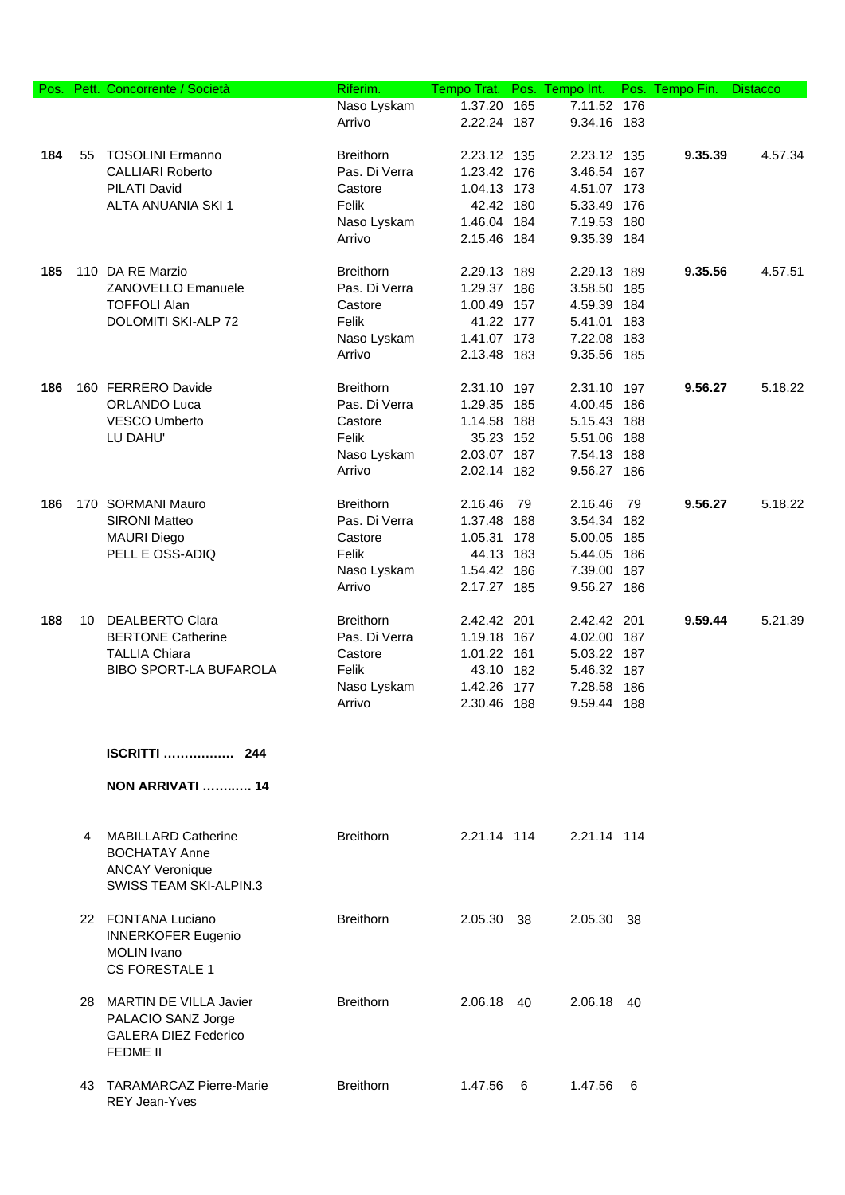| Pos. | Pett. | Concorrente / Società | Riferim. | Tempo Trat. | Pos. | Tempo Int. | Pos. | Tempo Fin. | Distacco |
|---|---|---|---|---|---|---|---|---|---|
| | | | Naso Lyskam | 1.37.20 | 165 | 7.11.52 | 176 | | |
| | | | Arrivo | 2.22.24 | 187 | 9.34.16 | 183 | | |
| **184** | 55 | TOSOLINI Ermanno | Breithorn | 2.23.12 | 135 | 2.23.12 | 135 | **9.35.39** | 4.57.34 |
| | | CALLIARI Roberto | Pas. Di Verra | 1.23.42 | 176 | 3.46.54 | 167 | | |
| | | PILATI David | Castore | 1.04.13 | 173 | 4.51.07 | 173 | | |
| | | ALTA ANUANIA SKI 1 | Felik | 42.42 | 180 | 5.33.49 | 176 | | |
| | | | Naso Lyskam | 1.46.04 | 184 | 7.19.53 | 180 | | |
| | | | Arrivo | 2.15.46 | 184 | 9.35.39 | 184 | | |
| **185** | 110 | DA RE Marzio | Breithorn | 2.29.13 | 189 | 2.29.13 | 189 | **9.35.56** | 4.57.51 |
| | | ZANOVELLO Emanuele | Pas. Di Verra | 1.29.37 | 186 | 3.58.50 | 185 | | |
| | | TOFFOLI Alan | Castore | 1.00.49 | 157 | 4.59.39 | 184 | | |
| | | DOLOMITI SKI-ALP 72 | Felik | 41.22 | 177 | 5.41.01 | 183 | | |
| | | | Naso Lyskam | 1.41.07 | 173 | 7.22.08 | 183 | | |
| | | | Arrivo | 2.13.48 | 183 | 9.35.56 | 185 | | |
| **186** | 160 | FERRERO Davide | Breithorn | 2.31.10 | 197 | 2.31.10 | 197 | **9.56.27** | 5.18.22 |
| | | ORLANDO Luca | Pas. Di Verra | 1.29.35 | 185 | 4.00.45 | 186 | | |
| | | VESCO Umberto | Castore | 1.14.58 | 188 | 5.15.43 | 188 | | |
| | | LU DAHU' | Felik | 35.23 | 152 | 5.51.06 | 188 | | |
| | | | Naso Lyskam | 2.03.07 | 187 | 7.54.13 | 188 | | |
| | | | Arrivo | 2.02.14 | 182 | 9.56.27 | 186 | | |
| **186** | 170 | SORMANI Mauro | Breithorn | 2.16.46 | 79 | 2.16.46 | 79 | **9.56.27** | 5.18.22 |
| | | SIRONI Matteo | Pas. Di Verra | 1.37.48 | 188 | 3.54.34 | 182 | | |
| | | MAURI Diego | Castore | 1.05.31 | 178 | 5.00.05 | 185 | | |
| | | PELL E OSS-ADIQ | Felik | 44.13 | 183 | 5.44.05 | 186 | | |
| | | | Naso Lyskam | 1.54.42 | 186 | 7.39.00 | 187 | | |
| | | | Arrivo | 2.17.27 | 185 | 9.56.27 | 186 | | |
| **188** | 10 | DEALBERTO Clara | Breithorn | 2.42.42 | 201 | 2.42.42 | 201 | **9.59.44** | 5.21.39 |
| | | BERTONE Catherine | Pas. Di Verra | 1.19.18 | 167 | 4.02.00 | 187 | | |
| | | TALLIA Chiara | Castore | 1.01.22 | 161 | 5.03.22 | 187 | | |
| | | BIBO SPORT-LA BUFAROLA | Felik | 43.10 | 182 | 5.46.32 | 187 | | |
| | | | Naso Lyskam | 1.42.26 | 177 | 7.28.58 | 186 | | |
| | | | Arrivo | 2.30.46 | 188 | 9.59.44 | 188 | | |

**ISCRITTI ................ 244**

**NON ARRIVATI ............ 14**

| Pos. | Pett. | Concorrente / Società | Riferim. | Tempo Trat. | Pos. | Tempo Int. | Pos. | Tempo Fin. | Distacco |
|---|---|---|---|---|---|---|---|---|---|
| | 4 | MABILLARD Catherine | Breithorn | 2.21.14 | 114 | 2.21.14 | 114 | | |
| | | BOCHATAY Anne | | | | | | | |
| | | ANCAY Veronique | | | | | | | |
| | | SWISS TEAM SKI-ALPIN.3 | | | | | | | |
| | 22 | FONTANA Luciano | Breithorn | 2.05.30 | 38 | 2.05.30 | 38 | | |
| | | INNERKOFER Eugenio | | | | | | | |
| | | MOLIN Ivano | | | | | | | |
| | | CS FORESTALE 1 | | | | | | | |
| | 28 | MARTIN DE VILLA Javier | Breithorn | 2.06.18 | 40 | 2.06.18 | 40 | | |
| | | PALACIO SANZ Jorge | | | | | | | |
| | | GALERA DIEZ Federico | | | | | | | |
| | | FEDME II | | | | | | | |
| | 43 | TARAMARCAZ Pierre-Marie | Breithorn | 1.47.56 | 6 | 1.47.56 | 6 | | |
| | | REY Jean-Yves | | | | | | | |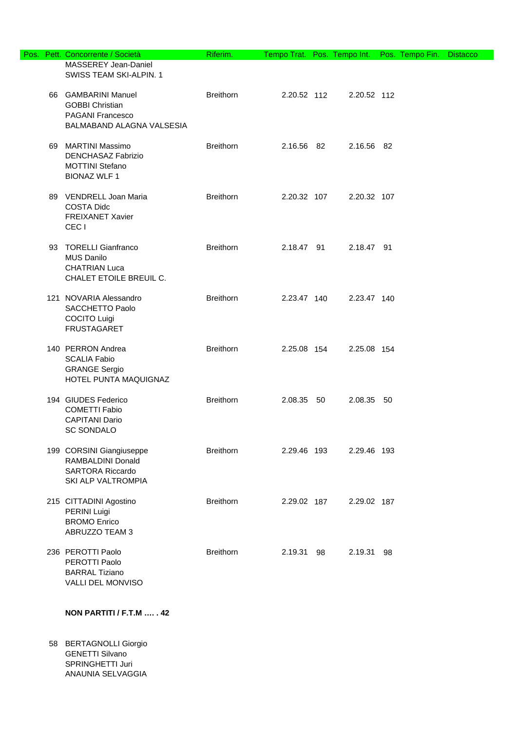| Pos. | Pett. | Concorrente / Società | Riferim. | Tempo Trat. | Pos. | Tempo Int. | Pos. | Tempo Fin. | Distacco |
|---|---|---|---|---|---|---|---|---|---|
| | | MASSEREY Jean-Daniel<br>SWISS TEAM SKI-ALPIN. 1 | | | | | | | |
| | 66 | GAMBARINI Manuel<br>GOBBI Christian<br>PAGANI Francesco<br>BALMABAND ALAGNA VALSESIA | Breithorn | 2.20.52 | 112 | 2.20.52 | 112 | | |
| | 69 | MARTINI Massimo<br>DENCHASAZ Fabrizio<br>MOTTINI Stefano<br>BIONAZ WLF 1 | Breithorn | 2.16.56 | 82 | 2.16.56 | 82 | | |
| | 89 | VENDRELL Joan Maria<br>COSTA Didc<br>FREIXANET Xavier<br>CEC I | Breithorn | 2.20.32 | 107 | 2.20.32 | 107 | | |
| | 93 | TORELLI Gianfranco<br>MUS Danilo<br>CHATRIAN Luca<br>CHALET ETOILE BREUIL C. | Breithorn | 2.18.47 | 91 | 2.18.47 | 91 | | |
| | 121 | NOVARIA Alessandro<br>SACCHETTO Paolo<br>COCITO Luigi<br>FRUSTAGARET | Breithorn | 2.23.47 | 140 | 2.23.47 | 140 | | |
| | 140 | PERRON Andrea<br>SCALIA Fabio<br>GRANGE Sergio<br>HOTEL PUNTA MAQUIGNAZ | Breithorn | 2.25.08 | 154 | 2.25.08 | 154 | | |
| | 194 | GIUDES Federico<br>COMETTI Fabio<br>CAPITANI Dario<br>SC SONDALO | Breithorn | 2.08.35 | 50 | 2.08.35 | 50 | | |
| | 199 | CORSINI Giangiuseppe<br>RAMBALDINI Donald<br>SARTORA Riccardo<br>SKI ALP VALTROMPIA | Breithorn | 2.29.46 | 193 | 2.29.46 | 193 | | |
| | 215 | CITTADINI Agostino<br>PERINI Luigi<br>BROMO Enrico<br>ABRUZZO TEAM 3 | Breithorn | 2.29.02 | 187 | 2.29.02 | 187 | | |
| | 236 | PEROTTI Paolo<br>PEROTTI Paolo<br>BARRAL Tiziano<br>VALLI DEL MONVISO | Breithorn | 2.19.31 | 98 | 2.19.31 | 98 | | |

**NON PARTITI / F.T.M …. . 42**

| Pos. | Pett. | Concorrente / Società | Riferim. | Tempo Trat. | Pos. | Tempo Int. | Pos. | Tempo Fin. | Distacco |
|---|---|---|---|---|---|---|---|---|---|
| | 58 | BERTAGNOLLI Giorgio<br>GENETTI Silvano<br>SPRINGHETTI Juri<br>ANAUNIA SELVAGGIA | | | | | | | |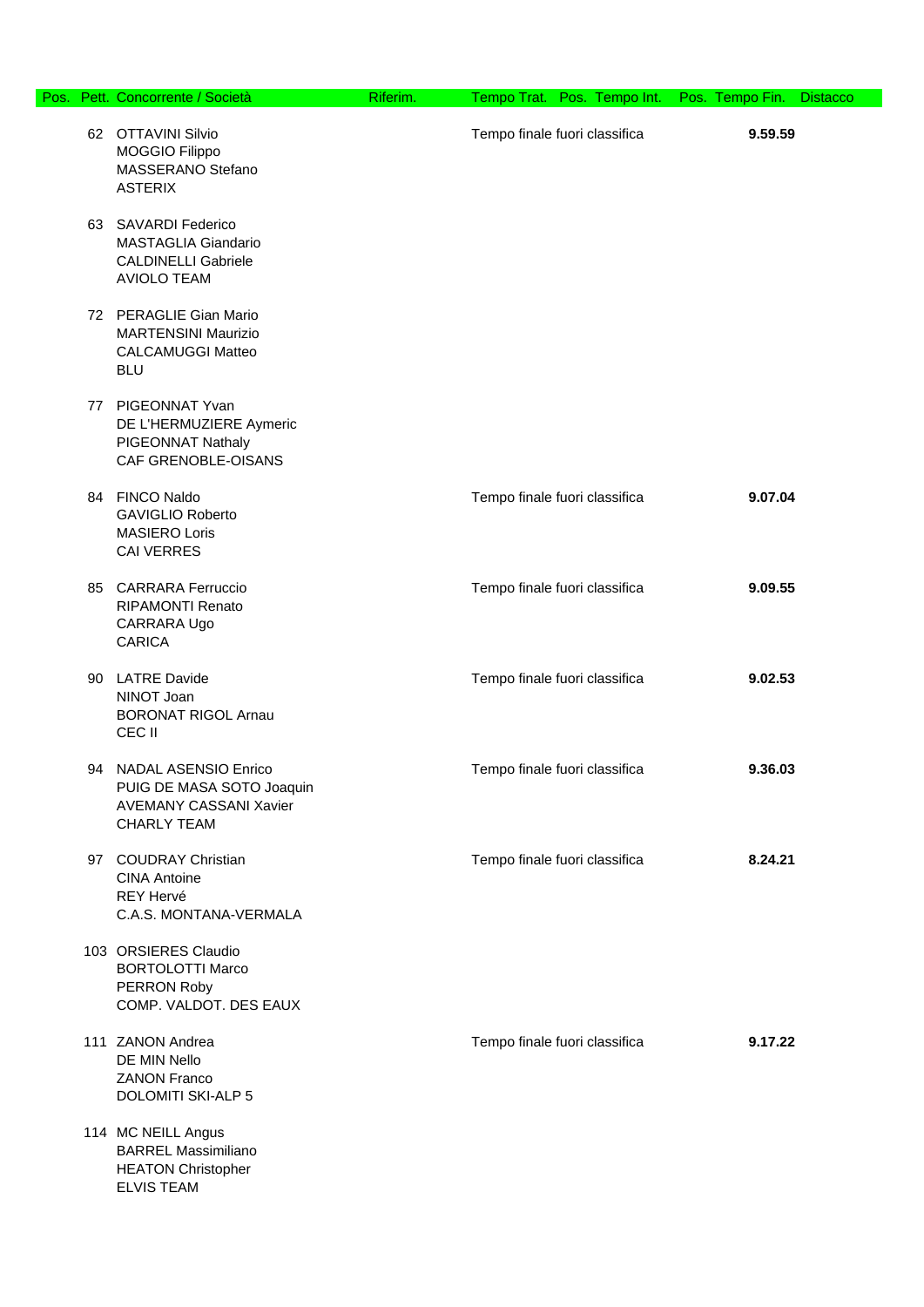| Pos. | Pett. | Concorrente / Società | Riferim. | Tempo Trat. | Pos. | Tempo Int. | Pos. | Tempo Fin. | Distacco |
|---|---|---|---|---|---|---|---|---|---|
| | 62 | OTTAVINI Silvio<br>MOGGIO Filippo<br>MASSERANO Stefano<br>ASTERIX | | Tempo finale fuori classifica | | | | **9.59.59** | |
| | 63 | SAVARDI Federico<br>MASTAGLIA Giandario<br>CALDINELLI Gabriele<br>AVIOLO TEAM | | | | | | | |
| | 72 | PERAGLIE Gian Mario<br>MARTENSINI Maurizio<br>CALCAMUGGI Matteo<br>BLU | | | | | | | |
| | 77 | PIGEONNAT Yvan<br>DE L'HERMUZIERE Aymeric<br>PIGEONNAT Nathaly<br>CAF GRENOBLE-OISANS | | | | | | | |
| | 84 | FINCO Naldo<br>GAVIGLIO Roberto<br>MASIERO Loris<br>CAI VERRES | | Tempo finale fuori classifica | | | | **9.07.04** | |
| | 85 | CARRARA Ferruccio<br>RIPAMONTI Renato<br>CARRARA Ugo<br>CARICA | | Tempo finale fuori classifica | | | | **9.09.55** | |
| | 90 | LATRE Davide<br>NINOT Joan<br>BORONAT RIGOL Arnau<br>CEC II | | Tempo finale fuori classifica | | | | **9.02.53** | |
| | 94 | NADAL ASENSIO Enrico<br>PUIG DE MASA SOTO Joaquin<br>AVEMANY CASSANI Xavier<br>CHARLY TEAM | | Tempo finale fuori classifica | | | | **9.36.03** | |
| | 97 | COUDRAY Christian<br>CINA Antoine<br>REY Hervé<br>C.A.S. MONTANA-VERMALA | | Tempo finale fuori classifica | | | | **8.24.21** | |
| | 103 | ORSIERES Claudio<br>BORTOLOTTI Marco<br>PERRON Roby<br>COMP. VALDOT. DES EAUX | | | | | | | |
| | 111 | ZANON Andrea<br>DE MIN Nello<br>ZANON Franco<br>DOLOMITI SKI-ALP 5 | | Tempo finale fuori classifica | | | | **9.17.22** | |
| | 114 | MC NEILL Angus<br>BARREL Massimiliano<br>HEATON Christopher<br>ELVIS TEAM | | | | | | | |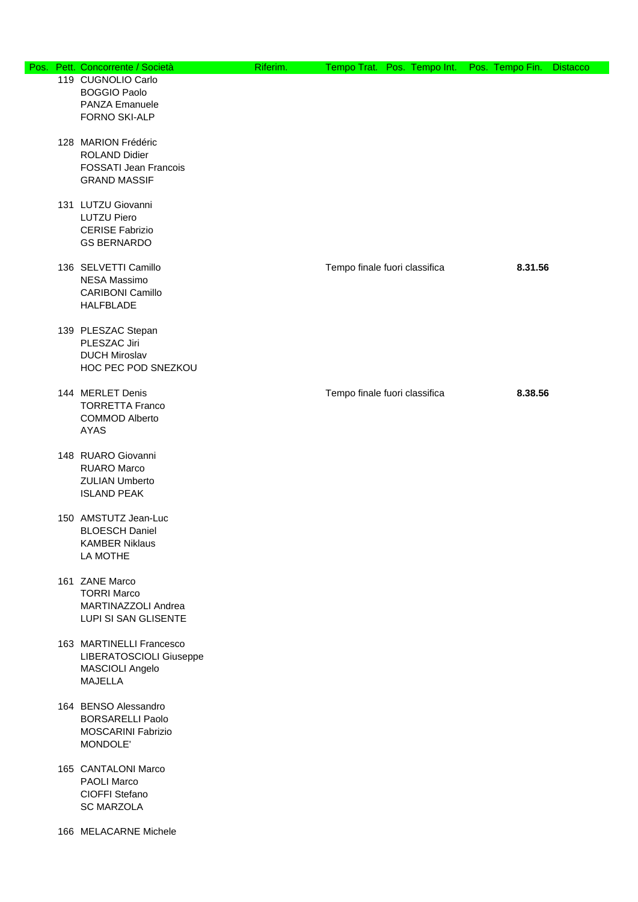| Pos. | Pett. | Concorrente / Società | Riferim. | Tempo Trat. | Pos. | Tempo Int. | Pos. | Tempo Fin. | Distacco |
|---|---|---|---|---|---|---|---|---|---|
| | 119 | CUGNOLIO Carlo<br>BOGGIO Paolo<br>PANZA Emanuele<br>FORNO SKI-ALP | | | | | | | |
| | 128 | MARION Frédéric<br>ROLAND Didier<br>FOSSATI Jean Francois<br>GRAND MASSIF | | | | | | | |
| | 131 | LUTZU Giovanni<br>LUTZU Piero<br>CERISE Fabrizio<br>GS BERNARDO | | | | | | | |
| | 136 | SELVETTI Camillo<br>NESA Massimo<br>CARIBONI Camillo<br>HALFBLADE | | Tempo finale fuori classifica | | | | **8.31.56** | |
| | 139 | PLESZAC Stepan<br>PLESZAC Jiri<br>DUCH Miroslav<br>HOC PEC POD SNEZKOU | | | | | | | |
| | 144 | MERLET Denis<br>TORRETTA Franco<br>COMMOD Alberto<br>AYAS | | Tempo finale fuori classifica | | | | **8.38.56** | |
| | 148 | RUARO Giovanni<br>RUARO Marco<br>ZULIAN Umberto<br>ISLAND PEAK | | | | | | | |
| | 150 | AMSTUTZ Jean-Luc<br>BLOESCH Daniel<br>KAMBER Niklaus<br>LA MOTHE | | | | | | | |
| | 161 | ZANE Marco<br>TORRI Marco<br>MARTINAZZOLI Andrea<br>LUPI SI SAN GLISENTE | | | | | | | |
| | 163 | MARTINELLI Francesco<br>LIBERATOSCIOLI Giuseppe<br>MASCIOLI Angelo<br>MAJELLA | | | | | | | |
| | 164 | BENSO Alessandro<br>BORSARELLI Paolo<br>MOSCARINI Fabrizio<br>MONDOLE' | | | | | | | |
| | 165 | CANTALONI Marco<br>PAOLI Marco<br>CIOFFI Stefano<br>SC MARZOLA | | | | | | | |
| | 166 | MELACARNE Michele | | | | | | | |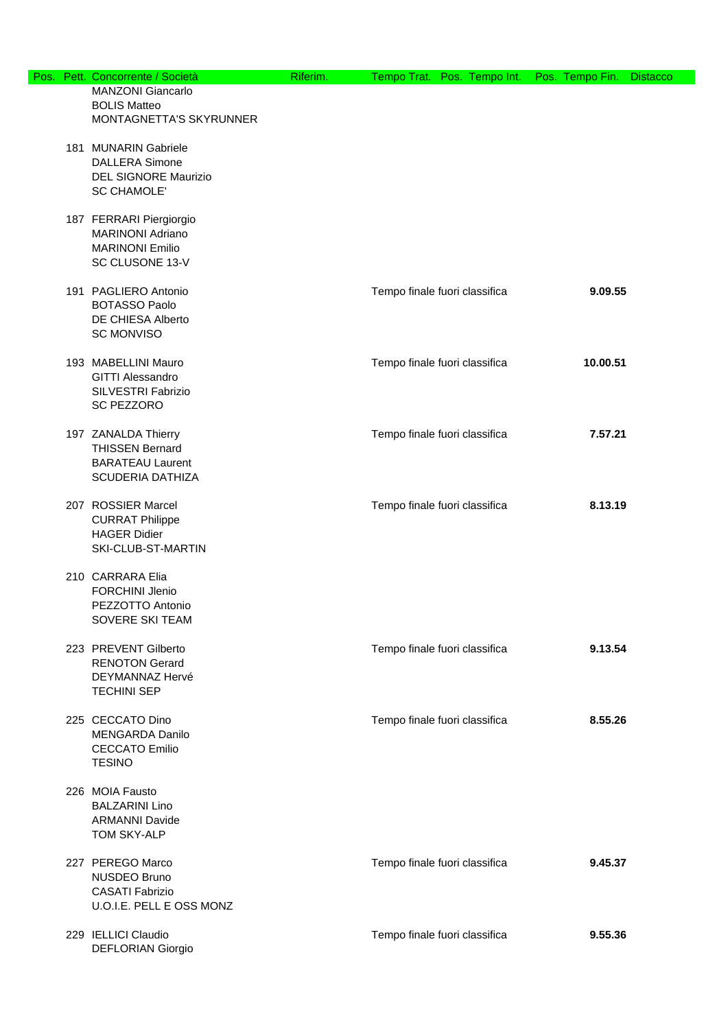| Pos. | Pett. | Concorrente / Società | Riferim. | Tempo Trat. | Pos. | Tempo Int. | Pos. | Tempo Fin. | Distacco |
|---|---|---|---|---|---|---|---|---|---|
| | | MANZONI Giancarlo<br>BOLIS Matteo<br>MONTAGNETTA'S SKYRUNNER | | | | | | | |
| | 181 | MUNARIN Gabriele<br>DALLERA Simone<br>DEL SIGNORE Maurizio<br>SC CHAMOLE' | | | | | | | |
| | 187 | FERRARI Piergiorgio<br>MARINONI Adriano<br>MARINONI Emilio<br>SC CLUSONE 13-V | | | | | | | |
| | 191 | PAGLIERO Antonio<br>BOTASSO Paolo<br>DE CHIESA Alberto<br>SC MONVISO | | Tempo finale fuori classifica | | | | **9.09.55** | |
| | 193 | MABELLINI Mauro<br>GITTI Alessandro<br>SILVESTRI Fabrizio<br>SC PEZZORO | | Tempo finale fuori classifica | | | | **10.00.51** | |
| | 197 | ZANALDA Thierry<br>THISSEN Bernard<br>BARATEAU Laurent<br>SCUDERIA DATHIZA | | Tempo finale fuori classifica | | | | **7.57.21** | |
| | 207 | ROSSIER Marcel<br>CURRAT Philippe<br>HAGER Didier<br>SKI-CLUB-ST-MARTIN | | Tempo finale fuori classifica | | | | **8.13.19** | |
| | 210 | CARRARA Elia<br>FORCHINI Jlenio<br>PEZZOTTO Antonio<br>SOVERE SKI TEAM | | | | | | | |
| | 223 | PREVENT Gilberto<br>RENOTON Gerard<br>DEYMANNAZ Hervé<br>TECHINI SEP | | Tempo finale fuori classifica | | | | **9.13.54** | |
| | 225 | CECCATO Dino<br>MENGARDA Danilo<br>CECCATO Emilio<br>TESINO | | Tempo finale fuori classifica | | | | **8.55.26** | |
| | 226 | MOIA Fausto<br>BALZARINI Lino<br>ARMANNI Davide<br>TOM SKY-ALP | | | | | | | |
| | 227 | PEREGO Marco<br>NUSDEO Bruno<br>CASATI Fabrizio<br>U.O.I.E. PELL E OSS MONZ | | Tempo finale fuori classifica | | | | **9.45.37** | |
| | 229 | IELLICI Claudio<br>DEFLORIAN Giorgio | | Tempo finale fuori classifica | | | | **9.55.36** | |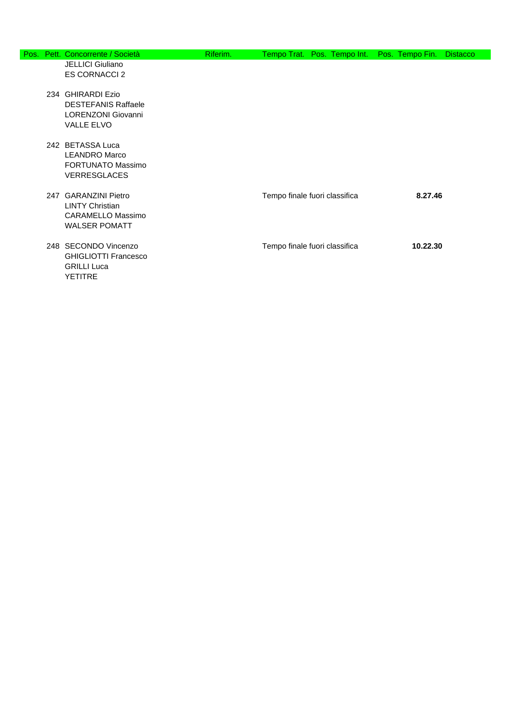| Pos. | Pett. | Concorrente / Società | Riferim. | Tempo Trat. | Pos. | Tempo Int. | Pos. | Tempo Fin. | Distacco |
|---|---|---|---|---|---|---|---|---|---|
| | | JELLICI Giuliano | | | | | | | |
| | | ES CORNACCI 2 | | | | | | | |
| | 234 | GHIRARDI Ezio | | | | | | | |
| | | DESTEFANIS Raffaele | | | | | | | |
| | | LORENZONI Giovanni | | | | | | | |
| | | VALLE ELVO | | | | | | | |
| | 242 | BETASSA Luca | | | | | | | |
| | | LEANDRO Marco | | | | | | | |
| | | FORTUNATO Massimo | | | | | | | |
| | | VERRESGLACES | | | | | | | |
| | 247 | GARANZINI Pietro | | Tempo finale fuori classifica | | | | **8.27.46** | |
| | | LINTY Christian | | | | | | | |
| | | CARAMELLO Massimo | | | | | | | |
| | | WALSER POMATT | | | | | | | |
| | 248 | SECONDO Vincenzo | | Tempo finale fuori classifica | | | | **10.22.30** | |
| | | GHIGLIOTTI Francesco | | | | | | | |
| | | GRILLI Luca | | | | | | | |
| | | YETITRE | | | | | | | |